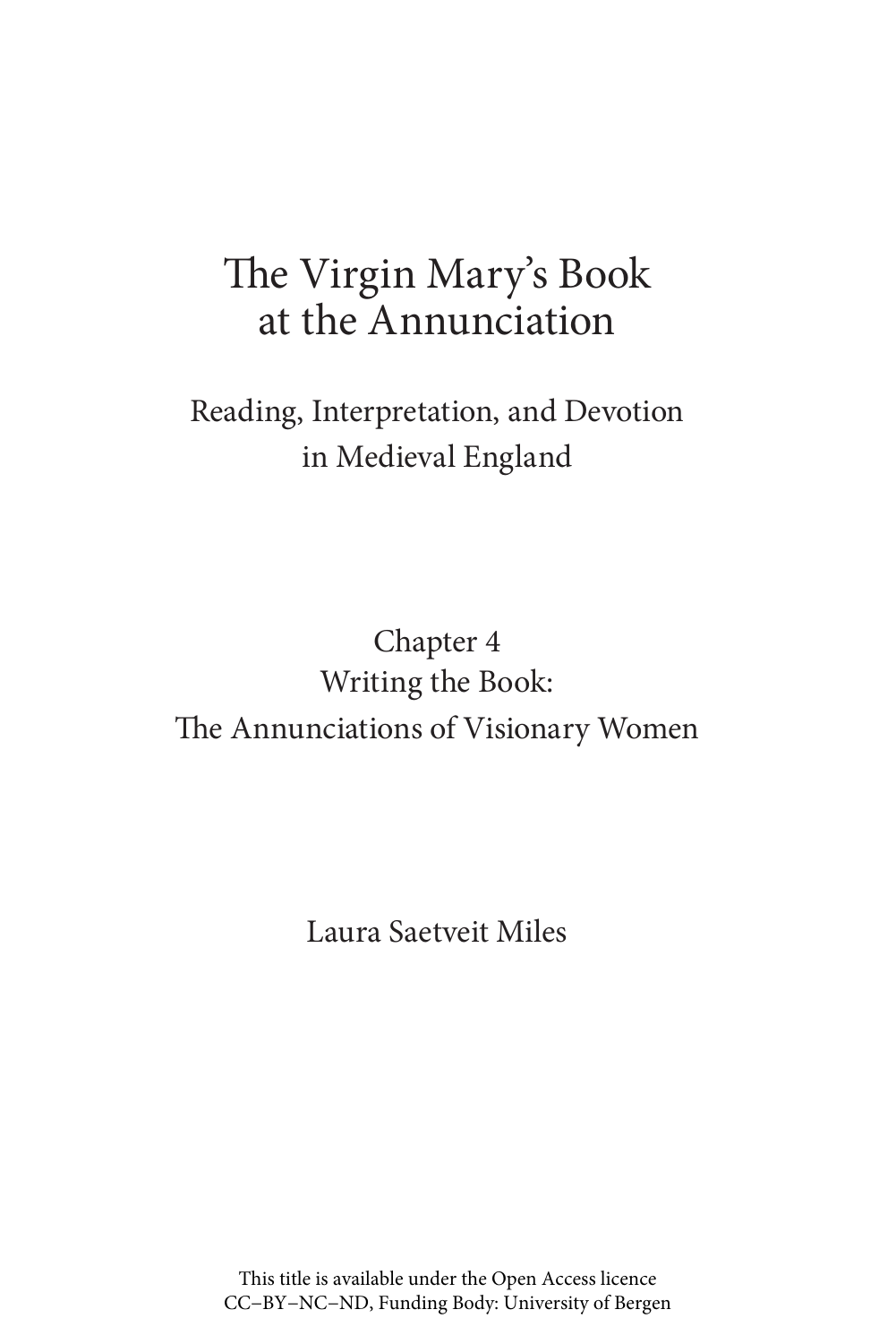# The Virgin Mary's Book at the Annunciation

## Reading, Interpretation, and Devotion in Medieval England

### Chapter 4
### Writing the Book: The Annunciations of Visionary Women

Laura Saetveit Miles

This title is available under the Open Access licence CC–BY–NC–ND, Funding Body: University of Bergen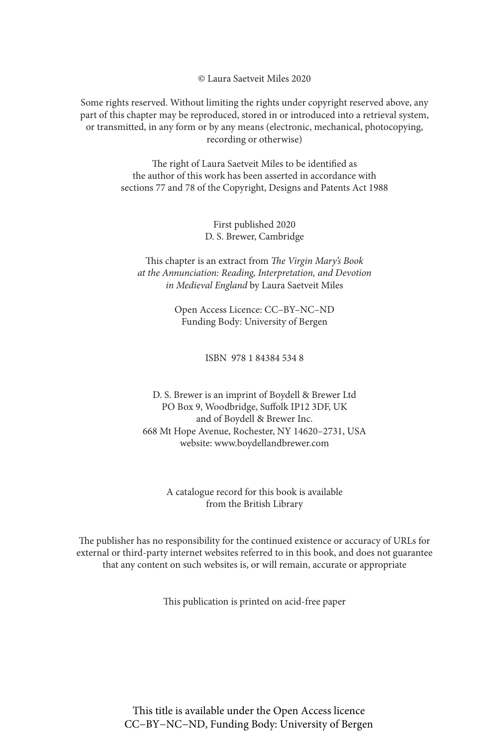© Laura Saetveit Miles 2020

Some rights reserved. Without limiting the rights under copyright reserved above, any part of this chapter may be reproduced, stored in or introduced into a retrieval system, or transmitted, in any form or by any means (electronic, mechanical, photocopying, recording or otherwise)

The right of Laura Saetveit Miles to be identified as the author of this work has been asserted in accordance with sections 77 and 78 of the Copyright, Designs and Patents Act 1988

First published 2020
D. S. Brewer, Cambridge

This chapter is an extract from *The Virgin Mary's Book at the Annunciation: Reading, Interpretation, and Devotion in Medieval England* by Laura Saetveit Miles

Open Access Licence: CC–BY–NC–ND
Funding Body: University of Bergen

ISBN 978 1 84384 534 8

D. S. Brewer is an imprint of Boydell & Brewer Ltd
PO Box 9, Woodbridge, Suffolk IP12 3DF, UK
and of Boydell & Brewer Inc.
668 Mt Hope Avenue, Rochester, NY 14620–2731, USA
website: www.boydellandbrewer.com

A catalogue record for this book is available from the British Library

The publisher has no responsibility for the continued existence or accuracy of URLs for external or third-party internet websites referred to in this book, and does not guarantee that any content on such websites is, or will remain, accurate or appropriate

This publication is printed on acid-free paper

This title is available under the Open Access licence CC–BY–NC–ND, Funding Body: University of Bergen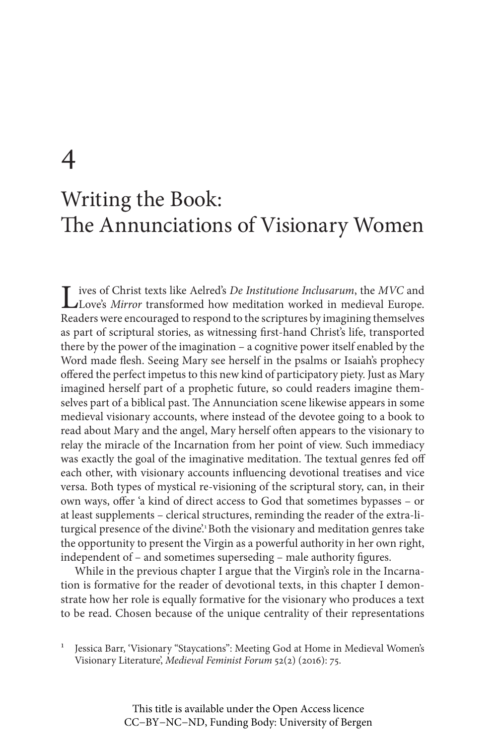# 4

# Writing the Book: The Annunciations of Visionary Women

Lives of Christ texts like Aelred's *De Institutione Inclusarum*, the *MVC* and Love's *Mirror* transformed how meditation worked in medieval Europe. Readers were encouraged to respond to the scriptures by imagining themselves as part of scriptural stories, as witnessing first-hand Christ's life, transported there by the power of the imagination – a cognitive power itself enabled by the Word made flesh. Seeing Mary see herself in the psalms or Isaiah's prophecy offered the perfect impetus to this new kind of participatory piety. Just as Mary imagined herself part of a prophetic future, so could readers imagine themselves part of a biblical past. The Annunciation scene likewise appears in some medieval visionary accounts, where instead of the devotee going to a book to read about Mary and the angel, Mary herself often appears to the visionary to relay the miracle of the Incarnation from her point of view. Such immediacy was exactly the goal of the imaginative meditation. The textual genres fed off each other, with visionary accounts influencing devotional treatises and vice versa. Both types of mystical re-visioning of the scriptural story, can, in their own ways, offer 'a kind of direct access to God that sometimes bypasses – or at least supplements – clerical structures, reminding the reader of the extra-liturgical presence of the divine'.[1] Both the visionary and meditation genres take the opportunity to present the Virgin as a powerful authority in her own right, independent of – and sometimes superseding – male authority figures.

While in the previous chapter I argue that the Virgin's role in the Incarnation is formative for the reader of devotional texts, in this chapter I demonstrate how her role is equally formative for the visionary who produces a text to be read. Chosen because of the unique centrality of their representations

[1] Jessica Barr, 'Visionary "Staycations": Meeting God at Home in Medieval Women's Visionary Literature', *Medieval Feminist Forum* 52(2) (2016): 75.

This title is available under the Open Access licence CC–BY–NC–ND, Funding Body: University of Bergen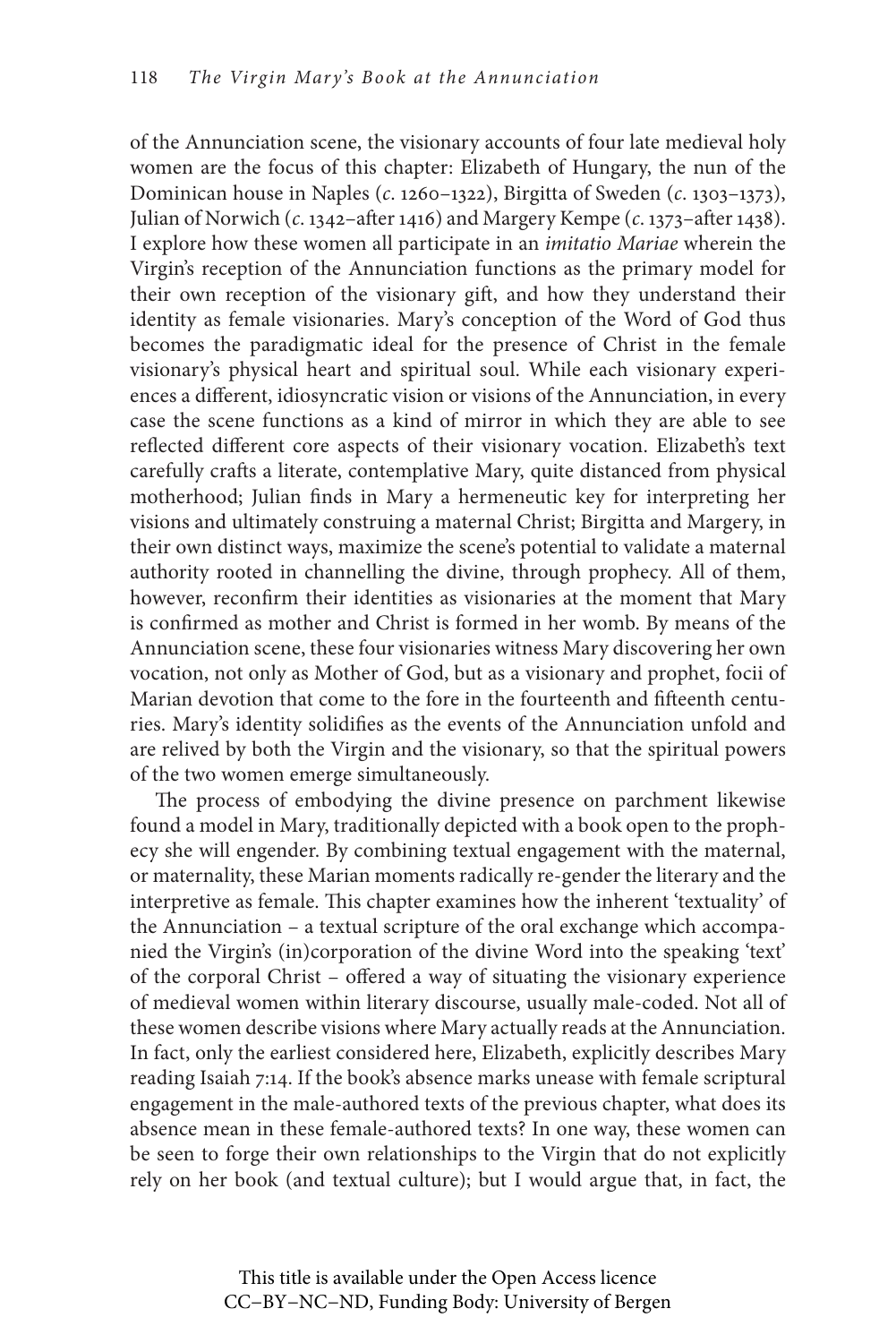of the Annunciation scene, the visionary accounts of four late medieval holy women are the focus of this chapter: Elizabeth of Hungary, the nun of the Dominican house in Naples (*c*. 1260–1322), Birgitta of Sweden (*c*. 1303–1373), Julian of Norwich (*c*. 1342–after 1416) and Margery Kempe (*c*. 1373–after 1438). I explore how these women all participate in an *imitatio Mariae* wherein the Virgin's reception of the Annunciation functions as the primary model for their own reception of the visionary gift, and how they understand their identity as female visionaries. Mary's conception of the Word of God thus becomes the paradigmatic ideal for the presence of Christ in the female visionary's physical heart and spiritual soul. While each visionary experiences a different, idiosyncratic vision or visions of the Annunciation, in every case the scene functions as a kind of mirror in which they are able to see reflected different core aspects of their visionary vocation. Elizabeth's text carefully crafts a literate, contemplative Mary, quite distanced from physical motherhood; Julian finds in Mary a hermeneutic key for interpreting her visions and ultimately construing a maternal Christ; Birgitta and Margery, in their own distinct ways, maximize the scene's potential to validate a maternal authority rooted in channelling the divine, through prophecy. All of them, however, reconfirm their identities as visionaries at the moment that Mary is confirmed as mother and Christ is formed in her womb. By means of the Annunciation scene, these four visionaries witness Mary discovering her own vocation, not only as Mother of God, but as a visionary and prophet, focii of Marian devotion that come to the fore in the fourteenth and fifteenth centuries. Mary's identity solidifies as the events of the Annunciation unfold and are relived by both the Virgin and the visionary, so that the spiritual powers of the two women emerge simultaneously.

The process of embodying the divine presence on parchment likewise found a model in Mary, traditionally depicted with a book open to the prophecy she will engender. By combining textual engagement with the maternal, or maternality, these Marian moments radically re-gender the literary and the interpretive as female. This chapter examines how the inherent 'textuality' of the Annunciation – a textual scripture of the oral exchange which accompanied the Virgin's (in)corporation of the divine Word into the speaking 'text' of the corporal Christ – offered a way of situating the visionary experience of medieval women within literary discourse, usually male-coded. Not all of these women describe visions where Mary actually reads at the Annunciation. In fact, only the earliest considered here, Elizabeth, explicitly describes Mary reading Isaiah 7:14. If the book's absence marks unease with female scriptural engagement in the male-authored texts of the previous chapter, what does its absence mean in these female-authored texts? In one way, these women can be seen to forge their own relationships to the Virgin that do not explicitly rely on her book (and textual culture); but I would argue that, in fact, the

This title is available under the Open Access licence CC–BY–NC–ND, Funding Body: University of Bergen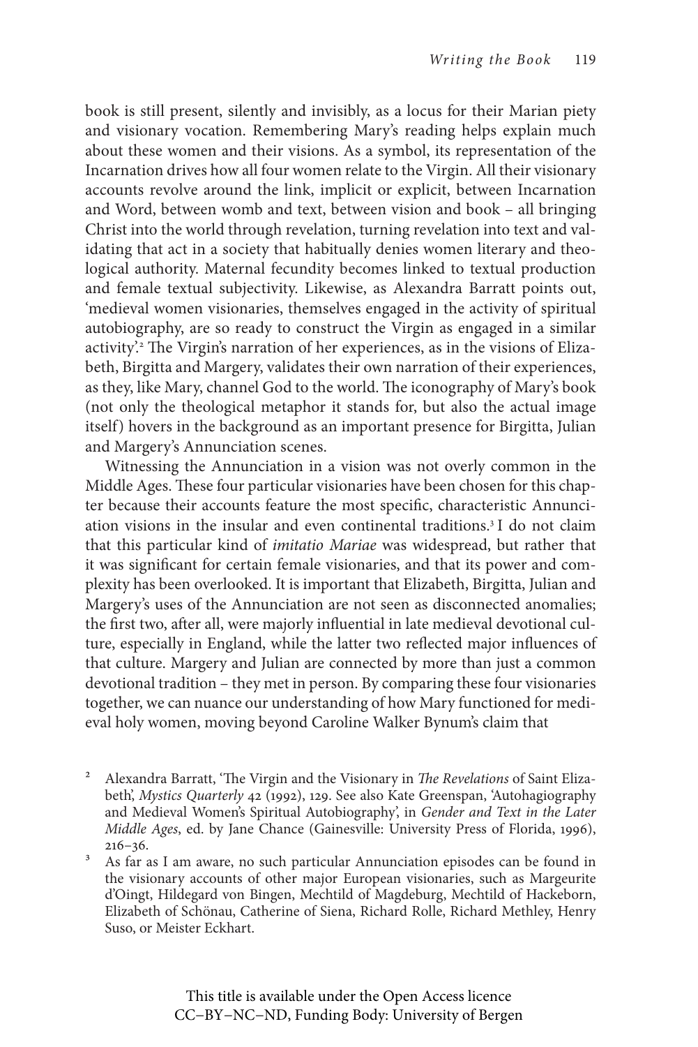book is still present, silently and invisibly, as a locus for their Marian piety and visionary vocation. Remembering Mary's reading helps explain much about these women and their visions. As a symbol, its representation of the Incarnation drives how all four women relate to the Virgin. All their visionary accounts revolve around the link, implicit or explicit, between Incarnation and Word, between womb and text, between vision and book – all bringing Christ into the world through revelation, turning revelation into text and validating that act in a society that habitually denies women literary and theological authority. Maternal fecundity becomes linked to textual production and female textual subjectivity. Likewise, as Alexandra Barratt points out, 'medieval women visionaries, themselves engaged in the activity of spiritual autobiography, are so ready to construct the Virgin as engaged in a similar activity'.[2] The Virgin's narration of her experiences, as in the visions of Elizabeth, Birgitta and Margery, validates their own narration of their experiences, as they, like Mary, channel God to the world. The iconography of Mary's book (not only the theological metaphor it stands for, but also the actual image itself) hovers in the background as an important presence for Birgitta, Julian and Margery's Annunciation scenes.

Witnessing the Annunciation in a vision was not overly common in the Middle Ages. These four particular visionaries have been chosen for this chapter because their accounts feature the most specific, characteristic Annunciation visions in the insular and even continental traditions.[3] I do not claim that this particular kind of *imitatio Mariae* was widespread, but rather that it was significant for certain female visionaries, and that its power and complexity has been overlooked. It is important that Elizabeth, Birgitta, Julian and Margery's uses of the Annunciation are not seen as disconnected anomalies; the first two, after all, were majorly influential in late medieval devotional culture, especially in England, while the latter two reflected major influences of that culture. Margery and Julian are connected by more than just a common devotional tradition – they met in person. By comparing these four visionaries together, we can nuance our understanding of how Mary functioned for medieval holy women, moving beyond Caroline Walker Bynum's claim that

[2] Alexandra Barratt, 'The Virgin and the Visionary in *The Revelations* of Saint Elizabeth', *Mystics Quarterly* 42 (1992), 129. See also Kate Greenspan, 'Autohagiography and Medieval Women's Spiritual Autobiography', in *Gender and Text in the Later Middle Ages*, ed. by Jane Chance (Gainesville: University Press of Florida, 1996), 216–36.

[3] As far as I am aware, no such particular Annunciation episodes can be found in the visionary accounts of other major European visionaries, such as Margeurite d'Oingt, Hildegard von Bingen, Mechtild of Magdeburg, Mechtild of Hackeborn, Elizabeth of Schönau, Catherine of Siena, Richard Rolle, Richard Methley, Henry Suso, or Meister Eckhart.

This title is available under the Open Access licence CC–BY–NC–ND, Funding Body: University of Bergen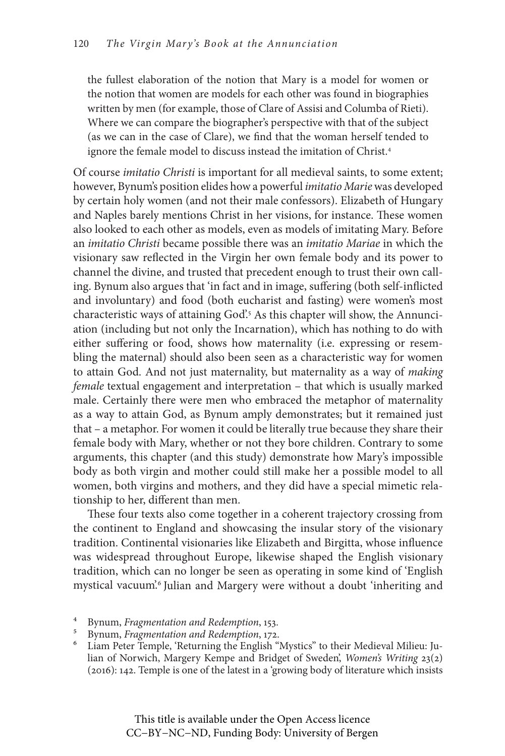> the fullest elaboration of the notion that Mary is a model for women or the notion that women are models for each other was found in biographies written by men (for example, those of Clare of Assisi and Columba of Rieti). Where we can compare the biographer's perspective with that of the subject (as we can in the case of Clare), we find that the woman herself tended to ignore the female model to discuss instead the imitation of Christ.[4]

Of course *imitatio Christi* is important for all medieval saints, to some extent; however, Bynum's position elides how a powerful *imitatio Marie* was developed by certain holy women (and not their male confessors). Elizabeth of Hungary and Naples barely mentions Christ in her visions, for instance. These women also looked to each other as models, even as models of imitating Mary. Before an *imitatio Christi* became possible there was an *imitatio Mariae* in which the visionary saw reflected in the Virgin her own female body and its power to channel the divine, and trusted that precedent enough to trust their own calling. Bynum also argues that 'in fact and in image, suffering (both self-inflicted and involuntary) and food (both eucharist and fasting) were women's most characteristic ways of attaining God'.[5] As this chapter will show, the Annunciation (including but not only the Incarnation), which has nothing to do with either suffering or food, shows how maternality (i.e. expressing or resembling the maternal) should also been seen as a characteristic way for women to attain God. And not just maternality, but maternality as a way of *making female* textual engagement and interpretation – that which is usually marked male. Certainly there were men who embraced the metaphor of maternality as a way to attain God, as Bynum amply demonstrates; but it remained just that – a metaphor. For women it could be literally true because they share their female body with Mary, whether or not they bore children. Contrary to some arguments, this chapter (and this study) demonstrate how Mary's impossible body as both virgin and mother could still make her a possible model to all women, both virgins and mothers, and they did have a special mimetic relationship to her, different than men.

These four texts also come together in a coherent trajectory crossing from the continent to England and showcasing the insular story of the visionary tradition. Continental visionaries like Elizabeth and Birgitta, whose influence was widespread throughout Europe, likewise shaped the English visionary tradition, which can no longer be seen as operating in some kind of 'English mystical vacuum'.[6] Julian and Margery were without a doubt 'inheriting and

[4] Bynum, *Fragmentation and Redemption*, 153.

[5] Bynum, *Fragmentation and Redemption*, 172.

[6] Liam Peter Temple, 'Returning the English "Mystics" to their Medieval Milieu: Julian of Norwich, Margery Kempe and Bridget of Sweden', *Women's Writing* 23(2) (2016): 142. Temple is one of the latest in a 'growing body of literature which insists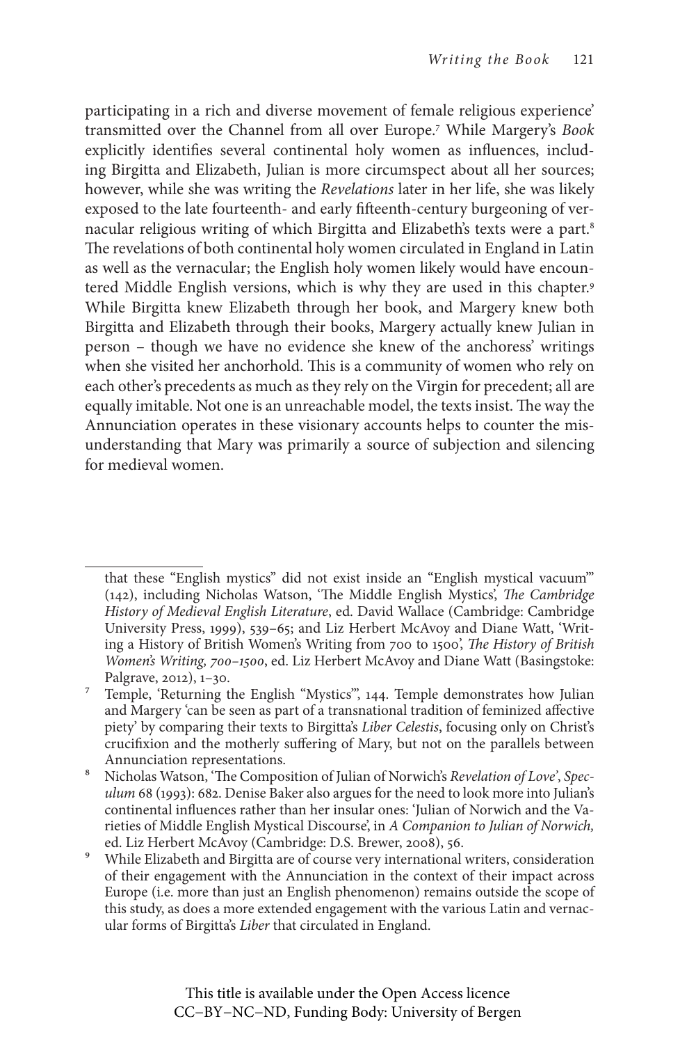participating in a rich and diverse movement of female religious experience' transmitted over the Channel from all over Europe.[7] While Margery's *Book* explicitly identifies several continental holy women as influences, including Birgitta and Elizabeth, Julian is more circumspect about all her sources; however, while she was writing the *Revelations* later in her life, she was likely exposed to the late fourteenth- and early fifteenth-century burgeoning of vernacular religious writing of which Birgitta and Elizabeth's texts were a part.[8] The revelations of both continental holy women circulated in England in Latin as well as the vernacular; the English holy women likely would have encountered Middle English versions, which is why they are used in this chapter.[9] While Birgitta knew Elizabeth through her book, and Margery knew both Birgitta and Elizabeth through their books, Margery actually knew Julian in person – though we have no evidence she knew of the anchoress' writings when she visited her anchorhold. This is a community of women who rely on each other's precedents as much as they rely on the Virgin for precedent; all are equally imitable. Not one is an unreachable model, the texts insist. The way the Annunciation operates in these visionary accounts helps to counter the misunderstanding that Mary was primarily a source of subjection and silencing for medieval women.

---

that these "English mystics" did not exist inside an "English mystical vacuum"' (142), including Nicholas Watson, 'The Middle English Mystics', *The Cambridge History of Medieval English Literature*, ed. David Wallace (Cambridge: Cambridge University Press, 1999), 539–65; and Liz Herbert McAvoy and Diane Watt, 'Writing a History of British Women's Writing from 700 to 1500', *The History of British Women's Writing, 700–1500*, ed. Liz Herbert McAvoy and Diane Watt (Basingstoke: Palgrave, 2012), 1–30.

[7] Temple, 'Returning the English "Mystics"', 144. Temple demonstrates how Julian and Margery 'can be seen as part of a transnational tradition of feminized affective piety' by comparing their texts to Birgitta's *Liber Celestis*, focusing only on Christ's crucifixion and the motherly suffering of Mary, but not on the parallels between Annunciation representations.

[8] Nicholas Watson, 'The Composition of Julian of Norwich's *Revelation of Love*', *Speculum* 68 (1993): 682. Denise Baker also argues for the need to look more into Julian's continental influences rather than her insular ones: 'Julian of Norwich and the Varieties of Middle English Mystical Discourse', in *A Companion to Julian of Norwich,* ed. Liz Herbert McAvoy (Cambridge: D.S. Brewer, 2008), 56.

[9] While Elizabeth and Birgitta are of course very international writers, consideration of their engagement with the Annunciation in the context of their impact across Europe (i.e. more than just an English phenomenon) remains outside the scope of this study, as does a more extended engagement with the various Latin and vernacular forms of Birgitta's *Liber* that circulated in England.

This title is available under the Open Access licence CC–BY–NC–ND, Funding Body: University of Bergen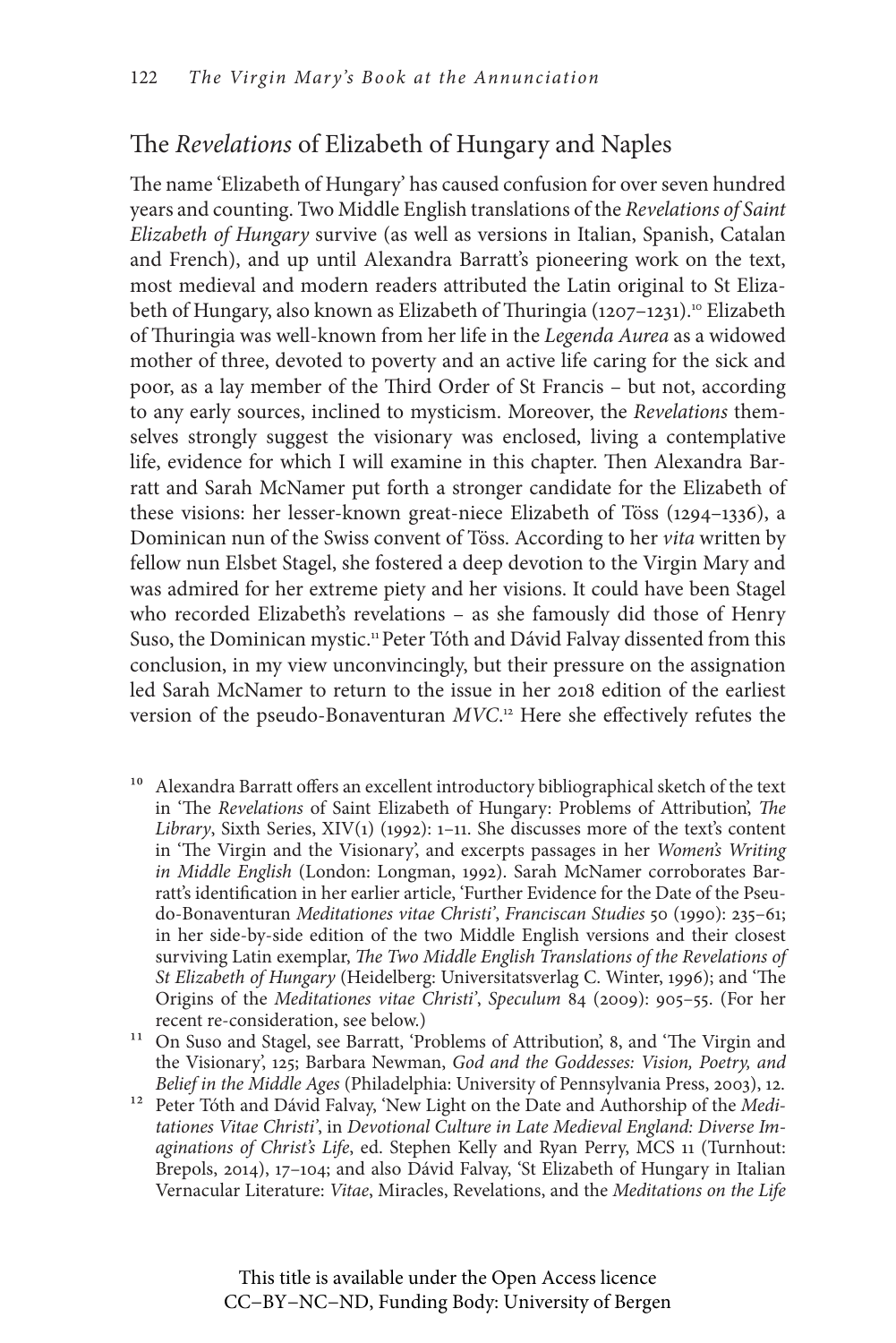## The *Revelations* of Elizabeth of Hungary and Naples

The name 'Elizabeth of Hungary' has caused confusion for over seven hundred years and counting. Two Middle English translations of the *Revelations of Saint Elizabeth of Hungary* survive (as well as versions in Italian, Spanish, Catalan and French), and up until Alexandra Barratt's pioneering work on the text, most medieval and modern readers attributed the Latin original to St Elizabeth of Hungary, also known as Elizabeth of Thuringia (1207–1231).[10] Elizabeth of Thuringia was well-known from her life in the *Legenda Aurea* as a widowed mother of three, devoted to poverty and an active life caring for the sick and poor, as a lay member of the Third Order of St Francis – but not, according to any early sources, inclined to mysticism. Moreover, the *Revelations* themselves strongly suggest the visionary was enclosed, living a contemplative life, evidence for which I will examine in this chapter. Then Alexandra Barratt and Sarah McNamer put forth a stronger candidate for the Elizabeth of these visions: her lesser-known great-niece Elizabeth of Töss (1294–1336), a Dominican nun of the Swiss convent of Töss. According to her *vita* written by fellow nun Elsbet Stagel, she fostered a deep devotion to the Virgin Mary and was admired for her extreme piety and her visions. It could have been Stagel who recorded Elizabeth's revelations – as she famously did those of Henry Suso, the Dominican mystic.[11] Peter Tóth and Dávid Falvay dissented from this conclusion, in my view unconvincingly, but their pressure on the assignation led Sarah McNamer to return to the issue in her 2018 edition of the earliest version of the pseudo-Bonaventuran *MVC*.[12] Here she effectively refutes the

[10] Alexandra Barratt offers an excellent introductory bibliographical sketch of the text in 'The *Revelations* of Saint Elizabeth of Hungary: Problems of Attribution', *The Library*, Sixth Series, XIV(1) (1992): 1–11. She discusses more of the text's content in 'The Virgin and the Visionary', and excerpts passages in her *Women's Writing in Middle English* (London: Longman, 1992). Sarah McNamer corroborates Barratt's identification in her earlier article, 'Further Evidence for the Date of the Pseudo-Bonaventuran *Meditationes vitae Christi*', *Franciscan Studies* 50 (1990): 235–61; in her side-by-side edition of the two Middle English versions and their closest surviving Latin exemplar, *The Two Middle English Translations of the Revelations of St Elizabeth of Hungary* (Heidelberg: Universitatsverlag C. Winter, 1996); and 'The Origins of the *Meditationes vitae Christi*', *Speculum* 84 (2009): 905–55. (For her recent re-consideration, see below.)

[11] On Suso and Stagel, see Barratt, 'Problems of Attribution', 8, and 'The Virgin and the Visionary', 125; Barbara Newman, *God and the Goddesses: Vision, Poetry, and Belief in the Middle Ages* (Philadelphia: University of Pennsylvania Press, 2003), 12.

[12] Peter Tóth and Dávid Falvay, 'New Light on the Date and Authorship of the *Meditationes Vitae Christi*', in *Devotional Culture in Late Medieval England: Diverse Imaginations of Christ's Life*, ed. Stephen Kelly and Ryan Perry, MCS 11 (Turnhout: Brepols, 2014), 17–104; and also Dávid Falvay, 'St Elizabeth of Hungary in Italian Vernacular Literature: *Vitae*, Miracles, Revelations, and the *Meditations on the Life*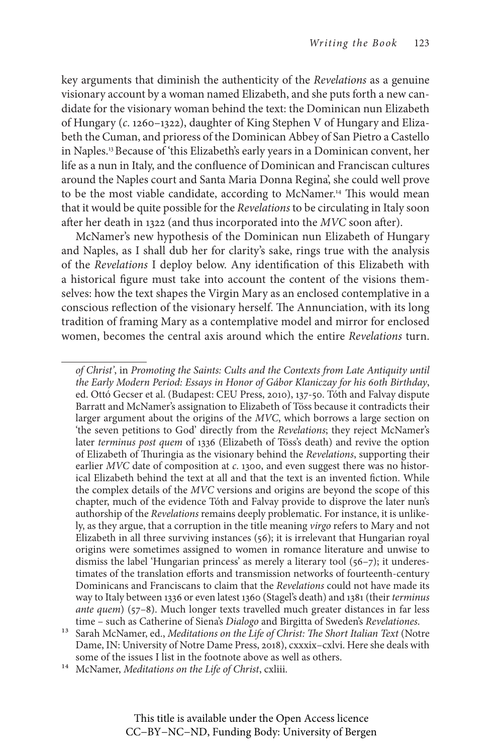key arguments that diminish the authenticity of the *Revelations* as a genuine visionary account by a woman named Elizabeth, and she puts forth a new candidate for the visionary woman behind the text: the Dominican nun Elizabeth of Hungary (*c.* 1260–1322), daughter of King Stephen V of Hungary and Elizabeth the Cuman, and prioress of the Dominican Abbey of San Pietro a Castello in Naples.[13] Because of 'this Elizabeth's early years in a Dominican convent, her life as a nun in Italy, and the confluence of Dominican and Franciscan cultures around the Naples court and Santa Maria Donna Regina', she could well prove to be the most viable candidate, according to McNamer.[14] This would mean that it would be quite possible for the *Revelations* to be circulating in Italy soon after her death in 1322 (and thus incorporated into the *MVC* soon after).

McNamer's new hypothesis of the Dominican nun Elizabeth of Hungary and Naples, as I shall dub her for clarity's sake, rings true with the analysis of the *Revelations* I deploy below. Any identification of this Elizabeth with a historical figure must take into account the content of the visions themselves: how the text shapes the Virgin Mary as an enclosed contemplative in a conscious reflection of the visionary herself. The Annunciation, with its long tradition of framing Mary as a contemplative model and mirror for enclosed women, becomes the central axis around which the entire *Revelations* turn.

---

*of Christ'*, in *Promoting the Saints: Cults and the Contexts from Late Antiquity until the Early Modern Period: Essays in Honor of Gábor Klaniczay for his 60th Birthday*, ed. Ottó Gecser et al. (Budapest: CEU Press, 2010), 137-50. Tóth and Falvay dispute Barratt and McNamer's assignation to Elizabeth of Töss because it contradicts their larger argument about the origins of the *MVC*, which borrows a large section on 'the seven petitions to God' directly from the *Revelations*; they reject McNamer's later *terminus post quem* of 1336 (Elizabeth of Töss's death) and revive the option of Elizabeth of Thuringia as the visionary behind the *Revelations*, supporting their earlier *MVC* date of composition at *c.* 1300, and even suggest there was no historical Elizabeth behind the text at all and that the text is an invented fiction. While the complex details of the *MVC* versions and origins are beyond the scope of this chapter, much of the evidence Tóth and Falvay provide to disprove the later nun's authorship of the *Revelations* remains deeply problematic. For instance, it is unlikely, as they argue, that a corruption in the title meaning *virgo* refers to Mary and not Elizabeth in all three surviving instances (56); it is irrelevant that Hungarian royal origins were sometimes assigned to women in romance literature and unwise to dismiss the label 'Hungarian princess' as merely a literary tool (56–7); it underestimates of the translation efforts and transmission networks of fourteenth-century Dominicans and Franciscans to claim that the *Revelations* could not have made its way to Italy between 1336 or even latest 1360 (Stagel's death) and 1381 (their *terminus ante quem*) (57–8). Much longer texts travelled much greater distances in far less time – such as Catherine of Siena's *Dialogo* and Birgitta of Sweden's *Revelationes*.

[13] Sarah McNamer, ed., *Meditations on the Life of Christ: The Short Italian Text* (Notre Dame, IN: University of Notre Dame Press, 2018), cxxxix–cxlvi. Here she deals with some of the issues I list in the footnote above as well as others.

[14] McNamer, *Meditations on the Life of Christ*, cxliii.

This title is available under the Open Access licence CC–BY–NC–ND, Funding Body: University of Bergen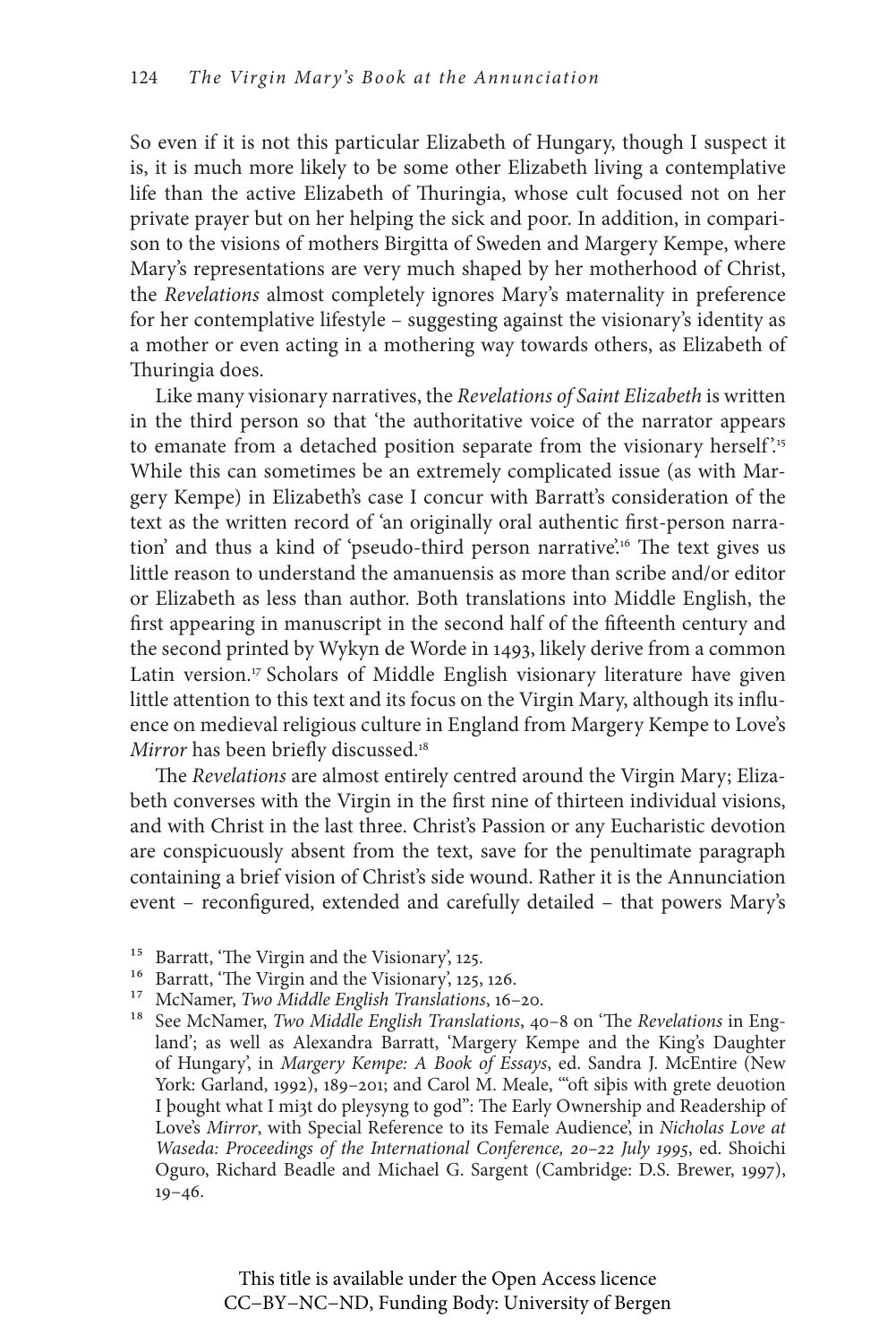So even if it is not this particular Elizabeth of Hungary, though I suspect it is, it is much more likely to be some other Elizabeth living a contemplative life than the active Elizabeth of Thuringia, whose cult focused not on her private prayer but on her helping the sick and poor. In addition, in comparison to the visions of mothers Birgitta of Sweden and Margery Kempe, where Mary's representations are very much shaped by her motherhood of Christ, the *Revelations* almost completely ignores Mary's maternality in preference for her contemplative lifestyle – suggesting against the visionary's identity as a mother or even acting in a mothering way towards others, as Elizabeth of Thuringia does.

Like many visionary narratives, the *Revelations of Saint Elizabeth* is written in the third person so that 'the authoritative voice of the narrator appears to emanate from a detached position separate from the visionary herself'.[15] While this can sometimes be an extremely complicated issue (as with Margery Kempe) in Elizabeth's case I concur with Barratt's consideration of the text as the written record of 'an originally oral authentic first-person narration' and thus a kind of 'pseudo-third person narrative'.[16] The text gives us little reason to understand the amanuensis as more than scribe and/or editor or Elizabeth as less than author. Both translations into Middle English, the first appearing in manuscript in the second half of the fifteenth century and the second printed by Wykyn de Worde in 1493, likely derive from a common Latin version.[17] Scholars of Middle English visionary literature have given little attention to this text and its focus on the Virgin Mary, although its influence on medieval religious culture in England from Margery Kempe to Love's *Mirror* has been briefly discussed.[18]

The *Revelations* are almost entirely centred around the Virgin Mary; Elizabeth converses with the Virgin in the first nine of thirteen individual visions, and with Christ in the last three. Christ's Passion or any Eucharistic devotion are conspicuously absent from the text, save for the penultimate paragraph containing a brief vision of Christ's side wound. Rather it is the Annunciation event – reconfigured, extended and carefully detailed – that powers Mary's

[15] Barratt, 'The Virgin and the Visionary', 125.

[16] Barratt, 'The Virgin and the Visionary', 125, 126.

[17] McNamer, *Two Middle English Translations*, 16–20.

[18] See McNamer, *Two Middle English Translations*, 40–8 on 'The *Revelations* in England'; as well as Alexandra Barratt, 'Margery Kempe and the King's Daughter of Hungary', in *Margery Kempe: A Book of Essays*, ed. Sandra J. McEntire (New York: Garland, 1992), 189–201; and Carol M. Meale, '"oft siþis with grete deuotion I þought what I miȝt do pleysyng to god": The Early Ownership and Readership of Love's *Mirror*, with Special Reference to its Female Audience', in *Nicholas Love at Waseda: Proceedings of the International Conference, 20–22 July 1995*, ed. Shoichi Oguro, Richard Beadle and Michael G. Sargent (Cambridge: D.S. Brewer, 1997), 19–46.

This title is available under the Open Access licence CC–BY–NC–ND, Funding Body: University of Bergen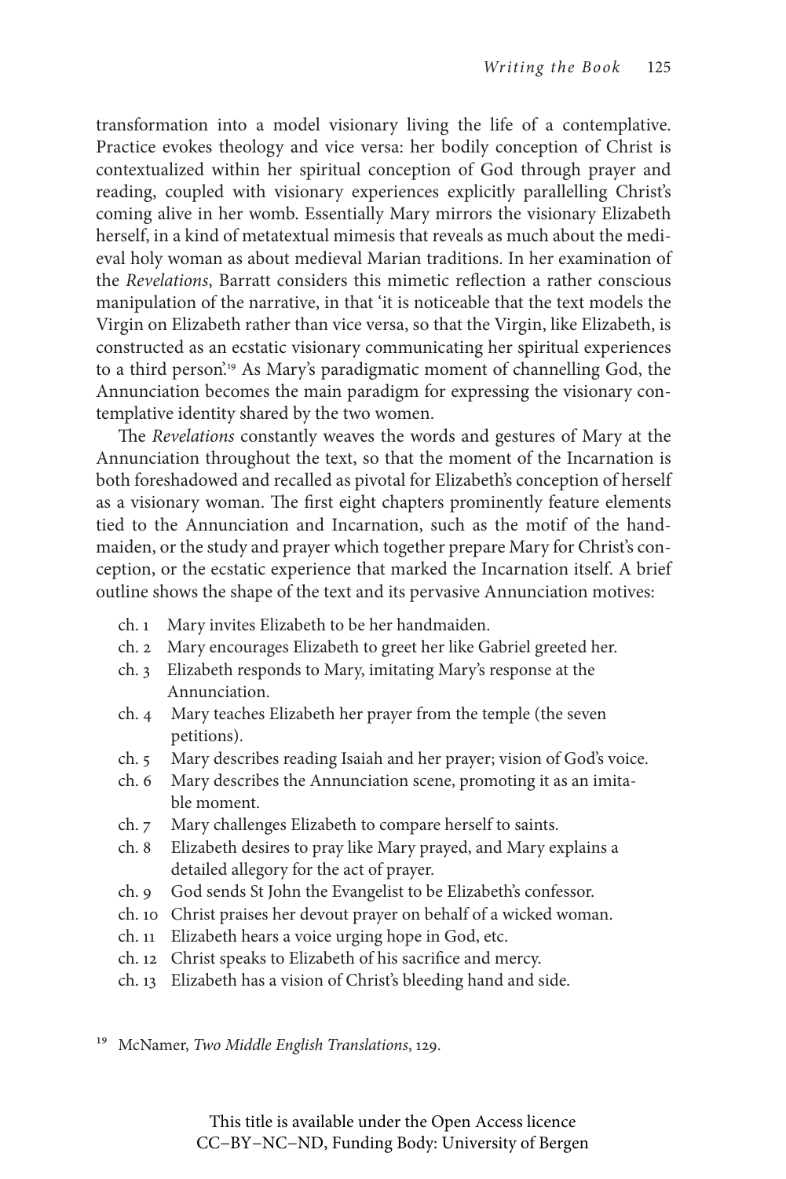transformation into a model visionary living the life of a contemplative. Practice evokes theology and vice versa: her bodily conception of Christ is contextualized within her spiritual conception of God through prayer and reading, coupled with visionary experiences explicitly parallelling Christ's coming alive in her womb. Essentially Mary mirrors the visionary Elizabeth herself, in a kind of metatextual mimesis that reveals as much about the medieval holy woman as about medieval Marian traditions. In her examination of the *Revelations*, Barratt considers this mimetic reflection a rather conscious manipulation of the narrative, in that 'it is noticeable that the text models the Virgin on Elizabeth rather than vice versa, so that the Virgin, like Elizabeth, is constructed as an ecstatic visionary communicating her spiritual experiences to a third person.'[19] As Mary's paradigmatic moment of channelling God, the Annunciation becomes the main paradigm for expressing the visionary contemplative identity shared by the two women.

The *Revelations* constantly weaves the words and gestures of Mary at the Annunciation throughout the text, so that the moment of the Incarnation is both foreshadowed and recalled as pivotal for Elizabeth's conception of herself as a visionary woman. The first eight chapters prominently feature elements tied to the Annunciation and Incarnation, such as the motif of the handmaiden, or the study and prayer which together prepare Mary for Christ's conception, or the ecstatic experience that marked the Incarnation itself. A brief outline shows the shape of the text and its pervasive Annunciation motives:

- ch. 1 Mary invites Elizabeth to be her handmaiden.
- ch. 2 Mary encourages Elizabeth to greet her like Gabriel greeted her.
- ch. 3 Elizabeth responds to Mary, imitating Mary's response at the Annunciation.
- ch. 4 Mary teaches Elizabeth her prayer from the temple (the seven petitions).
- ch. 5 Mary describes reading Isaiah and her prayer; vision of God's voice.
- ch. 6 Mary describes the Annunciation scene, promoting it as an imitable moment.
- ch. 7 Mary challenges Elizabeth to compare herself to saints.
- ch. 8 Elizabeth desires to pray like Mary prayed, and Mary explains a detailed allegory for the act of prayer.
- ch. 9 God sends St John the Evangelist to be Elizabeth's confessor.
- ch. 10 Christ praises her devout prayer on behalf of a wicked woman.
- ch. 11 Elizabeth hears a voice urging hope in God, etc.
- ch. 12 Christ speaks to Elizabeth of his sacrifice and mercy.
- ch. 13 Elizabeth has a vision of Christ's bleeding hand and side.

[19] McNamer, *Two Middle English Translations*, 129.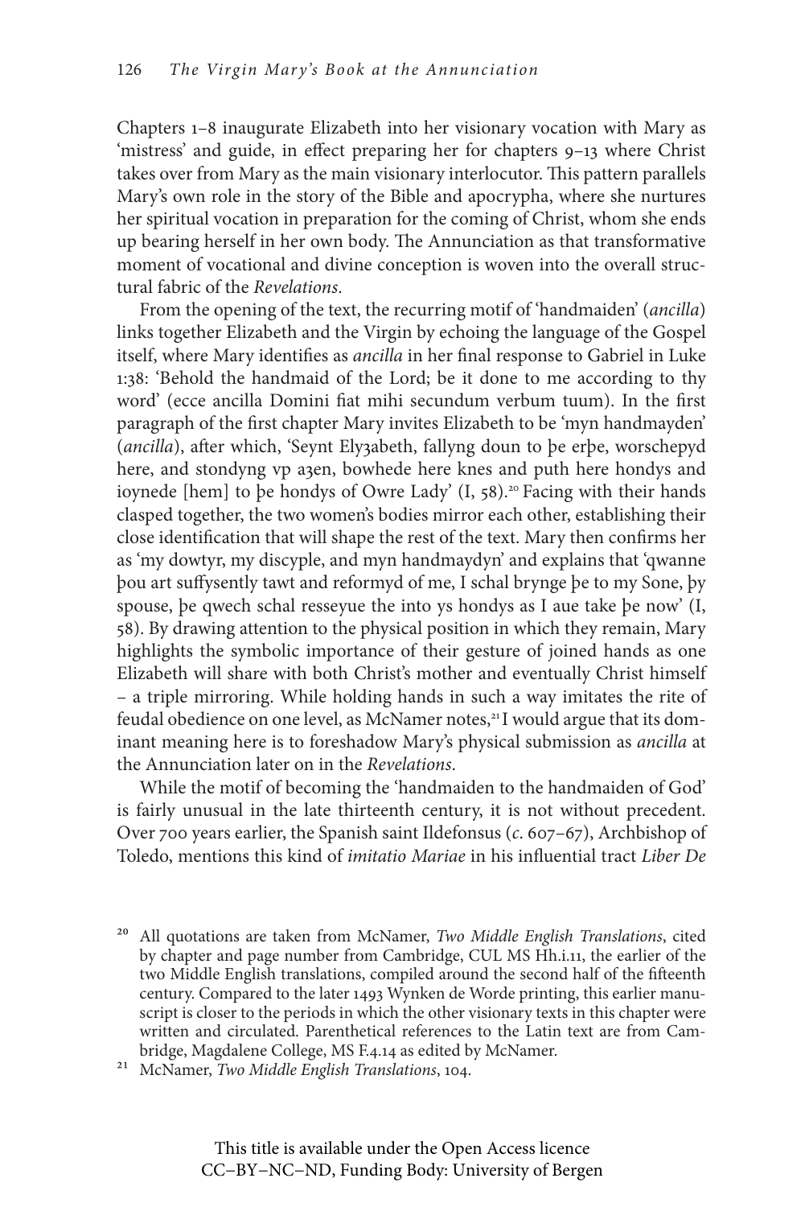Chapters 1–8 inaugurate Elizabeth into her visionary vocation with Mary as 'mistress' and guide, in effect preparing her for chapters 9–13 where Christ takes over from Mary as the main visionary interlocutor. This pattern parallels Mary's own role in the story of the Bible and apocrypha, where she nurtures her spiritual vocation in preparation for the coming of Christ, whom she ends up bearing herself in her own body. The Annunciation as that transformative moment of vocational and divine conception is woven into the overall structural fabric of the *Revelations*.

From the opening of the text, the recurring motif of 'handmaiden' (*ancilla*) links together Elizabeth and the Virgin by echoing the language of the Gospel itself, where Mary identifies as *ancilla* in her final response to Gabriel in Luke 1:38: 'Behold the handmaid of the Lord; be it done to me according to thy word' (ecce ancilla Domini fiat mihi secundum verbum tuum). In the first paragraph of the first chapter Mary invites Elizabeth to be 'myn handmayden' (*ancilla*), after which, 'Seynt Elyȝabeth, fallyng doun to þe erþe, worschepyd here, and stondyng vp aȝen, bowhede here knes and puth here hondys and ioynede [hem] to þe hondys of Owre Lady' (I, 58).[20] Facing with their hands clasped together, the two women's bodies mirror each other, establishing their close identification that will shape the rest of the text. Mary then confirms her as 'my dowtyr, my discyple, and myn handmaydyn' and explains that 'qwanne þou art suffysently tawt and reformyd of me, I schal brynge þe to my Sone, þy spouse, þe qwech schal resseyue the into ys hondys as I aue take þe now' (I, 58). By drawing attention to the physical position in which they remain, Mary highlights the symbolic importance of their gesture of joined hands as one Elizabeth will share with both Christ's mother and eventually Christ himself – a triple mirroring. While holding hands in such a way imitates the rite of feudal obedience on one level, as McNamer notes,[21] I would argue that its dominant meaning here is to foreshadow Mary's physical submission as *ancilla* at the Annunciation later on in the *Revelations*.

While the motif of becoming the 'handmaiden to the handmaiden of God' is fairly unusual in the late thirteenth century, it is not without precedent. Over 700 years earlier, the Spanish saint Ildefonsus (*c.* 607–67), Archbishop of Toledo, mentions this kind of *imitatio Mariae* in his influential tract *Liber De*

[20] All quotations are taken from McNamer, *Two Middle English Translations*, cited by chapter and page number from Cambridge, CUL MS Hh.i.11, the earlier of the two Middle English translations, compiled around the second half of the fifteenth century. Compared to the later 1493 Wynken de Worde printing, this earlier manuscript is closer to the periods in which the other visionary texts in this chapter were written and circulated. Parenthetical references to the Latin text are from Cambridge, Magdalene College, MS F.4.14 as edited by McNamer.

[21] McNamer, *Two Middle English Translations*, 104.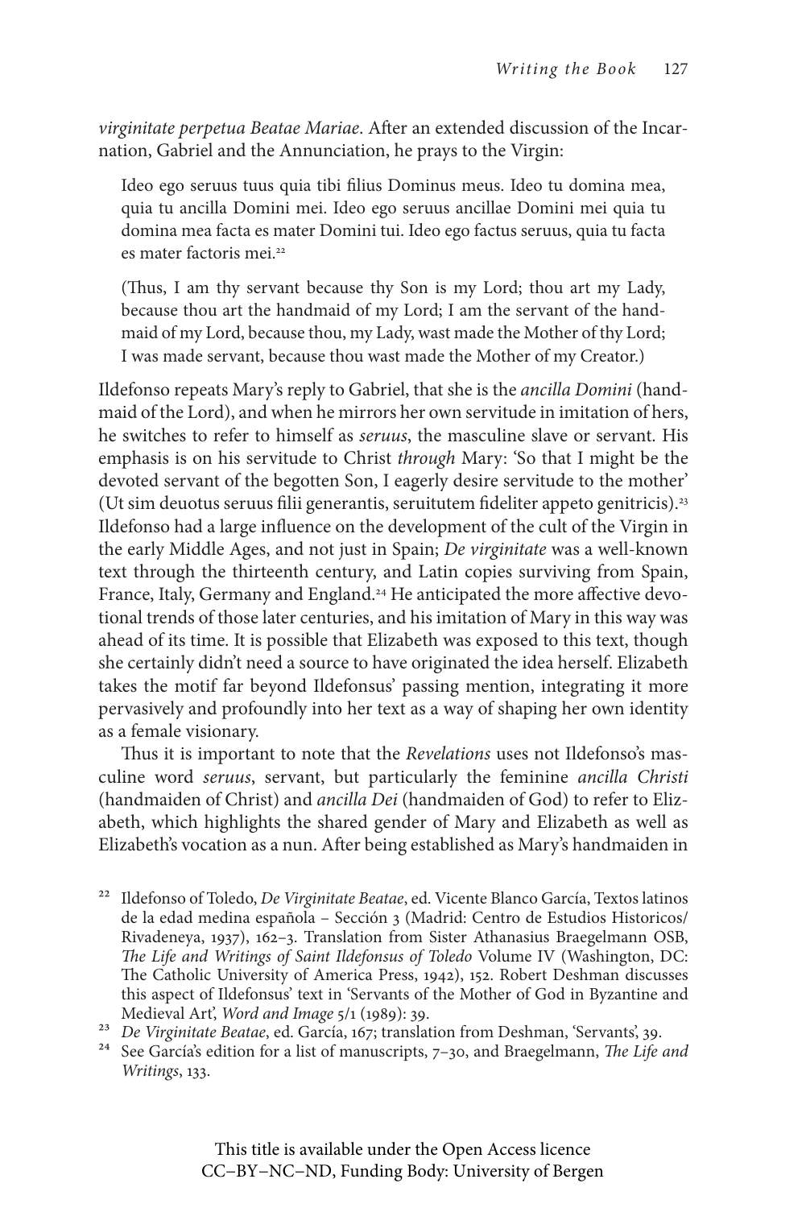*virginitate perpetua Beatae Mariae*. After an extended discussion of the Incarnation, Gabriel and the Annunciation, he prays to the Virgin:

> Ideo ego seruus tuus quia tibi filius Dominus meus. Ideo tu domina mea, quia tu ancilla Domini mei. Ideo ego seruus ancillae Domini mei quia tu domina mea facta es mater Domini tui. Ideo ego factus seruus, quia tu facta es mater factoris mei.[22]
>
> (Thus, I am thy servant because thy Son is my Lord; thou art my Lady, because thou art the handmaid of my Lord; I am the servant of the handmaid of my Lord, because thou, my Lady, wast made the Mother of thy Lord; I was made servant, because thou wast made the Mother of my Creator.)

Ildefonso repeats Mary's reply to Gabriel, that she is the *ancilla Domini* (handmaid of the Lord), and when he mirrors her own servitude in imitation of hers, he switches to refer to himself as *seruus*, the masculine slave or servant. His emphasis is on his servitude to Christ *through* Mary: 'So that I might be the devoted servant of the begotten Son, I eagerly desire servitude to the mother' (Ut sim deuotus seruus filii generantis, seruitutem fideliter appeto genitricis).[23] Ildefonso had a large influence on the development of the cult of the Virgin in the early Middle Ages, and not just in Spain; *De virginitate* was a well-known text through the thirteenth century, and Latin copies surviving from Spain, France, Italy, Germany and England.[24] He anticipated the more affective devotional trends of those later centuries, and his imitation of Mary in this way was ahead of its time. It is possible that Elizabeth was exposed to this text, though she certainly didn't need a source to have originated the idea herself. Elizabeth takes the motif far beyond Ildefonsus' passing mention, integrating it more pervasively and profoundly into her text as a way of shaping her own identity as a female visionary.

Thus it is important to note that the *Revelations* uses not Ildefonso's masculine word *seruus*, servant, but particularly the feminine *ancilla Christi* (handmaiden of Christ) and *ancilla Dei* (handmaiden of God) to refer to Elizabeth, which highlights the shared gender of Mary and Elizabeth as well as Elizabeth's vocation as a nun. After being established as Mary's handmaiden in

[22] Ildefonso of Toledo, *De Virginitate Beatae*, ed. Vicente Blanco García, Textos latinos de la edad medina española – Sección 3 (Madrid: Centro de Estudios Historicos/ Rivadeneya, 1937), 162–3. Translation from Sister Athanasius Braegelmann OSB, *The Life and Writings of Saint Ildefonsus of Toledo* Volume IV (Washington, DC: The Catholic University of America Press, 1942), 152. Robert Deshman discusses this aspect of Ildefonsus' text in 'Servants of the Mother of God in Byzantine and Medieval Art', *Word and Image* 5/1 (1989): 39.

[23] *De Virginitate Beatae*, ed. García, 167; translation from Deshman, 'Servants', 39.

[24] See García's edition for a list of manuscripts, 7–30, and Braegelmann, *The Life and Writings*, 133.

This title is available under the Open Access licence CC–BY–NC–ND, Funding Body: University of Bergen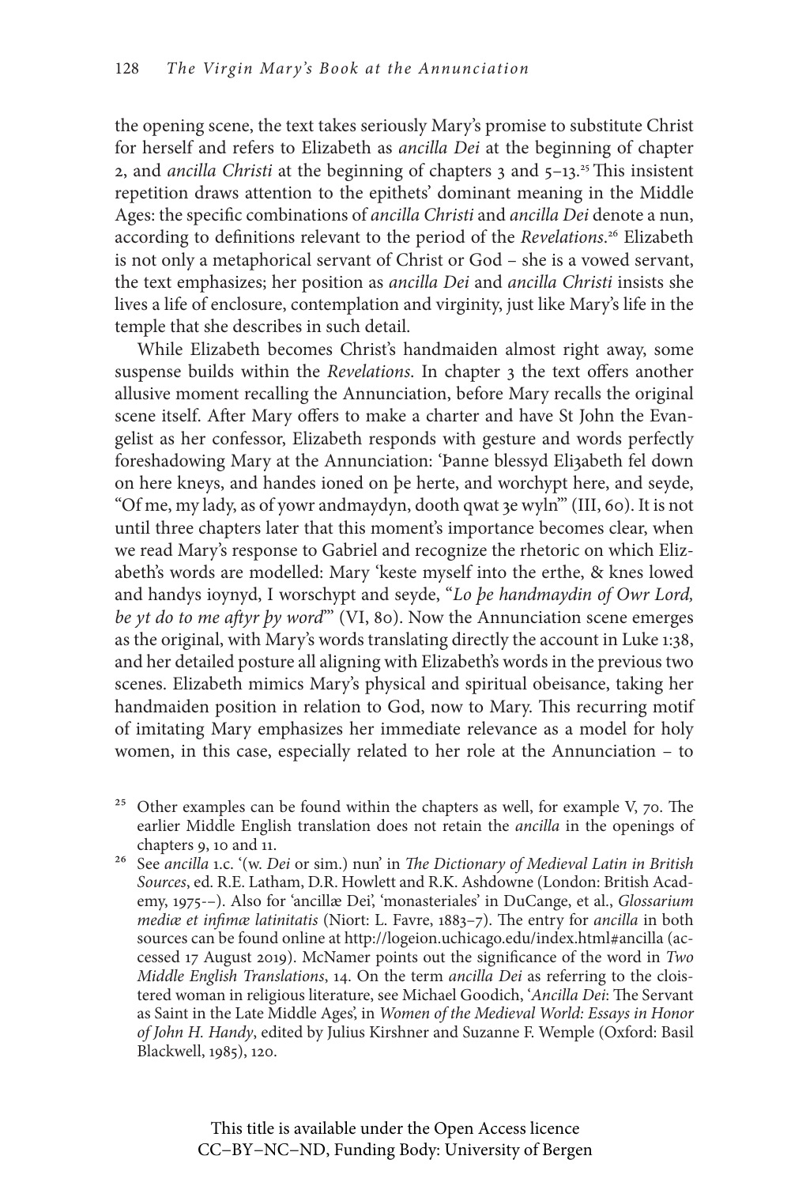the opening scene, the text takes seriously Mary's promise to substitute Christ for herself and refers to Elizabeth as *ancilla Dei* at the beginning of chapter 2, and *ancilla Christi* at the beginning of chapters 3 and 5–13.[25] This insistent repetition draws attention to the epithets' dominant meaning in the Middle Ages: the specific combinations of *ancilla Christi* and *ancilla Dei* denote a nun, according to definitions relevant to the period of the *Revelations*.[26] Elizabeth is not only a metaphorical servant of Christ or God – she is a vowed servant, the text emphasizes; her position as *ancilla Dei* and *ancilla Christi* insists she lives a life of enclosure, contemplation and virginity, just like Mary's life in the temple that she describes in such detail.

While Elizabeth becomes Christ's handmaiden almost right away, some suspense builds within the *Revelations*. In chapter 3 the text offers another allusive moment recalling the Annunciation, before Mary recalls the original scene itself. After Mary offers to make a charter and have St John the Evangelist as her confessor, Elizabeth responds with gesture and words perfectly foreshadowing Mary at the Annunciation: 'Þanne blessyd Eliȝabeth fel down on here kneys, and handes ioned on þe herte, and worchypt here, and seyde, "Of me, my lady, as of yowr andmaydyn, dooth qwat ȝe wyln"' (III, 60). It is not until three chapters later that this moment's importance becomes clear, when we read Mary's response to Gabriel and recognize the rhetoric on which Elizabeth's words are modelled: Mary 'keste myself into the erthe, & knes lowed and handys ioynyd, I worschypt and seyde, "*Lo þe handmaydin of Owr Lord, be yt do to me aftyr þy word*"' (VI, 80). Now the Annunciation scene emerges as the original, with Mary's words translating directly the account in Luke 1:38, and her detailed posture all aligning with Elizabeth's words in the previous two scenes. Elizabeth mimics Mary's physical and spiritual obeisance, taking her handmaiden position in relation to God, now to Mary. This recurring motif of imitating Mary emphasizes her immediate relevance as a model for holy women, in this case, especially related to her role at the Annunciation – to

[25] Other examples can be found within the chapters as well, for example V, 70. The earlier Middle English translation does not retain the *ancilla* in the openings of chapters 9, 10 and 11.

[26] See *ancilla* 1.c. '(w. *Dei* or sim.) nun' in *The Dictionary of Medieval Latin in British Sources*, ed. R.E. Latham, D.R. Howlett and R.K. Ashdowne (London: British Academy, 1975-–). Also for 'ancillæ Dei', 'monasteriales' in DuCange, et al., *Glossarium mediæ et infimæ latinitatis* (Niort: L. Favre, 1883–7). The entry for *ancilla* in both sources can be found online at http://logeion.uchicago.edu/index.html#ancilla (accessed 17 August 2019). McNamer points out the significance of the word in *Two Middle English Translations*, 14. On the term *ancilla Dei* as referring to the cloistered woman in religious literature, see Michael Goodich, '*Ancilla Dei*: The Servant as Saint in the Late Middle Ages', in *Women of the Medieval World: Essays in Honor of John H. Handy*, edited by Julius Kirshner and Suzanne F. Wemple (Oxford: Basil Blackwell, 1985), 120.

This title is available under the Open Access licence CC–BY–NC–ND, Funding Body: University of Bergen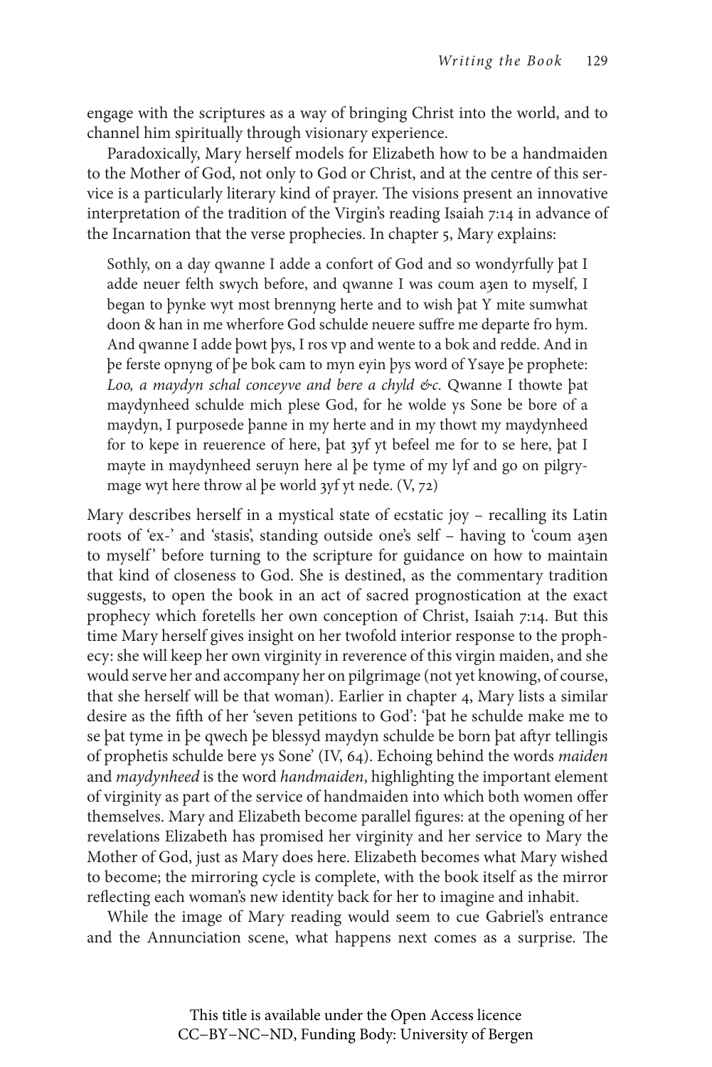engage with the scriptures as a way of bringing Christ into the world, and to channel him spiritually through visionary experience.

Paradoxically, Mary herself models for Elizabeth how to be a handmaiden to the Mother of God, not only to God or Christ, and at the centre of this service is a particularly literary kind of prayer. The visions present an innovative interpretation of the tradition of the Virgin's reading Isaiah 7:14 in advance of the Incarnation that the verse prophecies. In chapter 5, Mary explains:

> Sothly, on a day qwanne I adde a confort of God and so wondyrfully þat I adde neuer felth swych before, and qwanne I was coum aȝen to myself, I began to þynke wyt most brennyng herte and to wish þat Y mite sumwhat doon & han in me wherfore God schulde neuere suffre me departe fro hym. And qwanne I adde þowt þys, I ros vp and wente to a bok and redde. And in þe ferste opnyng of þe bok cam to myn eyin þys word of Ysaye þe prophete: *Loo, a maydyn schal conceyve and bere a chyld &c.* Qwanne I thowte þat maydynheed schulde mich plese God, for he wolde ys Sone be bore of a maydyn, I purposede þanne in my herte and in my thowt my maydynheed for to kepe in reuerence of here, þat ȝyf yt befeel me for to se here, þat I mayte in maydynheed seruyn here al þe tyme of my lyf and go on pilgrymage wyt here throw al þe world ȝyf yt nede. (V, 72)

Mary describes herself in a mystical state of ecstatic joy – recalling its Latin roots of 'ex-' and 'stasis', standing outside one's self – having to 'coum aȝen to myself' before turning to the scripture for guidance on how to maintain that kind of closeness to God. She is destined, as the commentary tradition suggests, to open the book in an act of sacred prognostication at the exact prophecy which foretells her own conception of Christ, Isaiah 7:14. But this time Mary herself gives insight on her twofold interior response to the prophecy: she will keep her own virginity in reverence of this virgin maiden, and she would serve her and accompany her on pilgrimage (not yet knowing, of course, that she herself will be that woman). Earlier in chapter 4, Mary lists a similar desire as the fifth of her 'seven petitions to God': 'þat he schulde make me to se þat tyme in þe qwech þe blessyd maydyn schulde be born þat aftyr tellingis of prophetis schulde bere ys Sone' (IV, 64). Echoing behind the words *maiden* and *maydynheed* is the word *handmaiden*, highlighting the important element of virginity as part of the service of handmaiden into which both women offer themselves. Mary and Elizabeth become parallel figures: at the opening of her revelations Elizabeth has promised her virginity and her service to Mary the Mother of God, just as Mary does here. Elizabeth becomes what Mary wished to become; the mirroring cycle is complete, with the book itself as the mirror reflecting each woman's new identity back for her to imagine and inhabit.

While the image of Mary reading would seem to cue Gabriel's entrance and the Annunciation scene, what happens next comes as a surprise. The

This title is available under the Open Access licence CC–BY–NC–ND, Funding Body: University of Bergen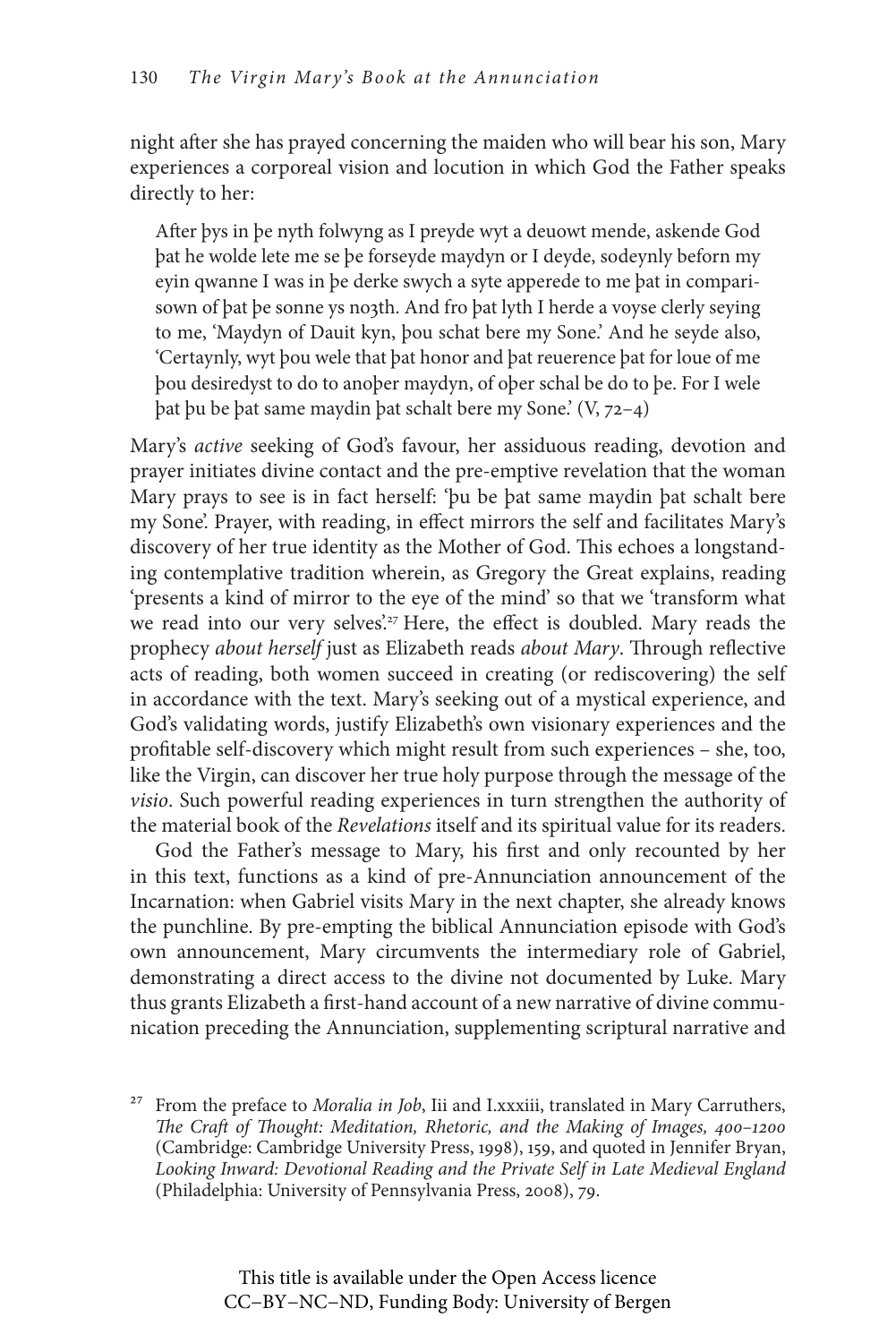night after she has prayed concerning the maiden who will bear his son, Mary experiences a corporeal vision and locution in which God the Father speaks directly to her:

> After þys in þe nyth folwyng as I preyde wyt a deuowt mende, askende God þat he wolde lete me se þe forseyde maydyn or I deyde, sodeynly beforn my eyin qwanne I was in þe derke swych a syte apperede to me þat in comparisown of þat þe sonne ys noȝth. And fro þat lyth I herde a voyse clerly seying to me, 'Maydyn of Dauit kyn, þou schat bere my Sone.' And he seyde also, 'Certaynly, wyt þou wele that þat honor and þat reuerence þat for loue of me þou desiredyst to do to anoþer maydyn, of oþer schal be do to þe. For I wele þat þu be þat same maydin þat schalt bere my Sone.' (V, 72–4)

Mary's *active* seeking of God's favour, her assiduous reading, devotion and prayer initiates divine contact and the pre-emptive revelation that the woman Mary prays to see is in fact herself: 'þu be þat same maydin þat schalt bere my Sone'. Prayer, with reading, in effect mirrors the self and facilitates Mary's discovery of her true identity as the Mother of God. This echoes a longstanding contemplative tradition wherein, as Gregory the Great explains, reading 'presents a kind of mirror to the eye of the mind' so that we 'transform what we read into our very selves'.[27] Here, the effect is doubled. Mary reads the prophecy *about herself* just as Elizabeth reads *about Mary*. Through reflective acts of reading, both women succeed in creating (or rediscovering) the self in accordance with the text. Mary's seeking out of a mystical experience, and God's validating words, justify Elizabeth's own visionary experiences and the profitable self-discovery which might result from such experiences – she, too, like the Virgin, can discover her true holy purpose through the message of the *visio*. Such powerful reading experiences in turn strengthen the authority of the material book of the *Revelations* itself and its spiritual value for its readers.

God the Father's message to Mary, his first and only recounted by her in this text, functions as a kind of pre-Annunciation announcement of the Incarnation: when Gabriel visits Mary in the next chapter, she already knows the punchline. By pre-empting the biblical Annunciation episode with God's own announcement, Mary circumvents the intermediary role of Gabriel, demonstrating a direct access to the divine not documented by Luke. Mary thus grants Elizabeth a first-hand account of a new narrative of divine communication preceding the Annunciation, supplementing scriptural narrative and

[27] From the preface to *Moralia in Job*, Iiii and I.xxxiii, translated in Mary Carruthers, *The Craft of Thought: Meditation, Rhetoric, and the Making of Images, 400–1200* (Cambridge: Cambridge University Press, 1998), 159, and quoted in Jennifer Bryan, *Looking Inward: Devotional Reading and the Private Self in Late Medieval England* (Philadelphia: University of Pennsylvania Press, 2008), 79.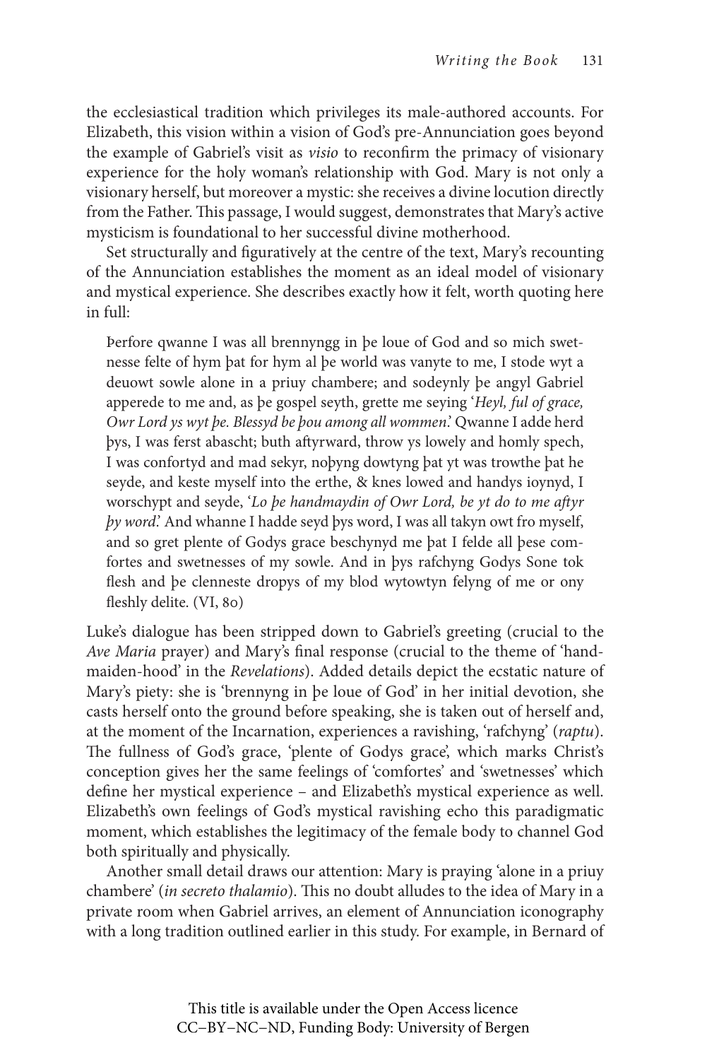the ecclesiastical tradition which privileges its male-authored accounts. For Elizabeth, this vision within a vision of God's pre-Annunciation goes beyond the example of Gabriel's visit as *visio* to reconfirm the primacy of visionary experience for the holy woman's relationship with God. Mary is not only a visionary herself, but moreover a mystic: she receives a divine locution directly from the Father. This passage, I would suggest, demonstrates that Mary's active mysticism is foundational to her successful divine motherhood.

Set structurally and figuratively at the centre of the text, Mary's recounting of the Annunciation establishes the moment as an ideal model of visionary and mystical experience. She describes exactly how it felt, worth quoting here in full:

> Þerfore qwanne I was all brennyngg in þe loue of God and so mich swetnesse felte of hym þat for hym al þe world was vanyte to me, I stode wyt a deuowt sowle alone in a priuy chambere; and sodeynly þe angyl Gabriel apperede to me and, as þe gospel seyth, grette me seying '*Heyl, ful of grace, Owr Lord ys wyt þe. Blessyd be þou among all wommen*.' Qwanne I adde herd þys, I was ferst abascht; buth aftyrward, throw ys lowely and homly spech, I was confortyd and mad sekyr, noþyng dowtyng þat yt was trowthe þat he seyde, and keste myself into the erthe, & knes lowed and handys ioynyd, I worschypt and seyde, '*Lo þe handmaydin of Owr Lord, be yt do to me aftyr þy word*.' And whanne I hadde seyd þys word, I was all takyn owt fro myself, and so gret plente of Godys grace beschynyd me þat I felde all þese comfortes and swetnesses of my sowle. And in þys rafchyng Godys Sone tok flesh and þe clenneste dropys of my blod wytowtyn felyng of me or ony fleshly delite. (VI, 80)

Luke's dialogue has been stripped down to Gabriel's greeting (crucial to the *Ave Maria* prayer) and Mary's final response (crucial to the theme of 'handmaiden-hood' in the *Revelations*). Added details depict the ecstatic nature of Mary's piety: she is 'brennyng in þe loue of God' in her initial devotion, she casts herself onto the ground before speaking, she is taken out of herself and, at the moment of the Incarnation, experiences a ravishing, 'rafchyng' (*raptu*). The fullness of God's grace, 'plente of Godys grace', which marks Christ's conception gives her the same feelings of 'comfortes' and 'swetnesses' which define her mystical experience – and Elizabeth's mystical experience as well. Elizabeth's own feelings of God's mystical ravishing echo this paradigmatic moment, which establishes the legitimacy of the female body to channel God both spiritually and physically.

Another small detail draws our attention: Mary is praying 'alone in a priuy chambere' (*in secreto thalamio*). This no doubt alludes to the idea of Mary in a private room when Gabriel arrives, an element of Annunciation iconography with a long tradition outlined earlier in this study. For example, in Bernard of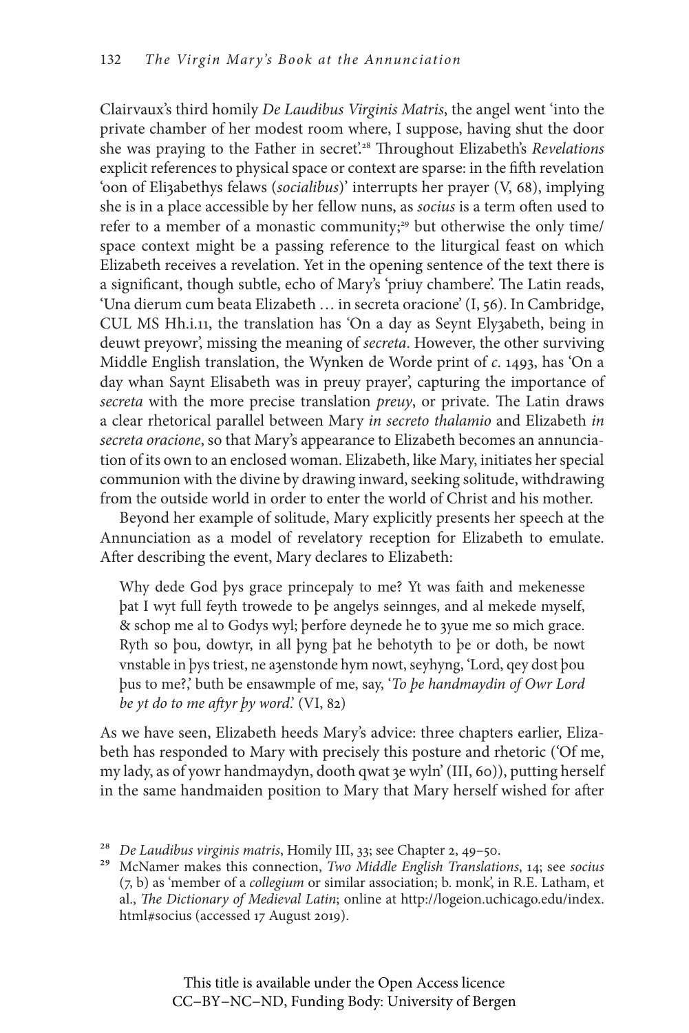Clairvaux's third homily *De Laudibus Virginis Matris*, the angel went 'into the private chamber of her modest room where, I suppose, having shut the door she was praying to the Father in secret'.[28] Throughout Elizabeth's *Revelations* explicit references to physical space or context are sparse: in the fifth revelation 'oon of Eliȝabethys felaws (*socialibus*)' interrupts her prayer (V, 68), implying she is in a place accessible by her fellow nuns, as *socius* is a term often used to refer to a member of a monastic community;[29] but otherwise the only time/space context might be a passing reference to the liturgical feast on which Elizabeth receives a revelation. Yet in the opening sentence of the text there is a significant, though subtle, echo of Mary's 'priuy chambere'. The Latin reads, 'Una dierum cum beata Elizabeth … in secreta oracione' (I, 56). In Cambridge, CUL MS Hh.i.11, the translation has 'On a day as Seynt Elyȝabeth, being in deuwt preyowr', missing the meaning of *secreta*. However, the other surviving Middle English translation, the Wynken de Worde print of *c.* 1493, has 'On a day whan Saynt Elisabeth was in preuy prayer', capturing the importance of *secreta* with the more precise translation *preuy*, or private. The Latin draws a clear rhetorical parallel between Mary *in secreto thalamio* and Elizabeth *in secreta oracione*, so that Mary's appearance to Elizabeth becomes an annunciation of its own to an enclosed woman. Elizabeth, like Mary, initiates her special communion with the divine by drawing inward, seeking solitude, withdrawing from the outside world in order to enter the world of Christ and his mother.

Beyond her example of solitude, Mary explicitly presents her speech at the Annunciation as a model of revelatory reception for Elizabeth to emulate. After describing the event, Mary declares to Elizabeth:

> Why dede God þys grace princepaly to me? Yt was faith and mekenesse þat I wyt full feyth trowede to þe angelys seinnges, and al mekede myself, & schop me al to Godys wyl; þerfore deynede he to ȝyue me so mich grace. Ryth so þou, dowtyr, in all þyng þat he behotyth to þe or doth, be nowt vnstable in þys triest, ne aȝenstonde hym nowt, seyhyng, 'Lord, qey dost þou þus to me?,' buth be ensawmple of me, say, '*To þe handmaydin of Owr Lord be yt do to me aftyr þy word*.' (VI, 82)

As we have seen, Elizabeth heeds Mary's advice: three chapters earlier, Elizabeth has responded to Mary with precisely this posture and rhetoric ('Of me, my lady, as of yowr handmaydyn, dooth qwat ȝe wyln' (III, 60)), putting herself in the same handmaiden position to Mary that Mary herself wished for after

[28] *De Laudibus virginis matris*, Homily III, 33; see Chapter 2, 49–50.

[29] McNamer makes this connection, *Two Middle English Translations*, 14; see *socius* (7, b) as 'member of a *collegium* or similar association; b. monk', in R.E. Latham, et al., *The Dictionary of Medieval Latin*; online at http://logeion.uchicago.edu/index.html#socius (accessed 17 August 2019).

This title is available under the Open Access licence CC–BY–NC–ND, Funding Body: University of Bergen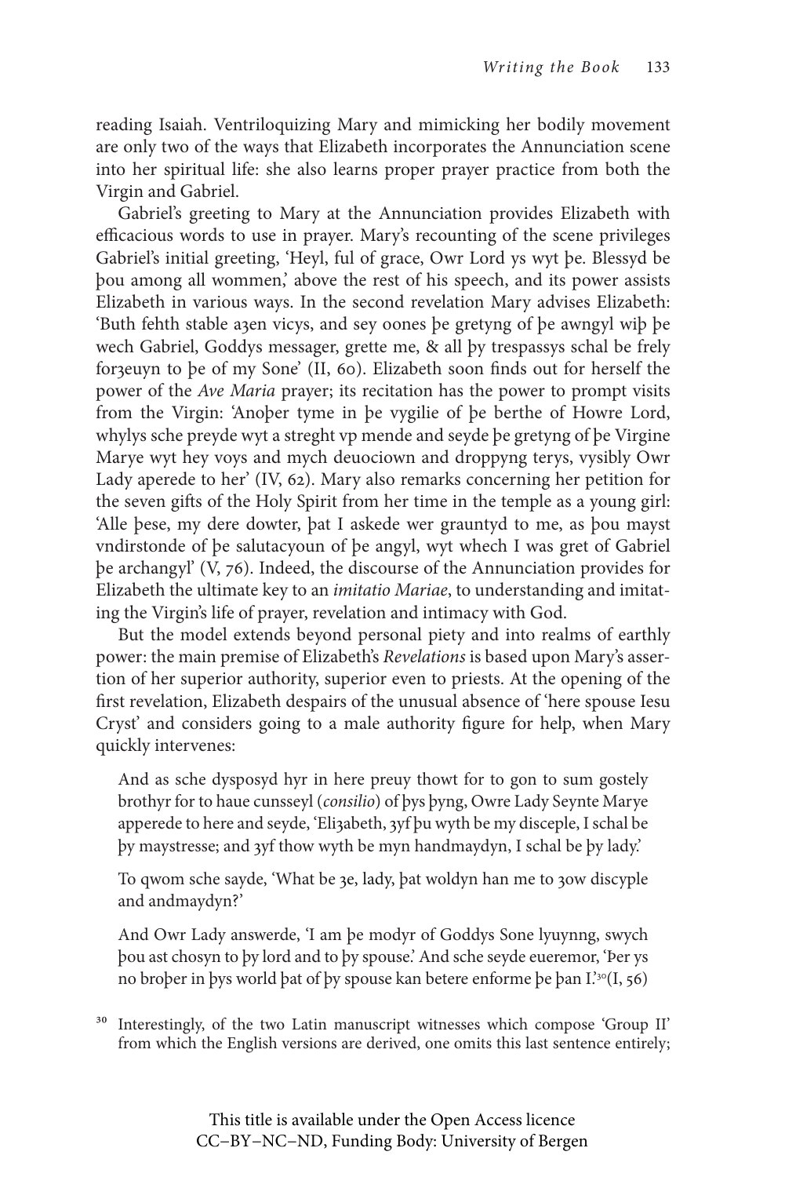reading Isaiah. Ventriloquizing Mary and mimicking her bodily movement are only two of the ways that Elizabeth incorporates the Annunciation scene into her spiritual life: she also learns proper prayer practice from both the Virgin and Gabriel.

Gabriel's greeting to Mary at the Annunciation provides Elizabeth with efficacious words to use in prayer. Mary's recounting of the scene privileges Gabriel's initial greeting, 'Heyl, ful of grace, Owr Lord ys wyt þe. Blessyd be þou among all wommen,' above the rest of his speech, and its power assists Elizabeth in various ways. In the second revelation Mary advises Elizabeth: 'Buth fehth stable aȝen vicys, and sey oones þe gretyng of þe awngyl wiþ þe wech Gabriel, Goddys messager, grette me, & all þy trespassys schal be frely forȝeuyn to þe of my Sone' (II, 60). Elizabeth soon finds out for herself the power of the *Ave Maria* prayer; its recitation has the power to prompt visits from the Virgin: 'Anoþer tyme in þe vygilie of þe berthe of Howre Lord, whylys sche preyde wyt a streght vp mende and seyde þe gretyng of þe Virgine Marye wyt hey voys and mych deuociown and droppyng terys, vysibly Owr Lady aperede to her' (IV, 62). Mary also remarks concerning her petition for the seven gifts of the Holy Spirit from her time in the temple as a young girl: 'Alle þese, my dere dowter, þat I askede wer grauntyd to me, as þou mayst vndirstonde of þe salutacyoun of þe angyl, wyt whech I was gret of Gabriel þe archangyl' (V, 76). Indeed, the discourse of the Annunciation provides for Elizabeth the ultimate key to an *imitatio Mariae*, to understanding and imitating the Virgin's life of prayer, revelation and intimacy with God.

But the model extends beyond personal piety and into realms of earthly power: the main premise of Elizabeth's *Revelations* is based upon Mary's assertion of her superior authority, superior even to priests. At the opening of the first revelation, Elizabeth despairs of the unusual absence of 'here spouse Iesu Cryst' and considers going to a male authority figure for help, when Mary quickly intervenes:

> And as sche dysposyd hyr in here preuy thowt for to gon to sum gostely brothyr for to haue cunsseyl (*consilio*) of þys þyng, Owre Lady Seynte Marye apperede to here and seyde, 'Eliȝabeth, ȝyf þu wyth be my disceple, I schal be þy maystresse; and ȝyf thow wyth be myn handmaydyn, I schal be þy lady.'
>
> To qwom sche sayde, 'What be ȝe, lady, þat woldyn han me to ȝow discyple and andmaydyn?'
>
> And Owr Lady answerde, 'I am þe modyr of Goddys Sone lyuynng, swych þou ast chosyn to þy lord and to þy spouse.' And sche seyde eueremor, 'Þer ys no broþer in þys world þat of þy spouse kan betere enforme þe þan I.'[30] (I, 56)

[30] Interestingly, of the two Latin manuscript witnesses which compose 'Group II' from which the English versions are derived, one omits this last sentence entirely;

This title is available under the Open Access licence CC–BY–NC–ND, Funding Body: University of Bergen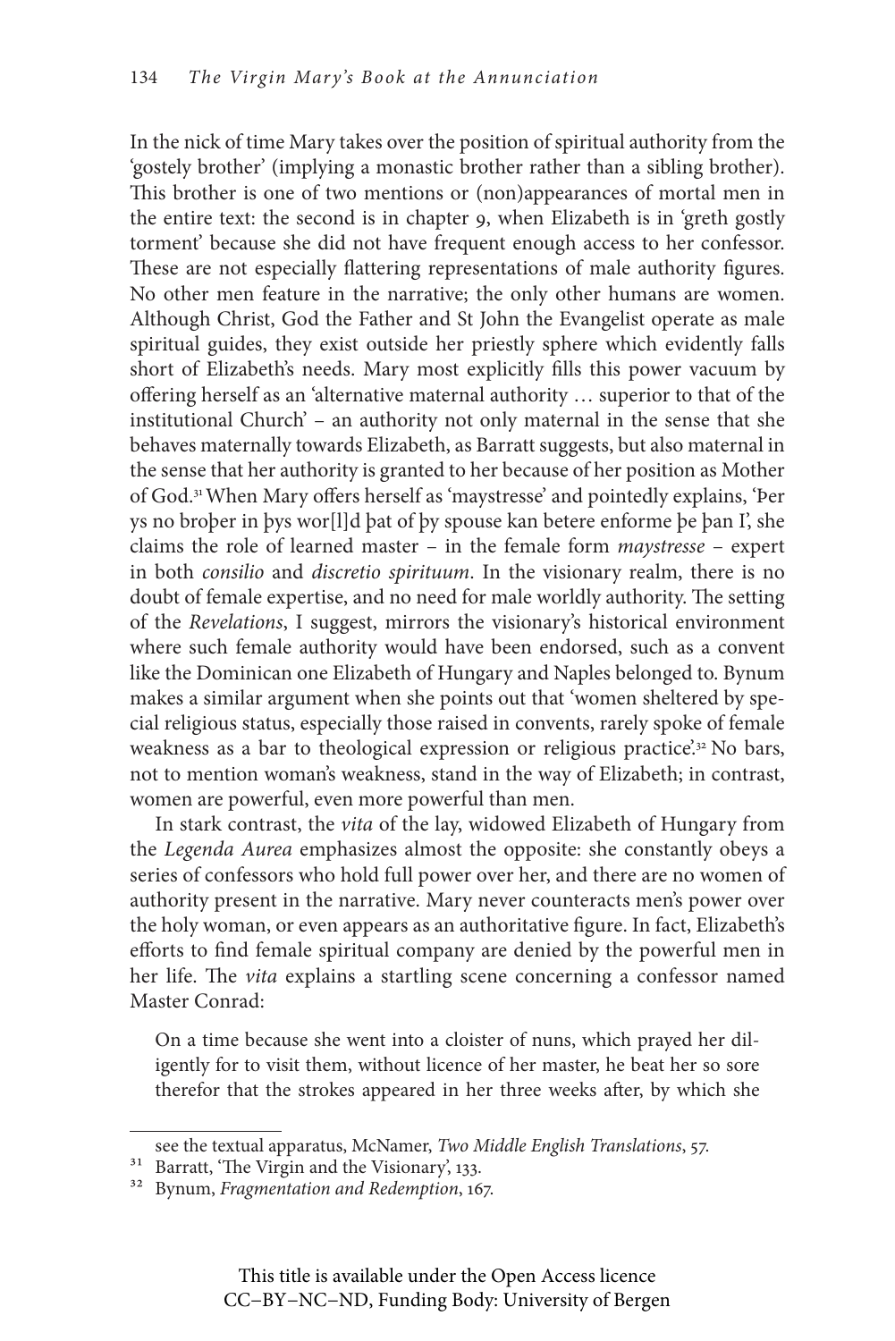In the nick of time Mary takes over the position of spiritual authority from the 'gostely brother' (implying a monastic brother rather than a sibling brother). This brother is one of two mentions or (non)appearances of mortal men in the entire text: the second is in chapter 9, when Elizabeth is in 'greth gostly torment' because she did not have frequent enough access to her confessor. These are not especially flattering representations of male authority figures. No other men feature in the narrative; the only other humans are women. Although Christ, God the Father and St John the Evangelist operate as male spiritual guides, they exist outside her priestly sphere which evidently falls short of Elizabeth's needs. Mary most explicitly fills this power vacuum by offering herself as an 'alternative maternal authority … superior to that of the institutional Church' – an authority not only maternal in the sense that she behaves maternally towards Elizabeth, as Barratt suggests, but also maternal in the sense that her authority is granted to her because of her position as Mother of God.[31] When Mary offers herself as 'maystresse' and pointedly explains, 'Þer ys no broþer in þys wor[l]d þat of þy spouse kan betere enforme þe þan I', she claims the role of learned master – in the female form *maystresse* – expert in both *consilio* and *discretio spirituum*. In the visionary realm, there is no doubt of female expertise, and no need for male worldly authority. The setting of the *Revelations*, I suggest, mirrors the visionary's historical environment where such female authority would have been endorsed, such as a convent like the Dominican one Elizabeth of Hungary and Naples belonged to. Bynum makes a similar argument when she points out that 'women sheltered by special religious status, especially those raised in convents, rarely spoke of female weakness as a bar to theological expression or religious practice'.[32] No bars, not to mention woman's weakness, stand in the way of Elizabeth; in contrast, women are powerful, even more powerful than men.

In stark contrast, the *vita* of the lay, widowed Elizabeth of Hungary from the *Legenda Aurea* emphasizes almost the opposite: she constantly obeys a series of confessors who hold full power over her, and there are no women of authority present in the narrative. Mary never counteracts men's power over the holy woman, or even appears as an authoritative figure. In fact, Elizabeth's efforts to find female spiritual company are denied by the powerful men in her life. The *vita* explains a startling scene concerning a confessor named Master Conrad:

> On a time because she went into a cloister of nuns, which prayed her diligently for to visit them, without licence of her master, he beat her so sore therefor that the strokes appeared in her three weeks after, by which she

see the textual apparatus, McNamer, *Two Middle English Translations*, 57.

[31] Barratt, 'The Virgin and the Visionary', 133.

[32] Bynum, *Fragmentation and Redemption*, 167.

This title is available under the Open Access licence CC–BY–NC–ND, Funding Body: University of Bergen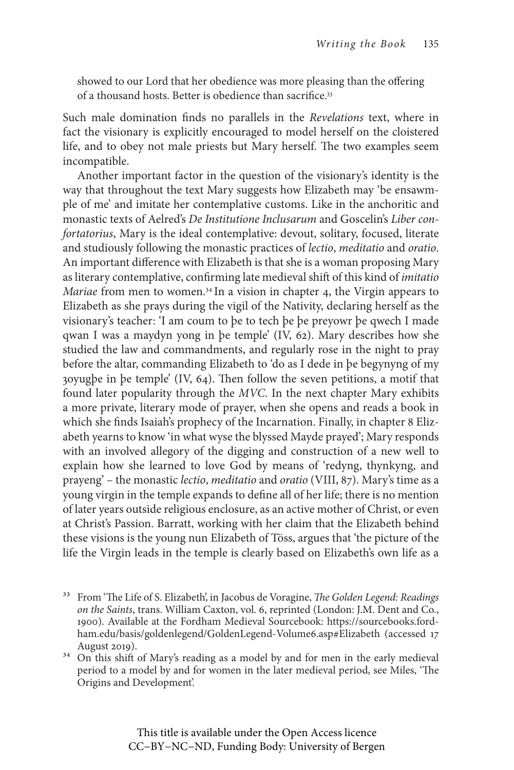showed to our Lord that her obedience was more pleasing than the offering of a thousand hosts. Better is obedience than sacrifice.[33]

Such male domination finds no parallels in the *Revelations* text, where in fact the visionary is explicitly encouraged to model herself on the cloistered life, and to obey not male priests but Mary herself. The two examples seem incompatible.

Another important factor in the question of the visionary's identity is the way that throughout the text Mary suggests how Elizabeth may 'be ensawmple of me' and imitate her contemplative customs. Like in the anchoritic and monastic texts of Aelred's *De Institutione Inclusarum* and Goscelin's *Liber confortatorius*, Mary is the ideal contemplative: devout, solitary, focused, literate and studiously following the monastic practices of *lectio*, *meditatio* and *oratio*. An important difference with Elizabeth is that she is a woman proposing Mary as literary contemplative, confirming late medieval shift of this kind of *imitatio Mariae* from men to women.[34] In a vision in chapter 4, the Virgin appears to Elizabeth as she prays during the vigil of the Nativity, declaring herself as the visionary's teacher: 'I am coum to þe to tech þe þe preyowr þe qwech I made qwan I was a maydyn yong in þe temple' (IV, 62). Mary describes how she studied the law and commandments, and regularly rose in the night to pray before the altar, commanding Elizabeth to 'do as I dede in þe begynyng of my ȝoyugþe in þe temple' (IV, 64). Then follow the seven petitions, a motif that found later popularity through the *MVC*. In the next chapter Mary exhibits a more private, literary mode of prayer, when she opens and reads a book in which she finds Isaiah's prophecy of the Incarnation. Finally, in chapter 8 Elizabeth yearns to know 'in what wyse the blyssed Mayde prayed'; Mary responds with an involved allegory of the digging and construction of a new well to explain how she learned to love God by means of 'redyng, thynkyng, and prayeng' – the monastic *lectio*, *meditatio* and *oratio* (VIII, 87). Mary's time as a young virgin in the temple expands to define all of her life; there is no mention of later years outside religious enclosure, as an active mother of Christ, or even at Christ's Passion. Barratt, working with her claim that the Elizabeth behind these visions is the young nun Elizabeth of Töss, argues that 'the picture of the life the Virgin leads in the temple is clearly based on Elizabeth's own life as a

[33] From 'The Life of S. Elizabeth', in Jacobus de Voragine, *The Golden Legend: Readings on the Saints*, trans. William Caxton, vol. 6, reprinted (London: J.M. Dent and Co., 1900). Available at the Fordham Medieval Sourcebook: https://sourcebooks.fordham.edu/basis/goldenlegend/GoldenLegend-Volume6.asp#Elizabeth (accessed 17 August 2019).

[34] On this shift of Mary's reading as a model by and for men in the early medieval period to a model by and for women in the later medieval period, see Miles, 'The Origins and Development'.

This title is available under the Open Access licence CC–BY–NC–ND, Funding Body: University of Bergen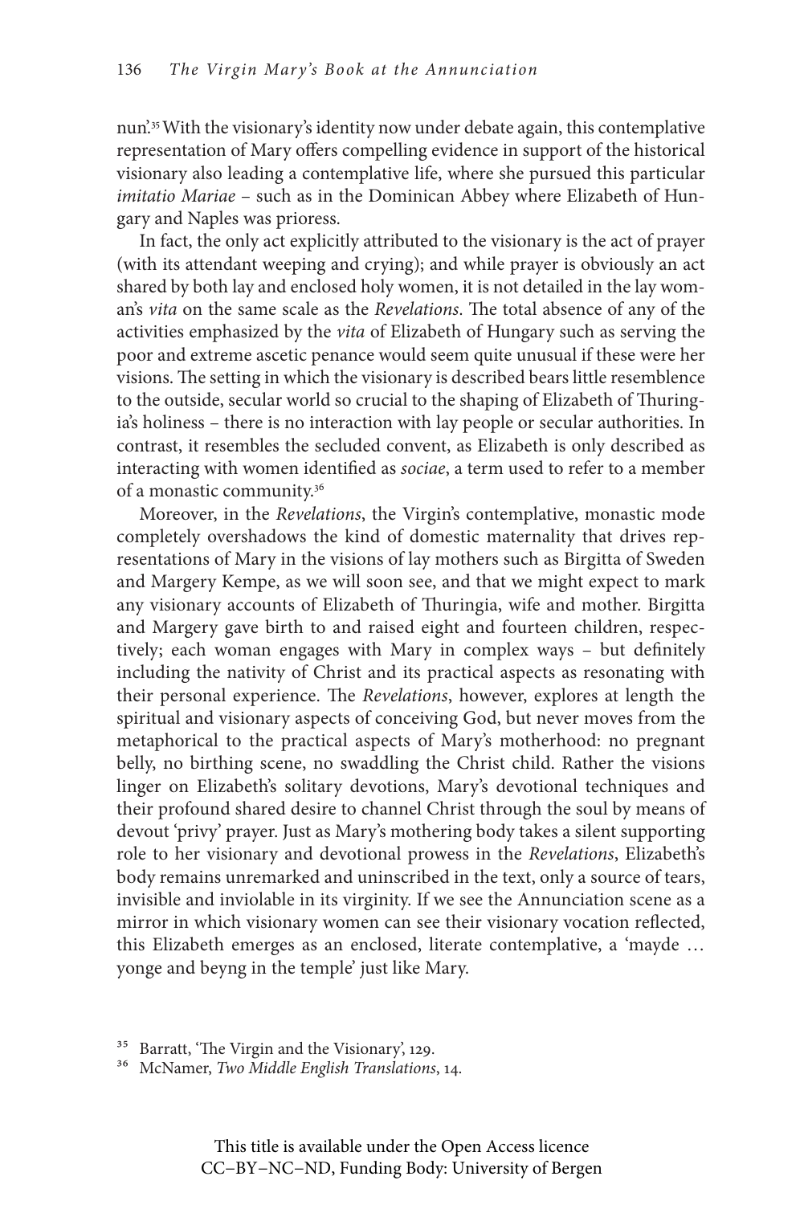nun'.[35] With the visionary's identity now under debate again, this contemplative representation of Mary offers compelling evidence in support of the historical visionary also leading a contemplative life, where she pursued this particular *imitatio Mariae* – such as in the Dominican Abbey where Elizabeth of Hungary and Naples was prioress.

In fact, the only act explicitly attributed to the visionary is the act of prayer (with its attendant weeping and crying); and while prayer is obviously an act shared by both lay and enclosed holy women, it is not detailed in the lay woman's *vita* on the same scale as the *Revelations*. The total absence of any of the activities emphasized by the *vita* of Elizabeth of Hungary such as serving the poor and extreme ascetic penance would seem quite unusual if these were her visions. The setting in which the visionary is described bears little resemblence to the outside, secular world so crucial to the shaping of Elizabeth of Thuringia's holiness – there is no interaction with lay people or secular authorities. In contrast, it resembles the secluded convent, as Elizabeth is only described as interacting with women identified as *sociae*, a term used to refer to a member of a monastic community.[36]

Moreover, in the *Revelations*, the Virgin's contemplative, monastic mode completely overshadows the kind of domestic maternality that drives representations of Mary in the visions of lay mothers such as Birgitta of Sweden and Margery Kempe, as we will soon see, and that we might expect to mark any visionary accounts of Elizabeth of Thuringia, wife and mother. Birgitta and Margery gave birth to and raised eight and fourteen children, respectively; each woman engages with Mary in complex ways – but definitely including the nativity of Christ and its practical aspects as resonating with their personal experience. The *Revelations*, however, explores at length the spiritual and visionary aspects of conceiving God, but never moves from the metaphorical to the practical aspects of Mary's motherhood: no pregnant belly, no birthing scene, no swaddling the Christ child. Rather the visions linger on Elizabeth's solitary devotions, Mary's devotional techniques and their profound shared desire to channel Christ through the soul by means of devout 'privy' prayer. Just as Mary's mothering body takes a silent supporting role to her visionary and devotional prowess in the *Revelations*, Elizabeth's body remains unremarked and uninscribed in the text, only a source of tears, invisible and inviolable in its virginity. If we see the Annunciation scene as a mirror in which visionary women can see their visionary vocation reflected, this Elizabeth emerges as an enclosed, literate contemplative, a 'mayde … yonge and beyng in the temple' just like Mary.

[35] Barratt, 'The Virgin and the Visionary', 129.

[36] McNamer, *Two Middle English Translations*, 14.

This title is available under the Open Access licence CC–BY–NC–ND, Funding Body: University of Bergen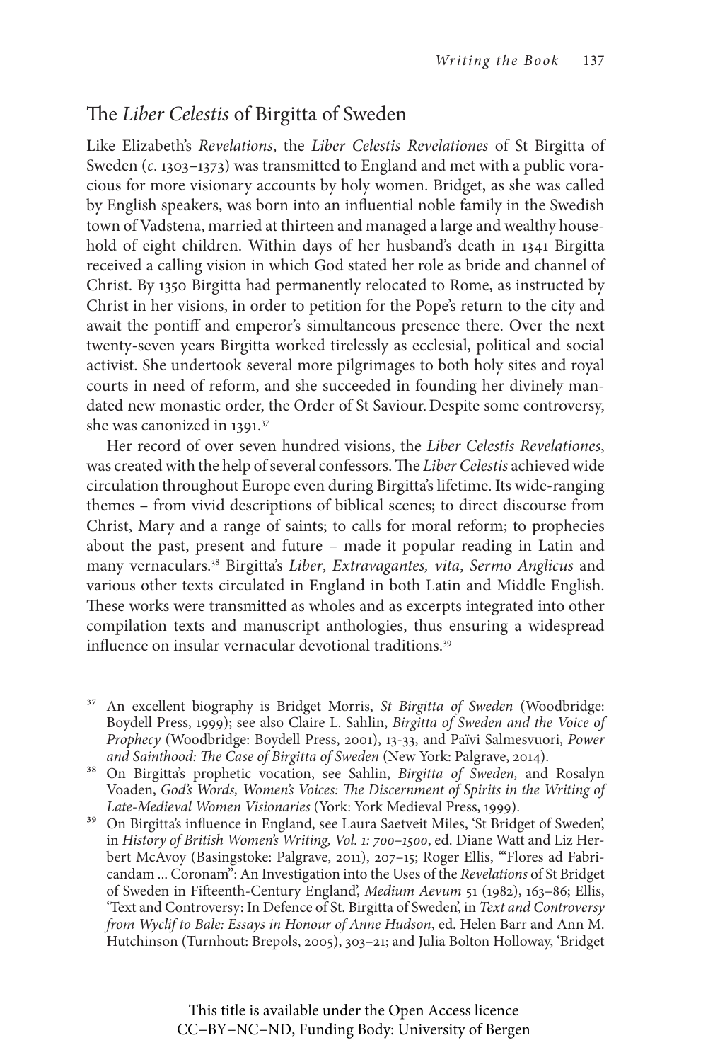## The *Liber Celestis* of Birgitta of Sweden

Like Elizabeth's *Revelations*, the *Liber Celestis Revelationes* of St Birgitta of Sweden (*c*. 1303–1373) was transmitted to England and met with a public voracious for more visionary accounts by holy women. Bridget, as she was called by English speakers, was born into an influential noble family in the Swedish town of Vadstena, married at thirteen and managed a large and wealthy household of eight children. Within days of her husband's death in 1341 Birgitta received a calling vision in which God stated her role as bride and channel of Christ. By 1350 Birgitta had permanently relocated to Rome, as instructed by Christ in her visions, in order to petition for the Pope's return to the city and await the pontiff and emperor's simultaneous presence there. Over the next twenty-seven years Birgitta worked tirelessly as ecclesial, political and social activist. She undertook several more pilgrimages to both holy sites and royal courts in need of reform, and she succeeded in founding her divinely mandated new monastic order, the Order of St Saviour. Despite some controversy, she was canonized in 1391.[37]

Her record of over seven hundred visions, the *Liber Celestis Revelationes*, was created with the help of several confessors. The *Liber Celestis* achieved wide circulation throughout Europe even during Birgitta's lifetime. Its wide-ranging themes – from vivid descriptions of biblical scenes; to direct discourse from Christ, Mary and a range of saints; to calls for moral reform; to prophecies about the past, present and future – made it popular reading in Latin and many vernaculars.[38] Birgitta's *Liber*, *Extravagantes, vita*, *Sermo Anglicus* and various other texts circulated in England in both Latin and Middle English. These works were transmitted as wholes and as excerpts integrated into other compilation texts and manuscript anthologies, thus ensuring a widespread influence on insular vernacular devotional traditions.[39]

[37] An excellent biography is Bridget Morris, *St Birgitta of Sweden* (Woodbridge: Boydell Press, 1999); see also Claire L. Sahlin, *Birgitta of Sweden and the Voice of Prophecy* (Woodbridge: Boydell Press, 2001), 13-33, and Päivi Salmesvuori, *Power and Sainthood: The Case of Birgitta of Sweden* (New York: Palgrave, 2014).

[38] On Birgitta's prophetic vocation, see Sahlin, *Birgitta of Sweden,* and Rosalyn Voaden, *God's Words, Women's Voices: The Discernment of Spirits in the Writing of Late-Medieval Women Visionaries* (York: York Medieval Press, 1999).

[39] On Birgitta's influence in England, see Laura Saetveit Miles, 'St Bridget of Sweden', in *History of British Women's Writing, Vol. 1: 700–1500*, ed. Diane Watt and Liz Herbert McAvoy (Basingstoke: Palgrave, 2011), 207–15; Roger Ellis, '"Flores ad Fabricandam ... Coronam": An Investigation into the Uses of the *Revelations* of St Bridget of Sweden in Fifteenth-Century England', *Medium Aevum* 51 (1982), 163–86; Ellis, 'Text and Controversy: In Defence of St. Birgitta of Sweden', in *Text and Controversy from Wyclif to Bale: Essays in Honour of Anne Hudson*, ed. Helen Barr and Ann M. Hutchinson (Turnhout: Brepols, 2005), 303–21; and Julia Bolton Holloway, 'Bridget

This title is available under the Open Access licence CC–BY–NC–ND, Funding Body: University of Bergen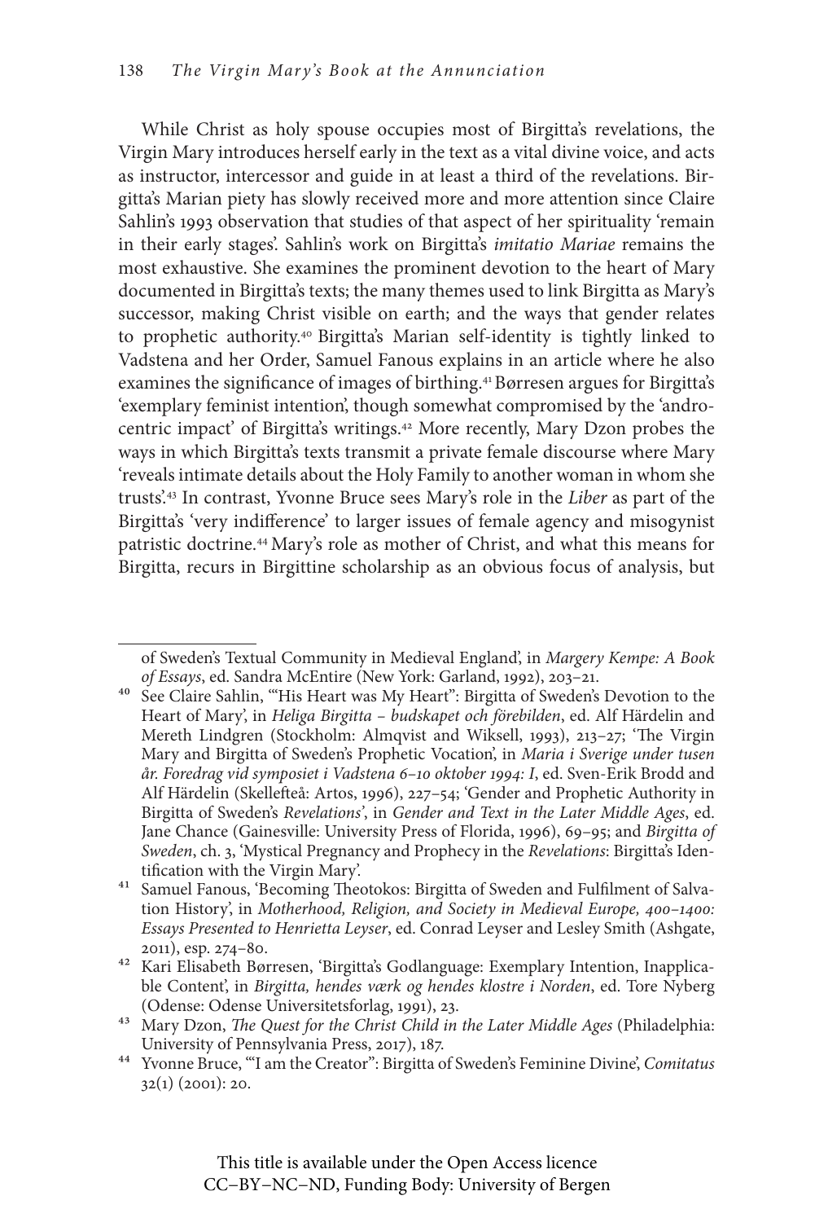While Christ as holy spouse occupies most of Birgitta's revelations, the Virgin Mary introduces herself early in the text as a vital divine voice, and acts as instructor, intercessor and guide in at least a third of the revelations. Birgitta's Marian piety has slowly received more and more attention since Claire Sahlin's 1993 observation that studies of that aspect of her spirituality 'remain in their early stages'. Sahlin's work on Birgitta's *imitatio Mariae* remains the most exhaustive. She examines the prominent devotion to the heart of Mary documented in Birgitta's texts; the many themes used to link Birgitta as Mary's successor, making Christ visible on earth; and the ways that gender relates to prophetic authority.[40] Birgitta's Marian self-identity is tightly linked to Vadstena and her Order, Samuel Fanous explains in an article where he also examines the significance of images of birthing.[41] Børresen argues for Birgitta's 'exemplary feminist intention', though somewhat compromised by the 'androcentric impact' of Birgitta's writings.[42] More recently, Mary Dzon probes the ways in which Birgitta's texts transmit a private female discourse where Mary 'reveals intimate details about the Holy Family to another woman in whom she trusts'.[43] In contrast, Yvonne Bruce sees Mary's role in the *Liber* as part of the Birgitta's 'very indifference' to larger issues of female agency and misogynist patristic doctrine.[44] Mary's role as mother of Christ, and what this means for Birgitta, recurs in Birgittine scholarship as an obvious focus of analysis, but

---

of Sweden's Textual Community in Medieval England', in *Margery Kempe: A Book of Essays*, ed. Sandra McEntire (New York: Garland, 1992), 203–21.

40 See Claire Sahlin, '"His Heart was My Heart": Birgitta of Sweden's Devotion to the Heart of Mary', in *Heliga Birgitta – budskapet och förebilden*, ed. Alf Härdelin and Mereth Lindgren (Stockholm: Almqvist and Wiksell, 1993), 213–27; 'The Virgin Mary and Birgitta of Sweden's Prophetic Vocation', in *Maria i Sverige under tusen år. Foredrag vid symposiet i Vadstena 6–10 oktober 1994: I*, ed. Sven-Erik Brodd and Alf Härdelin (Skellefteå: Artos, 1996), 227–54; 'Gender and Prophetic Authority in Birgitta of Sweden's *Revelations*', in *Gender and Text in the Later Middle Ages*, ed. Jane Chance (Gainesville: University Press of Florida, 1996), 69–95; and *Birgitta of Sweden*, ch. 3, 'Mystical Pregnancy and Prophecy in the *Revelations*: Birgitta's Identification with the Virgin Mary'.

41 Samuel Fanous, 'Becoming Theotokos: Birgitta of Sweden and Fulfilment of Salvation History', in *Motherhood, Religion, and Society in Medieval Europe, 400–1400: Essays Presented to Henrietta Leyser*, ed. Conrad Leyser and Lesley Smith (Ashgate, 2011), esp. 274–80.

42 Kari Elisabeth Børresen, 'Birgitta's Godlanguage: Exemplary Intention, Inapplicable Content', in *Birgitta, hendes værk og hendes klostre i Norden*, ed. Tore Nyberg (Odense: Odense Universitetsforlag, 1991), 23.

43 Mary Dzon, *The Quest for the Christ Child in the Later Middle Ages* (Philadelphia: University of Pennsylvania Press, 2017), 187.

44 Yvonne Bruce, '"I am the Creator": Birgitta of Sweden's Feminine Divine', *Comitatus* 32(1) (2001): 20.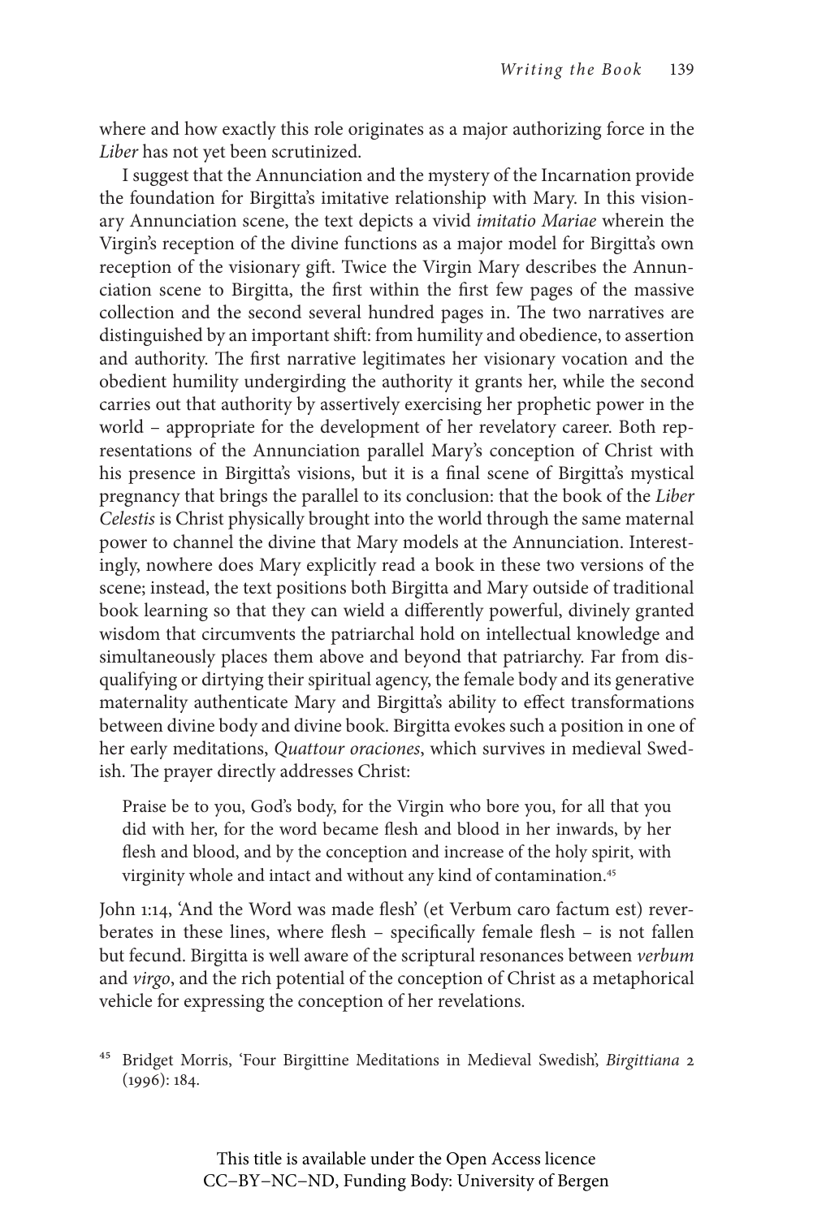where and how exactly this role originates as a major authorizing force in the *Liber* has not yet been scrutinized.

I suggest that the Annunciation and the mystery of the Incarnation provide the foundation for Birgitta's imitative relationship with Mary. In this visionary Annunciation scene, the text depicts a vivid *imitatio Mariae* wherein the Virgin's reception of the divine functions as a major model for Birgitta's own reception of the visionary gift. Twice the Virgin Mary describes the Annunciation scene to Birgitta, the first within the first few pages of the massive collection and the second several hundred pages in. The two narratives are distinguished by an important shift: from humility and obedience, to assertion and authority. The first narrative legitimates her visionary vocation and the obedient humility undergirding the authority it grants her, while the second carries out that authority by assertively exercising her prophetic power in the world – appropriate for the development of her revelatory career. Both representations of the Annunciation parallel Mary's conception of Christ with his presence in Birgitta's visions, but it is a final scene of Birgitta's mystical pregnancy that brings the parallel to its conclusion: that the book of the *Liber Celestis* is Christ physically brought into the world through the same maternal power to channel the divine that Mary models at the Annunciation. Interestingly, nowhere does Mary explicitly read a book in these two versions of the scene; instead, the text positions both Birgitta and Mary outside of traditional book learning so that they can wield a differently powerful, divinely granted wisdom that circumvents the patriarchal hold on intellectual knowledge and simultaneously places them above and beyond that patriarchy. Far from disqualifying or dirtying their spiritual agency, the female body and its generative maternality authenticate Mary and Birgitta's ability to effect transformations between divine body and divine book. Birgitta evokes such a position in one of her early meditations, *Quattour oraciones*, which survives in medieval Swedish. The prayer directly addresses Christ:

> Praise be to you, God's body, for the Virgin who bore you, for all that you did with her, for the word became flesh and blood in her inwards, by her flesh and blood, and by the conception and increase of the holy spirit, with virginity whole and intact and without any kind of contamination.[45]

John 1:14, 'And the Word was made flesh' (et Verbum caro factum est) reverberates in these lines, where flesh – specifically female flesh – is not fallen but fecund. Birgitta is well aware of the scriptural resonances between *verbum* and *virgo*, and the rich potential of the conception of Christ as a metaphorical vehicle for expressing the conception of her revelations.

[45] Bridget Morris, 'Four Birgittine Meditations in Medieval Swedish', *Birgittiana* 2 (1996): 184.

This title is available under the Open Access licence CC–BY–NC–ND, Funding Body: University of Bergen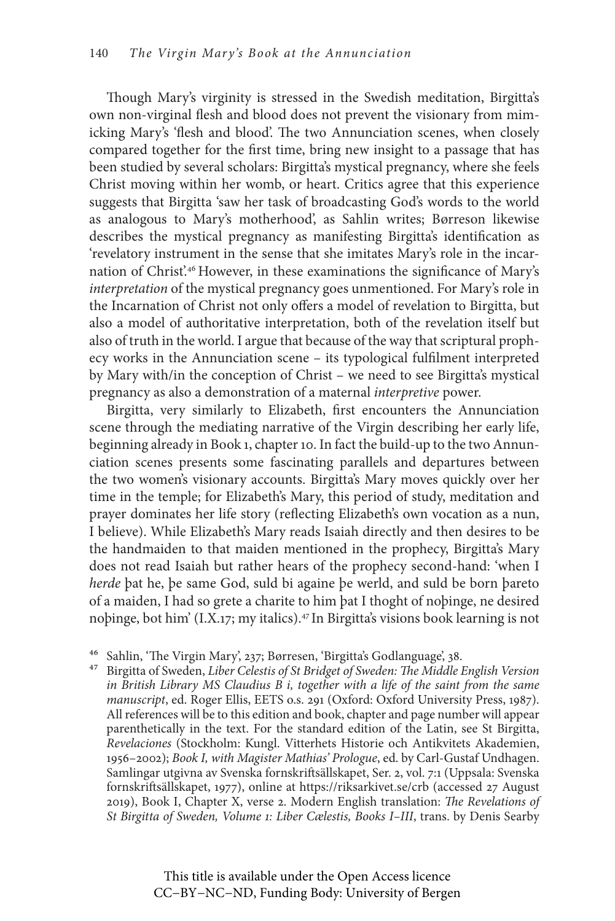Though Mary's virginity is stressed in the Swedish meditation, Birgitta's own non-virginal flesh and blood does not prevent the visionary from mimicking Mary's 'flesh and blood'. The two Annunciation scenes, when closely compared together for the first time, bring new insight to a passage that has been studied by several scholars: Birgitta's mystical pregnancy, where she feels Christ moving within her womb, or heart. Critics agree that this experience suggests that Birgitta 'saw her task of broadcasting God's words to the world as analogous to Mary's motherhood', as Sahlin writes; Børreson likewise describes the mystical pregnancy as manifesting Birgitta's identification as 'revelatory instrument in the sense that she imitates Mary's role in the incarnation of Christ'.[46] However, in these examinations the significance of Mary's *interpretation* of the mystical pregnancy goes unmentioned. For Mary's role in the Incarnation of Christ not only offers a model of revelation to Birgitta, but also a model of authoritative interpretation, both of the revelation itself but also of truth in the world. I argue that because of the way that scriptural prophecy works in the Annunciation scene – its typological fulfilment interpreted by Mary with/in the conception of Christ – we need to see Birgitta's mystical pregnancy as also a demonstration of a maternal *interpretive* power.

Birgitta, very similarly to Elizabeth, first encounters the Annunciation scene through the mediating narrative of the Virgin describing her early life, beginning already in Book 1, chapter 10. In fact the build-up to the two Annunciation scenes presents some fascinating parallels and departures between the two women's visionary accounts. Birgitta's Mary moves quickly over her time in the temple; for Elizabeth's Mary, this period of study, meditation and prayer dominates her life story (reflecting Elizabeth's own vocation as a nun, I believe). While Elizabeth's Mary reads Isaiah directly and then desires to be the handmaiden to that maiden mentioned in the prophecy, Birgitta's Mary does not read Isaiah but rather hears of the prophecy second-hand: 'when I *herde* þat he, þe same God, suld bi againe þe werld, and suld be born þareto of a maiden, I had so grete a charite to him þat I thoght of noþinge, ne desired noþinge, bot him' (I.X.17; my italics).[47] In Birgitta's visions book learning is not

[46] Sahlin, 'The Virgin Mary', 237; Børresen, 'Birgitta's Godlanguage', 38.

[47] Birgitta of Sweden, *Liber Celestis of St Bridget of Sweden: The Middle English Version in British Library MS Claudius B i, together with a life of the saint from the same manuscript*, ed. Roger Ellis, EETS o.s. 291 (Oxford: Oxford University Press, 1987). All references will be to this edition and book, chapter and page number will appear parenthetically in the text. For the standard edition of the Latin, see St Birgitta, *Revelaciones* (Stockholm: Kungl. Vitterhets Historie och Antikvitets Akademien, 1956–2002); *Book I, with Magister Mathias' Prologue*, ed. by Carl-Gustaf Undhagen. Samlingar utgivna av Svenska fornskriftsällskapet, Ser. 2, vol. 7:1 (Uppsala: Svenska fornskriftsällskapet, 1977), online at https://riksarkivet.se/crb (accessed 27 August 2019), Book I, Chapter X, verse 2. Modern English translation: *The Revelations of St Birgitta of Sweden, Volume 1: Liber Cælestis, Books I–III*, trans. by Denis Searby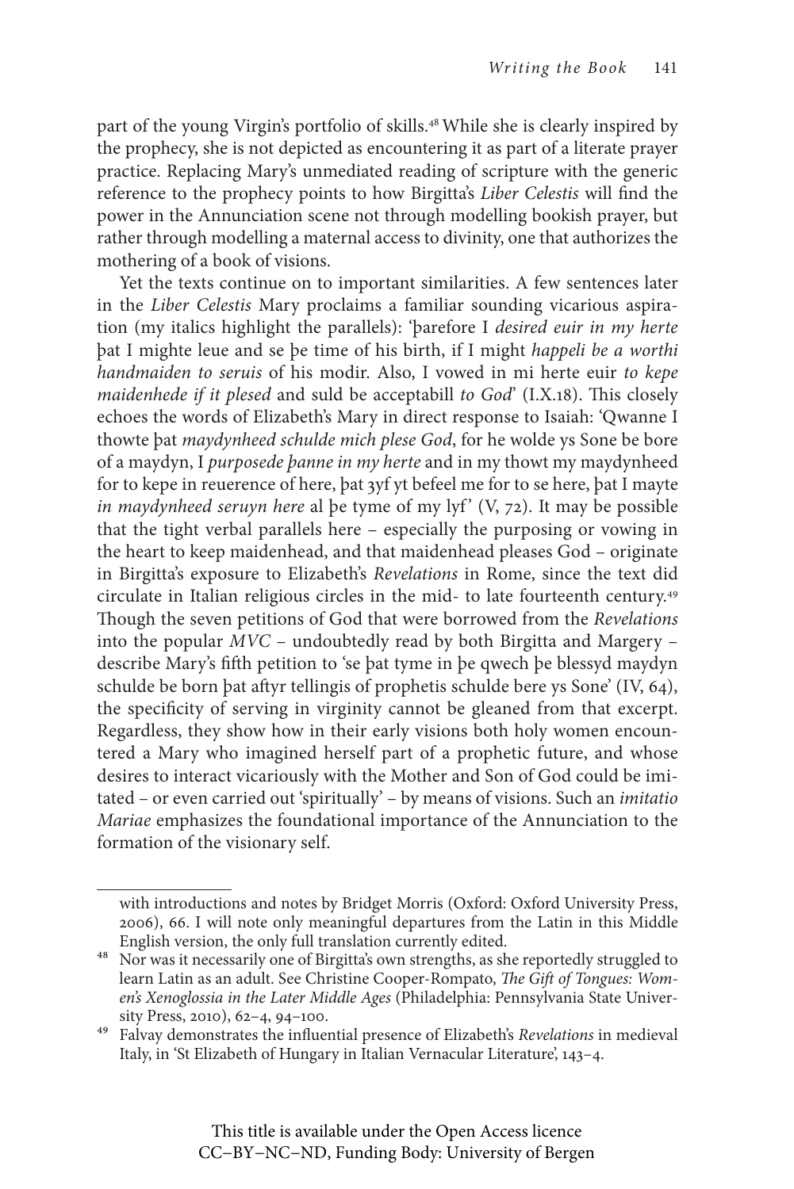part of the young Virgin's portfolio of skills.[48] While she is clearly inspired by the prophecy, she is not depicted as encountering it as part of a literate prayer practice. Replacing Mary's unmediated reading of scripture with the generic reference to the prophecy points to how Birgitta's *Liber Celestis* will find the power in the Annunciation scene not through modelling bookish prayer, but rather through modelling a maternal access to divinity, one that authorizes the mothering of a book of visions.

Yet the texts continue on to important similarities. A few sentences later in the *Liber Celestis* Mary proclaims a familiar sounding vicarious aspiration (my italics highlight the parallels): 'þarefore I *desired euir in my herte* þat I mighte leue and se þe time of his birth, if I might *happeli be a worthi handmaiden to seruis* of his modir. Also, I vowed in mi herte euir *to kepe maidenhede if it plesed* and suld be acceptabill *to God*' (I.X.18). This closely echoes the words of Elizabeth's Mary in direct response to Isaiah: 'Qwanne I thowte þat *maydynheed schulde mich plese God*, for he wolde ys Sone be bore of a maydyn, I *purposede þanne in my herte* and in my thowt my maydynheed for to kepe in reuerence of here, þat ȝyf yt befeel me for to se here, þat I mayte *in maydynheed seruyn here* al þe tyme of my lyf' (V, 72). It may be possible that the tight verbal parallels here – especially the purposing or vowing in the heart to keep maidenhead, and that maidenhead pleases God – originate in Birgitta's exposure to Elizabeth's *Revelations* in Rome, since the text did circulate in Italian religious circles in the mid- to late fourteenth century.[49] Though the seven petitions of God that were borrowed from the *Revelations* into the popular *MVC* – undoubtedly read by both Birgitta and Margery – describe Mary's fifth petition to 'se þat tyme in þe qwech þe blessyd maydyn schulde be born þat aftyr tellingis of prophetis schulde bere ys Sone' (IV, 64), the specificity of serving in virginity cannot be gleaned from that excerpt. Regardless, they show how in their early visions both holy women encountered a Mary who imagined herself part of a prophetic future, and whose desires to interact vicariously with the Mother and Son of God could be imitated – or even carried out 'spiritually' – by means of visions. Such an *imitatio Mariae* emphasizes the foundational importance of the Annunciation to the formation of the visionary self.

---

with introductions and notes by Bridget Morris (Oxford: Oxford University Press, 2006), 66. I will note only meaningful departures from the Latin in this Middle English version, the only full translation currently edited.

[48] Nor was it necessarily one of Birgitta's own strengths, as she reportedly struggled to learn Latin as an adult. See Christine Cooper-Rompato, *The Gift of Tongues: Women's Xenoglossia in the Later Middle Ages* (Philadelphia: Pennsylvania State University Press, 2010), 62–4, 94–100.

[49] Falvay demonstrates the influential presence of Elizabeth's *Revelations* in medieval Italy, in 'St Elizabeth of Hungary in Italian Vernacular Literature', 143–4.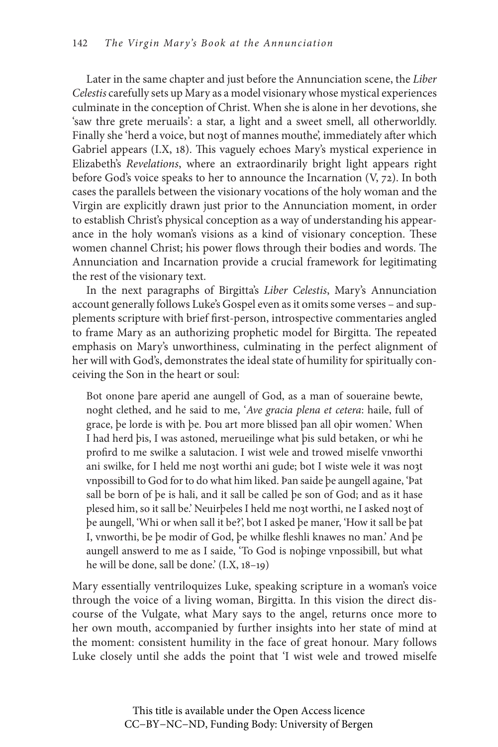Later in the same chapter and just before the Annunciation scene, the *Liber Celestis* carefully sets up Mary as a model visionary whose mystical experiences culminate in the conception of Christ. When she is alone in her devotions, she 'saw thre grete meruails': a star, a light and a sweet smell, all otherworldly. Finally she 'herd a voice, but noȝt of mannes mouthe', immediately after which Gabriel appears (I.X, 18). This vaguely echoes Mary's mystical experience in Elizabeth's *Revelations*, where an extraordinarily bright light appears right before God's voice speaks to her to announce the Incarnation (V, 72). In both cases the parallels between the visionary vocations of the holy woman and the Virgin are explicitly drawn just prior to the Annunciation moment, in order to establish Christ's physical conception as a way of understanding his appearance in the holy woman's visions as a kind of visionary conception. These women channel Christ; his power flows through their bodies and words. The Annunciation and Incarnation provide a crucial framework for legitimating the rest of the visionary text.

In the next paragraphs of Birgitta's *Liber Celestis*, Mary's Annunciation account generally follows Luke's Gospel even as it omits some verses – and supplements scripture with brief first-person, introspective commentaries angled to frame Mary as an authorizing prophetic model for Birgitta. The repeated emphasis on Mary's unworthiness, culminating in the perfect alignment of her will with God's, demonstrates the ideal state of humility for spiritually conceiving the Son in the heart or soul:

> Bot onone þare aperid ane aungell of God, as a man of soueraine bewte, noght clethed, and he said to me, '*Ave gracia plena et cetera*: haile, full of grace, þe lorde is with þe. Þou art more blissed þan all oþir women.' When I had herd þis, I was astoned, merueilinge what þis suld betaken, or whi he profird to me swilke a salutacion. I wist wele and trowed miselfe vnworthi ani swilke, for I held me noȝt worthi ani gude; bot I wiste wele it was noȝt vnpossibill to God for to do what him liked. Þan saide þe aungell againe, 'Þat sall be born of þe is hali, and it sall be called þe son of God; and as it hase plesed him, so it sall be.' Neuirþeles I held me noȝt worthi, ne I asked noȝt of þe aungell, 'Whi or when sall it be?', bot I asked þe maner, 'How it sall be þat I, vnworthi, be þe modir of God, þe whilke fleshli knawes no man.' And þe aungell answerd to me as I saide, 'To God is noþinge vnpossibill, but what he will be done, sall be done.' (I.X, 18–19)

Mary essentially ventriloquizes Luke, speaking scripture in a woman's voice through the voice of a living woman, Birgitta. In this vision the direct discourse of the Vulgate, what Mary says to the angel, returns once more to her own mouth, accompanied by further insights into her state of mind at the moment: consistent humility in the face of great honour. Mary follows Luke closely until she adds the point that 'I wist wele and trowed miselfe

This title is available under the Open Access licence CC–BY–NC–ND, Funding Body: University of Bergen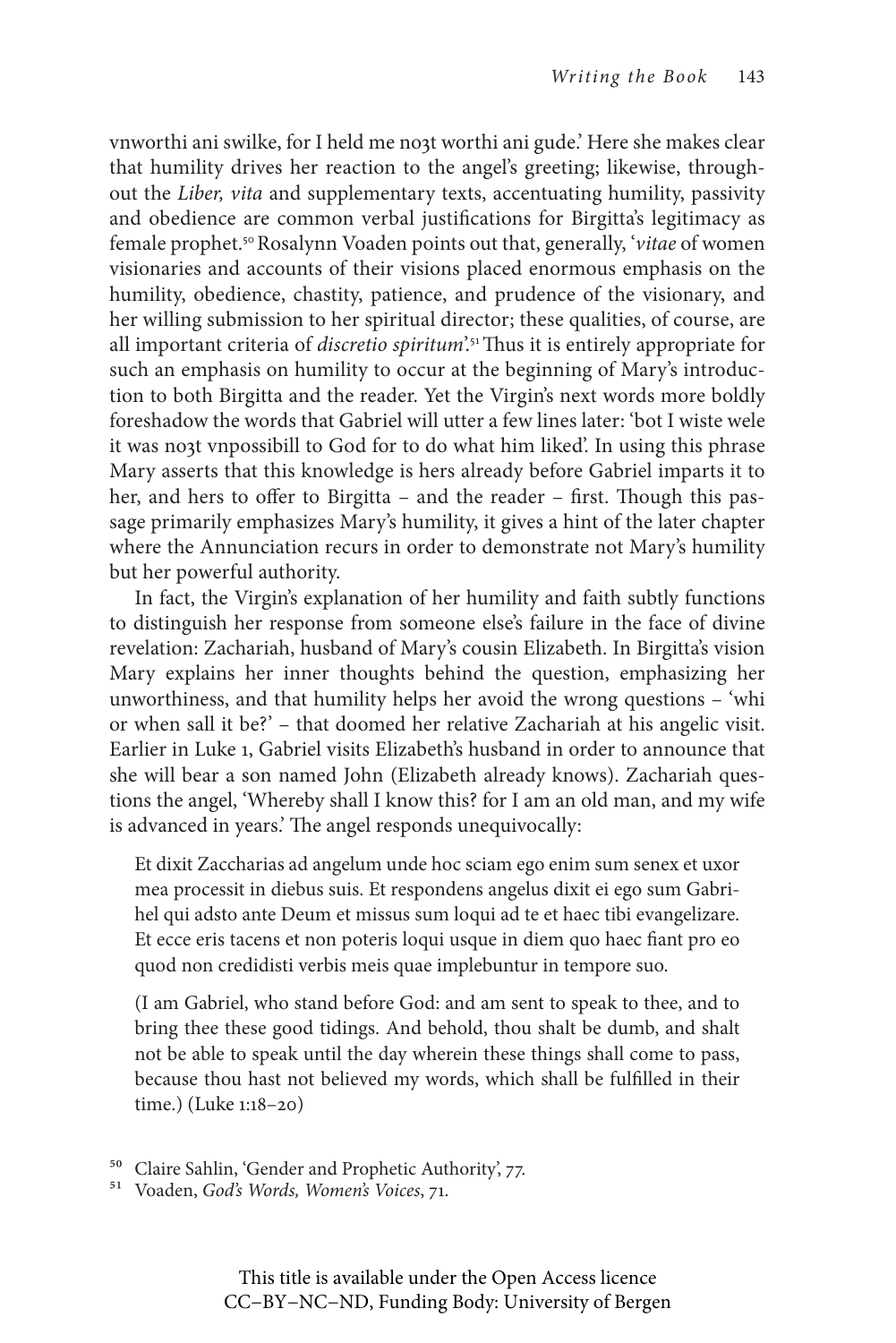vnworthi ani swilke, for I held me no3t worthi ani gude.' Here she makes clear that humility drives her reaction to the angel's greeting; likewise, throughout the *Liber, vita* and supplementary texts, accentuating humility, passivity and obedience are common verbal justifications for Birgitta's legitimacy as female prophet.[50] Rosalynn Voaden points out that, generally, '*vitae* of women visionaries and accounts of their visions placed enormous emphasis on the humility, obedience, chastity, patience, and prudence of the visionary, and her willing submission to her spiritual director; these qualities, of course, are all important criteria of *discretio spiritum*'.[51] Thus it is entirely appropriate for such an emphasis on humility to occur at the beginning of Mary's introduction to both Birgitta and the reader. Yet the Virgin's next words more boldly foreshadow the words that Gabriel will utter a few lines later: 'bot I wiste wele it was no3t vnpossibill to God for to do what him liked'. In using this phrase Mary asserts that this knowledge is hers already before Gabriel imparts it to her, and hers to offer to Birgitta – and the reader – first. Though this passage primarily emphasizes Mary's humility, it gives a hint of the later chapter where the Annunciation recurs in order to demonstrate not Mary's humility but her powerful authority.

In fact, the Virgin's explanation of her humility and faith subtly functions to distinguish her response from someone else's failure in the face of divine revelation: Zachariah, husband of Mary's cousin Elizabeth. In Birgitta's vision Mary explains her inner thoughts behind the question, emphasizing her unworthiness, and that humility helps her avoid the wrong questions – 'whi or when sall it be?' – that doomed her relative Zachariah at his angelic visit. Earlier in Luke 1, Gabriel visits Elizabeth's husband in order to announce that she will bear a son named John (Elizabeth already knows). Zachariah questions the angel, 'Whereby shall I know this? for I am an old man, and my wife is advanced in years.' The angel responds unequivocally:

> Et dixit Zaccharias ad angelum unde hoc sciam ego enim sum senex et uxor mea processit in diebus suis. Et respondens angelus dixit ei ego sum Gabrihel qui adsto ante Deum et missus sum loqui ad te et haec tibi evangelizare. Et ecce eris tacens et non poteris loqui usque in diem quo haec fiant pro eo quod non credidisti verbis meis quae implebuntur in tempore suo.
>
> (I am Gabriel, who stand before God: and am sent to speak to thee, and to bring thee these good tidings. And behold, thou shalt be dumb, and shalt not be able to speak until the day wherein these things shall come to pass, because thou hast not believed my words, which shall be fulfilled in their time.) (Luke 1:18–20)

[50] Claire Sahlin, 'Gender and Prophetic Authority', 77.

[51] Voaden, *God's Words, Women's Voices*, 71.

This title is available under the Open Access licence CC–BY–NC–ND, Funding Body: University of Bergen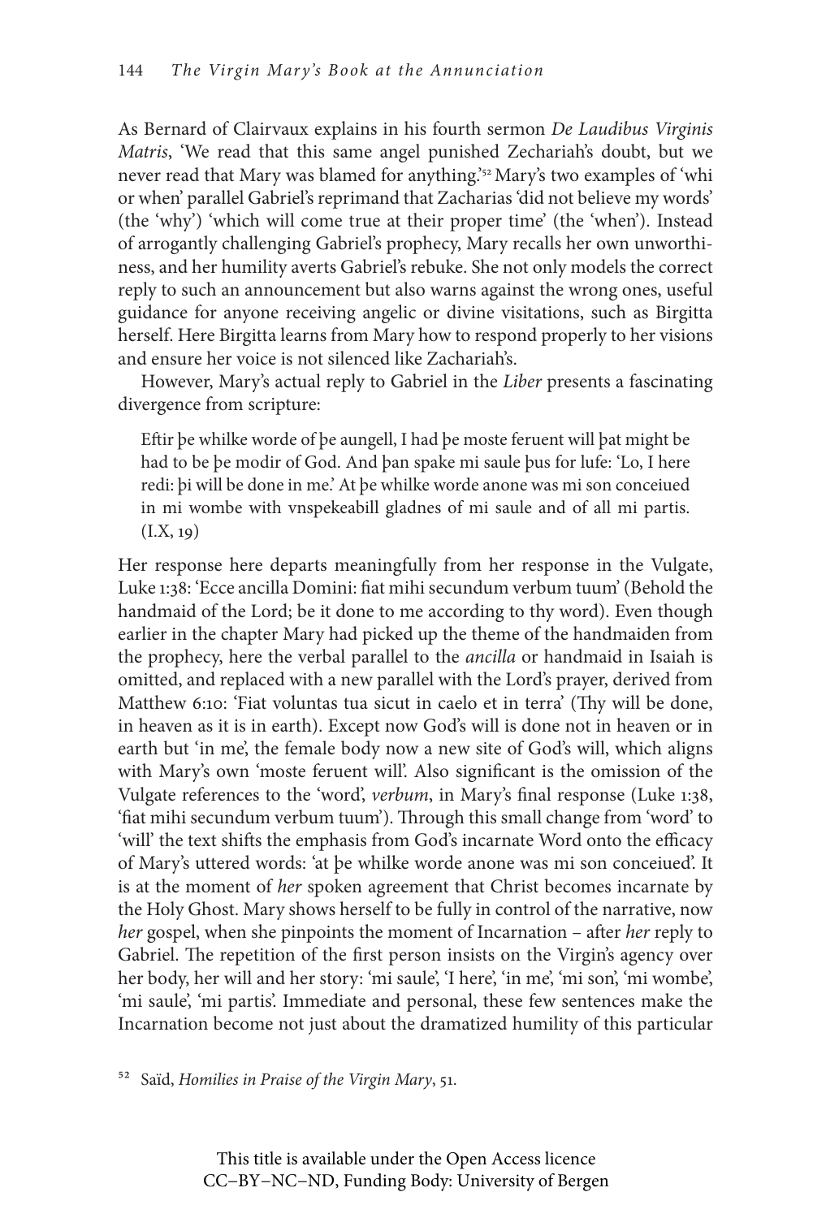As Bernard of Clairvaux explains in his fourth sermon *De Laudibus Virginis Matris*, 'We read that this same angel punished Zechariah's doubt, but we never read that Mary was blamed for anything.'[52] Mary's two examples of 'whi or when' parallel Gabriel's reprimand that Zacharias 'did not believe my words' (the 'why') 'which will come true at their proper time' (the 'when'). Instead of arrogantly challenging Gabriel's prophecy, Mary recalls her own unworthiness, and her humility averts Gabriel's rebuke. She not only models the correct reply to such an announcement but also warns against the wrong ones, useful guidance for anyone receiving angelic or divine visitations, such as Birgitta herself. Here Birgitta learns from Mary how to respond properly to her visions and ensure her voice is not silenced like Zachariah's.

However, Mary's actual reply to Gabriel in the *Liber* presents a fascinating divergence from scripture:

> Eftir þe whilke worde of þe aungell, I had þe moste feruent will þat might be had to be þe modir of God. And þan spake mi saule þus for lufe: 'Lo, I here redi: þi will be done in me.' At þe whilke worde anone was mi son conceiued in mi wombe with vnspekeabill gladnes of mi saule and of all mi partis. (I.X, 19)

Her response here departs meaningfully from her response in the Vulgate, Luke 1:38: 'Ecce ancilla Domini: fiat mihi secundum verbum tuum' (Behold the handmaid of the Lord; be it done to me according to thy word). Even though earlier in the chapter Mary had picked up the theme of the handmaiden from the prophecy, here the verbal parallel to the *ancilla* or handmaid in Isaiah is omitted, and replaced with a new parallel with the Lord's prayer, derived from Matthew 6:10: 'Fiat voluntas tua sicut in caelo et in terra' (Thy will be done, in heaven as it is in earth). Except now God's will is done not in heaven or in earth but 'in me', the female body now a new site of God's will, which aligns with Mary's own 'moste feruent will'. Also significant is the omission of the Vulgate references to the 'word', *verbum*, in Mary's final response (Luke 1:38, 'fiat mihi secundum verbum tuum'). Through this small change from 'word' to 'will' the text shifts the emphasis from God's incarnate Word onto the efficacy of Mary's uttered words: 'at þe whilke worde anone was mi son conceiued'. It is at the moment of *her* spoken agreement that Christ becomes incarnate by the Holy Ghost. Mary shows herself to be fully in control of the narrative, now *her* gospel, when she pinpoints the moment of Incarnation – after *her* reply to Gabriel. The repetition of the first person insists on the Virgin's agency over her body, her will and her story: 'mi saule', 'I here', 'in me', 'mi son', 'mi wombe', 'mi saule', 'mi partis'. Immediate and personal, these few sentences make the Incarnation become not just about the dramatized humility of this particular

[52] Saïd, *Homilies in Praise of the Virgin Mary*, 51.

This title is available under the Open Access licence CC–BY–NC–ND, Funding Body: University of Bergen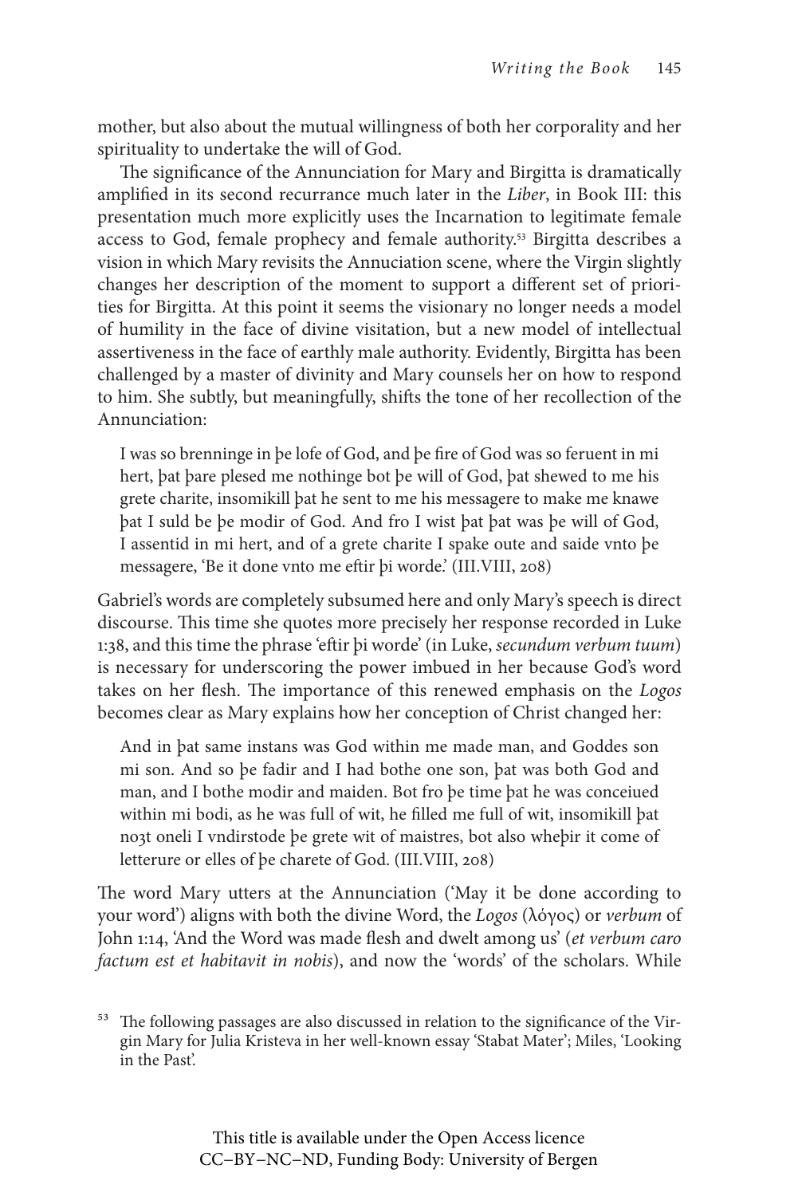mother, but also about the mutual willingness of both her corporality and her spirituality to undertake the will of God.

The significance of the Annunciation for Mary and Birgitta is dramatically amplified in its second recurrance much later in the *Liber*, in Book III: this presentation much more explicitly uses the Incarnation to legitimate female access to God, female prophecy and female authority.[53] Birgitta describes a vision in which Mary revisits the Annuciation scene, where the Virgin slightly changes her description of the moment to support a different set of priorities for Birgitta. At this point it seems the visionary no longer needs a model of humility in the face of divine visitation, but a new model of intellectual assertiveness in the face of earthly male authority. Evidently, Birgitta has been challenged by a master of divinity and Mary counsels her on how to respond to him. She subtly, but meaningfully, shifts the tone of her recollection of the Annunciation:

> I was so brenninge in þe lofe of God, and þe fire of God was so feruent in mi hert, þat þare plesed me nothinge bot þe will of God, þat shewed to me his grete charite, insomikill þat he sent to me his messagere to make me knawe þat I suld be þe modir of God. And fro I wist þat þat was þe will of God, I assentid in mi hert, and of a grete charite I spake oute and saide vnto þe messagere, 'Be it done vnto me eftir þi worde.' (III.VIII, 208)

Gabriel's words are completely subsumed here and only Mary's speech is direct discourse. This time she quotes more precisely her response recorded in Luke 1:38, and this time the phrase 'eftir þi worde' (in Luke, *secundum verbum tuum*) is necessary for underscoring the power imbued in her because God's word takes on her flesh. The importance of this renewed emphasis on the *Logos* becomes clear as Mary explains how her conception of Christ changed her:

> And in þat same instans was God within me made man, and Goddes son mi son. And so þe fadir and I had bothe one son, þat was both God and man, and I bothe modir and maiden. Bot fro þe time þat he was conceiued within mi bodi, as he was full of wit, he filled me full of wit, insomikill þat noȝt oneli I vndirstode þe grete wit of maistres, bot also wheþir it come of letterure or elles of þe charete of God. (III.VIII, 208)

The word Mary utters at the Annunciation ('May it be done according to your word') aligns with both the divine Word, the *Logos* (λόγος) or *verbum* of John 1:14, 'And the Word was made flesh and dwelt among us' (*et verbum caro factum est et habitavit in nobis*), and now the 'words' of the scholars. While

[53] The following passages are also discussed in relation to the significance of the Virgin Mary for Julia Kristeva in her well-known essay 'Stabat Mater'; Miles, 'Looking in the Past'.

This title is available under the Open Access licence CC–BY–NC–ND, Funding Body: University of Bergen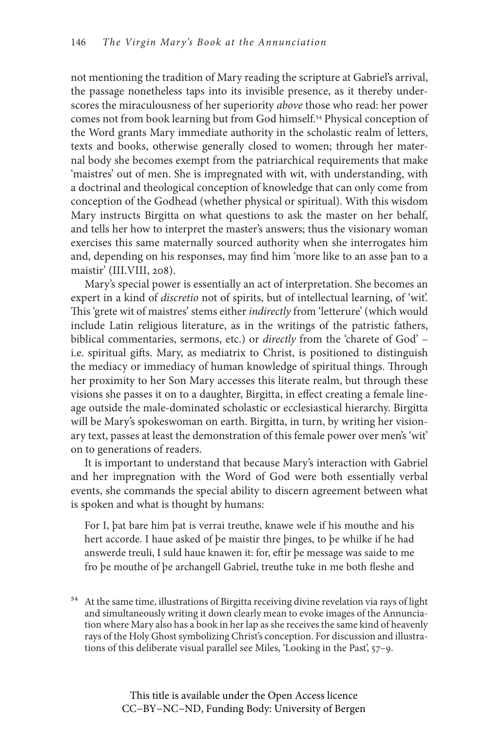not mentioning the tradition of Mary reading the scripture at Gabriel's arrival, the passage nonetheless taps into its invisible presence, as it thereby underscores the miraculousness of her superiority *above* those who read: her power comes not from book learning but from God himself.[54] Physical conception of the Word grants Mary immediate authority in the scholastic realm of letters, texts and books, otherwise generally closed to women; through her maternal body she becomes exempt from the patriarchical requirements that make 'maistres' out of men. She is impregnated with wit, with understanding, with a doctrinal and theological conception of knowledge that can only come from conception of the Godhead (whether physical or spiritual). With this wisdom Mary instructs Birgitta on what questions to ask the master on her behalf, and tells her how to interpret the master's answers; thus the visionary woman exercises this same maternally sourced authority when she interrogates him and, depending on his responses, may find him 'more like to an asse þan to a maistir' (III.VIII, 208).

Mary's special power is essentially an act of interpretation. She becomes an expert in a kind of *discretio* not of spirits, but of intellectual learning, of 'wit'. This 'grete wit of maistres' stems either *indirectly* from 'letterure' (which would include Latin religious literature, as in the writings of the patristic fathers, biblical commentaries, sermons, etc.) or *directly* from the 'charete of God' – i.e. spiritual gifts. Mary, as mediatrix to Christ, is positioned to distinguish the mediacy or immediacy of human knowledge of spiritual things. Through her proximity to her Son Mary accesses this literate realm, but through these visions she passes it on to a daughter, Birgitta, in effect creating a female lineage outside the male-dominated scholastic or ecclesiastical hierarchy. Birgitta will be Mary's spokeswoman on earth. Birgitta, in turn, by writing her visionary text, passes at least the demonstration of this female power over men's 'wit' on to generations of readers.

It is important to understand that because Mary's interaction with Gabriel and her impregnation with the Word of God were both essentially verbal events, she commands the special ability to discern agreement between what is spoken and what is thought by humans:

> For I, þat bare him þat is verrai treuthe, knawe wele if his mouthe and his hert accorde. I haue asked of þe maistir thre þinges, to þe whilke if he had answerde treuli, I suld haue knawen it: for, eftir þe message was saide to me fro þe mouthe of þe archangell Gabriel, treuthe tuke in me both fleshe and

[54] At the same time, illustrations of Birgitta receiving divine revelation via rays of light and simultaneously writing it down clearly mean to evoke images of the Annunciation where Mary also has a book in her lap as she receives the same kind of heavenly rays of the Holy Ghost symbolizing Christ's conception. For discussion and illustrations of this deliberate visual parallel see Miles, 'Looking in the Past', 57–9.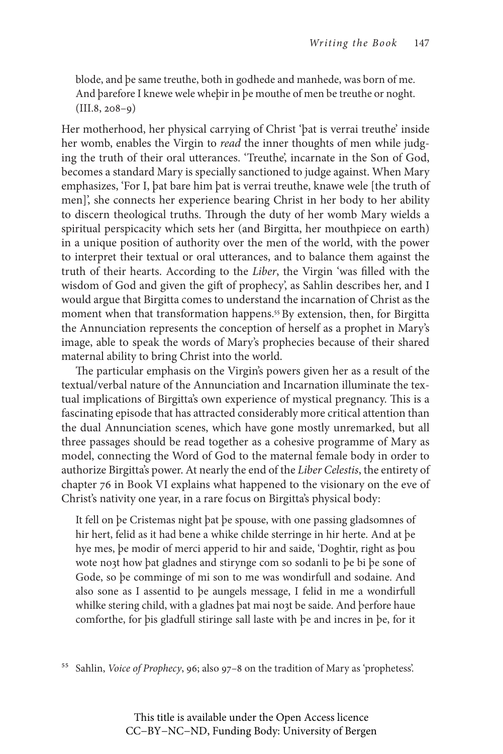> blode, and þe same treuthe, both in godhede and manhede, was born of me. And þarefore I knewe wele wheþir in þe mouthe of men be treuthe or noght. (III.8, 208–9)

Her motherhood, her physical carrying of Christ 'þat is verrai treuthe' inside her womb, enables the Virgin to *read* the inner thoughts of men while judging the truth of their oral utterances. 'Treuthe', incarnate in the Son of God, becomes a standard Mary is specially sanctioned to judge against. When Mary emphasizes, 'For I, þat bare him þat is verrai treuthe, knawe wele [the truth of men]', she connects her experience bearing Christ in her body to her ability to discern theological truths. Through the duty of her womb Mary wields a spiritual perspicacity which sets her (and Birgitta, her mouthpiece on earth) in a unique position of authority over the men of the world, with the power to interpret their textual or oral utterances, and to balance them against the truth of their hearts. According to the *Liber*, the Virgin 'was filled with the wisdom of God and given the gift of prophecy', as Sahlin describes her, and I would argue that Birgitta comes to understand the incarnation of Christ as the moment when that transformation happens.[55] By extension, then, for Birgitta the Annunciation represents the conception of herself as a prophet in Mary's image, able to speak the words of Mary's prophecies because of their shared maternal ability to bring Christ into the world.

The particular emphasis on the Virgin's powers given her as a result of the textual/verbal nature of the Annunciation and Incarnation illuminate the textual implications of Birgitta's own experience of mystical pregnancy. This is a fascinating episode that has attracted considerably more critical attention than the dual Annunciation scenes, which have gone mostly unremarked, but all three passages should be read together as a cohesive programme of Mary as model, connecting the Word of God to the maternal female body in order to authorize Birgitta's power. At nearly the end of the *Liber Celestis*, the entirety of chapter 76 in Book VI explains what happened to the visionary on the eve of Christ's nativity one year, in a rare focus on Birgitta's physical body:

> It fell on þe Cristemas night þat þe spouse, with one passing gladsomnes of hir hert, felid as it had bene a whike childe sterringe in hir herte. And at þe hye mes, þe modir of merci apperid to hir and saide, 'Doghtir, right as þou wote noȝt how þat gladnes and stirynge com so sodanli to þe bi þe sone of Gode, so þe comminge of mi son to me was wondirfull and sodaine. And also sone as I assentid to þe aungels message, I felid in me a wondirfull whilke stering child, with a gladnes þat mai noȝt be saide. And þerfore haue comforthe, for þis gladfull stiringe sall laste with þe and incres in þe, for it

[55] Sahlin, *Voice of Prophecy*, 96; also 97–8 on the tradition of Mary as 'prophetess'.

This title is available under the Open Access licence CC–BY–NC–ND, Funding Body: University of Bergen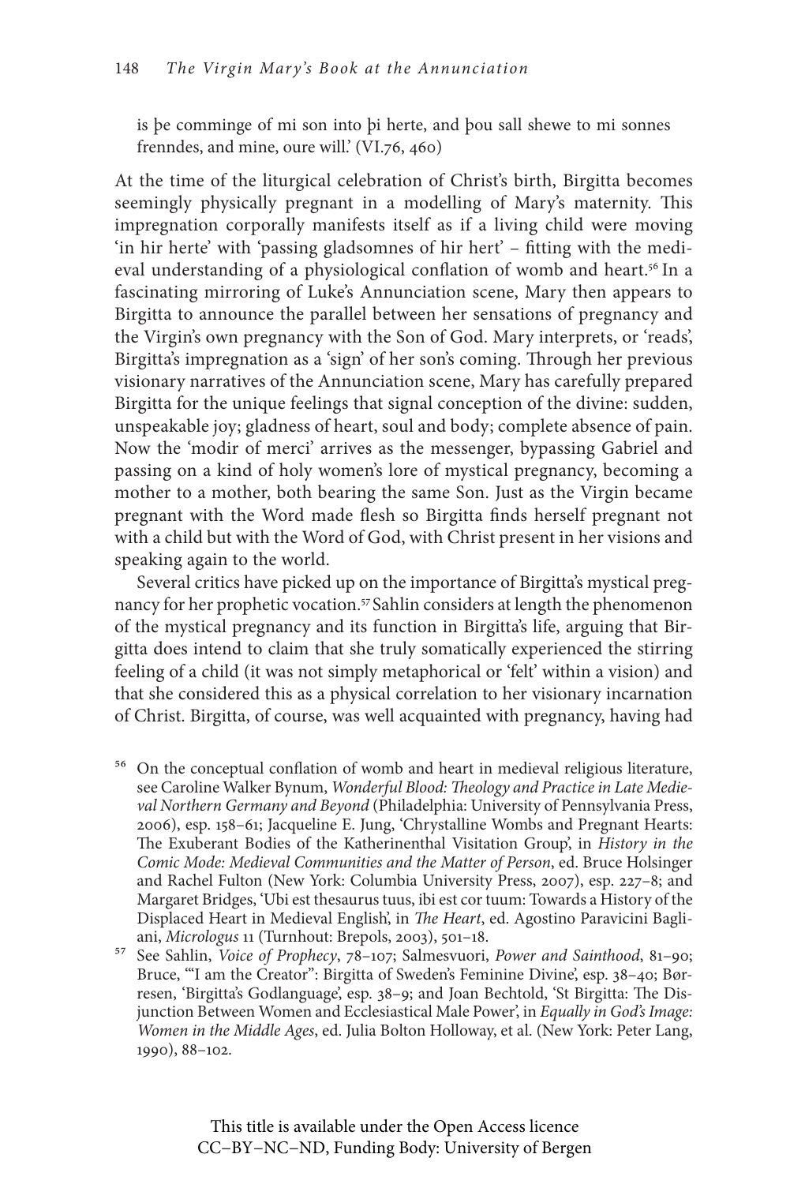is þe comminge of mi son into þi herte, and þou sall shewe to mi sonnes frenndes, and mine, oure will.' (VI.76, 460)

At the time of the liturgical celebration of Christ's birth, Birgitta becomes seemingly physically pregnant in a modelling of Mary's maternity. This impregnation corporally manifests itself as if a living child were moving 'in hir herte' with 'passing gladsomnes of hir hert' – fitting with the medieval understanding of a physiological conflation of womb and heart.[56] In a fascinating mirroring of Luke's Annunciation scene, Mary then appears to Birgitta to announce the parallel between her sensations of pregnancy and the Virgin's own pregnancy with the Son of God. Mary interprets, or 'reads', Birgitta's impregnation as a 'sign' of her son's coming. Through her previous visionary narratives of the Annunciation scene, Mary has carefully prepared Birgitta for the unique feelings that signal conception of the divine: sudden, unspeakable joy; gladness of heart, soul and body; complete absence of pain. Now the 'modir of merci' arrives as the messenger, bypassing Gabriel and passing on a kind of holy women's lore of mystical pregnancy, becoming a mother to a mother, both bearing the same Son. Just as the Virgin became pregnant with the Word made flesh so Birgitta finds herself pregnant not with a child but with the Word of God, with Christ present in her visions and speaking again to the world.

Several critics have picked up on the importance of Birgitta's mystical pregnancy for her prophetic vocation.[57] Sahlin considers at length the phenomenon of the mystical pregnancy and its function in Birgitta's life, arguing that Birgitta does intend to claim that she truly somatically experienced the stirring feeling of a child (it was not simply metaphorical or 'felt' within a vision) and that she considered this as a physical correlation to her visionary incarnation of Christ. Birgitta, of course, was well acquainted with pregnancy, having had

[56] On the conceptual conflation of womb and heart in medieval religious literature, see Caroline Walker Bynum, *Wonderful Blood: Theology and Practice in Late Medieval Northern Germany and Beyond* (Philadelphia: University of Pennsylvania Press, 2006), esp. 158–61; Jacqueline E. Jung, 'Chrystalline Wombs and Pregnant Hearts: The Exuberant Bodies of the Katherinenthal Visitation Group', in *History in the Comic Mode: Medieval Communities and the Matter of Person*, ed. Bruce Holsinger and Rachel Fulton (New York: Columbia University Press, 2007), esp. 227–8; and Margaret Bridges, 'Ubi est thesaurus tuus, ibi est cor tuum: Towards a History of the Displaced Heart in Medieval English', in *The Heart*, ed. Agostino Paravicini Bagliani, *Micrologus* 11 (Turnhout: Brepols, 2003), 501–18.

[57] See Sahlin, *Voice of Prophecy*, 78–107; Salmesvuori, *Power and Sainthood*, 81–90; Bruce, '"I am the Creator": Birgitta of Sweden's Feminine Divine', esp. 38–40; Børresen, 'Birgitta's Godlanguage', esp. 38–9; and Joan Bechtold, 'St Birgitta: The Disjunction Between Women and Ecclesiastical Male Power', in *Equally in God's Image: Women in the Middle Ages*, ed. Julia Bolton Holloway, et al. (New York: Peter Lang, 1990), 88–102.

This title is available under the Open Access licence CC–BY–NC–ND, Funding Body: University of Bergen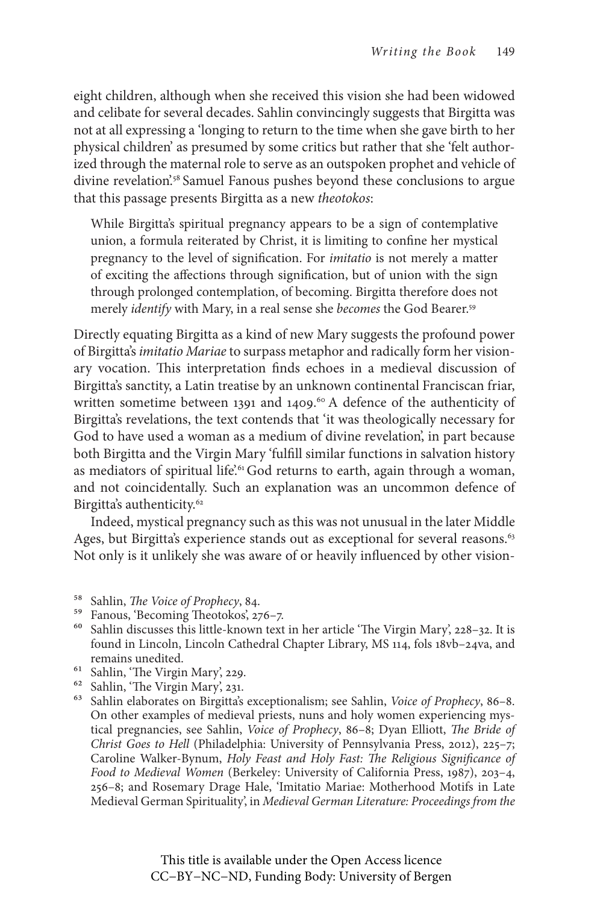eight children, although when she received this vision she had been widowed and celibate for several decades. Sahlin convincingly suggests that Birgitta was not at all expressing a 'longing to return to the time when she gave birth to her physical children' as presumed by some critics but rather that she 'felt authorized through the maternal role to serve as an outspoken prophet and vehicle of divine revelation'.[58] Samuel Fanous pushes beyond these conclusions to argue that this passage presents Birgitta as a new *theotokos*:

> While Birgitta's spiritual pregnancy appears to be a sign of contemplative union, a formula reiterated by Christ, it is limiting to confine her mystical pregnancy to the level of signification. For *imitatio* is not merely a matter of exciting the affections through signification, but of union with the sign through prolonged contemplation, of becoming. Birgitta therefore does not merely *identify* with Mary, in a real sense she *becomes* the God Bearer.[59]

Directly equating Birgitta as a kind of new Mary suggests the profound power of Birgitta's *imitatio Mariae* to surpass metaphor and radically form her visionary vocation. This interpretation finds echoes in a medieval discussion of Birgitta's sanctity, a Latin treatise by an unknown continental Franciscan friar, written sometime between 1391 and 1409.[60] A defence of the authenticity of Birgitta's revelations, the text contends that 'it was theologically necessary for God to have used a woman as a medium of divine revelation', in part because both Birgitta and the Virgin Mary 'fulfill similar functions in salvation history as mediators of spiritual life'.[61] God returns to earth, again through a woman, and not coincidentally. Such an explanation was an uncommon defence of Birgitta's authenticity.[62]

Indeed, mystical pregnancy such as this was not unusual in the later Middle Ages, but Birgitta's experience stands out as exceptional for several reasons.[63] Not only is it unlikely she was aware of or heavily influenced by other vision-

---

[58] Sahlin, *The Voice of Prophecy*, 84.

[59] Fanous, 'Becoming Theotokos', 276–7.

[60] Sahlin discusses this little-known text in her article 'The Virgin Mary', 228–32. It is found in Lincoln, Lincoln Cathedral Chapter Library, MS 114, fols 18vb–24va, and remains unedited.

[61] Sahlin, 'The Virgin Mary', 229.

[62] Sahlin, 'The Virgin Mary', 231.

[63] Sahlin elaborates on Birgitta's exceptionalism; see Sahlin, *Voice of Prophecy*, 86–8. On other examples of medieval priests, nuns and holy women experiencing mystical pregnancies, see Sahlin, *Voice of Prophecy*, 86–8; Dyan Elliott, *The Bride of Christ Goes to Hell* (Philadelphia: University of Pennsylvania Press, 2012), 225–7; Caroline Walker-Bynum, *Holy Feast and Holy Fast: The Religious Significance of Food to Medieval Women* (Berkeley: University of California Press, 1987), 203–4, 256–8; and Rosemary Drage Hale, 'Imitatio Mariae: Motherhood Motifs in Late Medieval German Spirituality', in *Medieval German Literature: Proceedings from the*

This title is available under the Open Access licence CC–BY–NC–ND, Funding Body: University of Bergen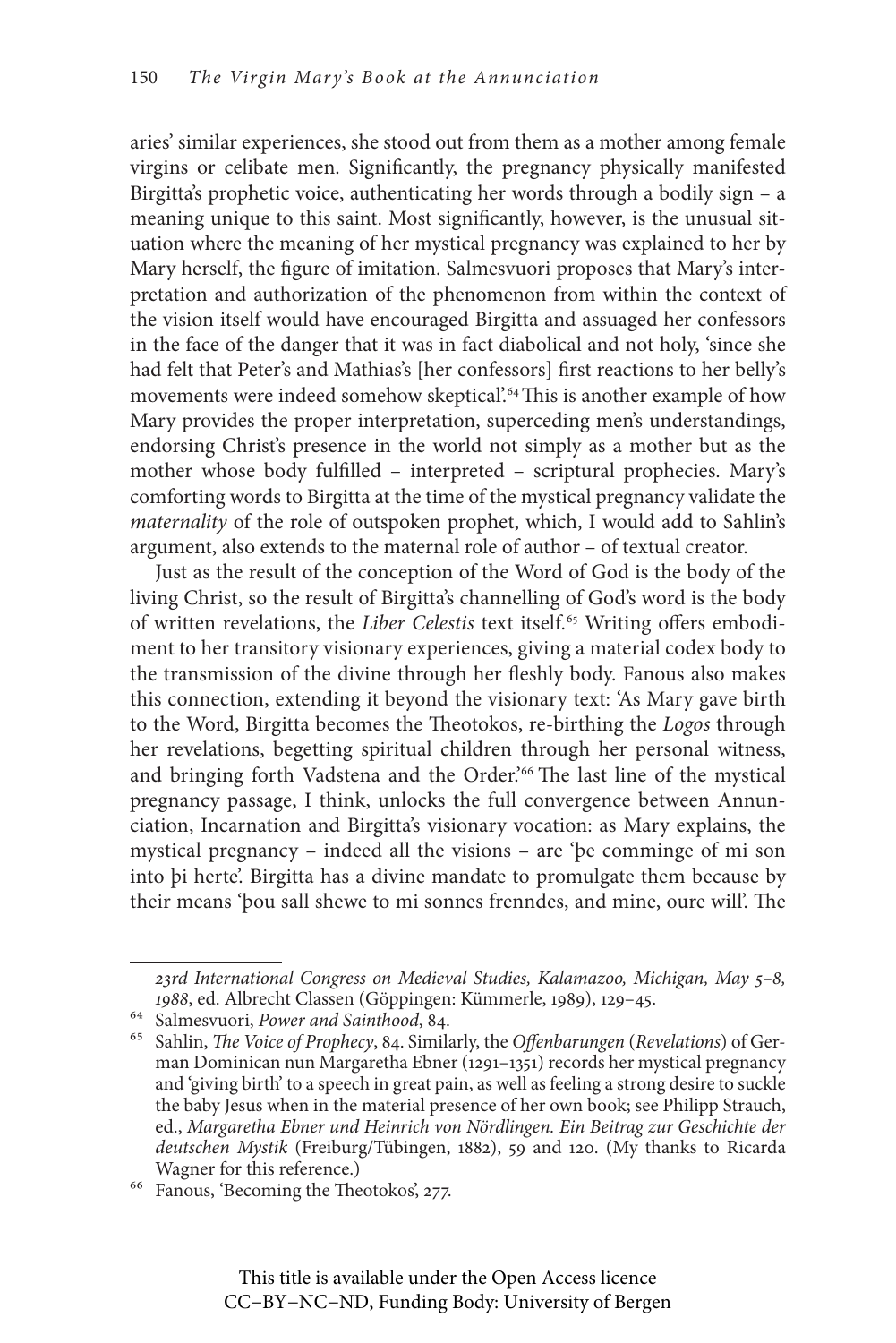aries' similar experiences, she stood out from them as a mother among female virgins or celibate men. Significantly, the pregnancy physically manifested Birgitta's prophetic voice, authenticating her words through a bodily sign – a meaning unique to this saint. Most significantly, however, is the unusual situation where the meaning of her mystical pregnancy was explained to her by Mary herself, the figure of imitation. Salmesvuori proposes that Mary's interpretation and authorization of the phenomenon from within the context of the vision itself would have encouraged Birgitta and assuaged her confessors in the face of the danger that it was in fact diabolical and not holy, 'since she had felt that Peter's and Mathias's [her confessors] first reactions to her belly's movements were indeed somehow skeptical'.[64] This is another example of how Mary provides the proper interpretation, superceding men's understandings, endorsing Christ's presence in the world not simply as a mother but as the mother whose body fulfilled – interpreted – scriptural prophecies. Mary's comforting words to Birgitta at the time of the mystical pregnancy validate the *maternality* of the role of outspoken prophet, which, I would add to Sahlin's argument, also extends to the maternal role of author – of textual creator.

Just as the result of the conception of the Word of God is the body of the living Christ, so the result of Birgitta's channelling of God's word is the body of written revelations, the *Liber Celestis* text itself.[65] Writing offers embodiment to her transitory visionary experiences, giving a material codex body to the transmission of the divine through her fleshly body. Fanous also makes this connection, extending it beyond the visionary text: 'As Mary gave birth to the Word, Birgitta becomes the Theotokos, re-birthing the *Logos* through her revelations, begetting spiritual children through her personal witness, and bringing forth Vadstena and the Order.'[66] The last line of the mystical pregnancy passage, I think, unlocks the full convergence between Annunciation, Incarnation and Birgitta's visionary vocation: as Mary explains, the mystical pregnancy – indeed all the visions – are 'þe comminge of mi son into þi herte'. Birgitta has a divine mandate to promulgate them because by their means 'þou sall shewe to mi sonnes frenndes, and mine, oure will'. The

*23rd International Congress on Medieval Studies, Kalamazoo, Michigan, May 5–8, 1988*, ed. Albrecht Classen (Göppingen: Kümmerle, 1989), 129–45.

64 Salmesvuori, *Power and Sainthood*, 84.

65 Sahlin, *The Voice of Prophecy*, 84. Similarly, the *Offenbarungen* (*Revelations*) of German Dominican nun Margaretha Ebner (1291–1351) records her mystical pregnancy and 'giving birth' to a speech in great pain, as well as feeling a strong desire to suckle the baby Jesus when in the material presence of her own book; see Philipp Strauch, ed., *Margaretha Ebner und Heinrich von Nördlingen. Ein Beitrag zur Geschichte der deutschen Mystik* (Freiburg/Tübingen, 1882), 59 and 120. (My thanks to Ricarda Wagner for this reference.)

66 Fanous, 'Becoming the Theotokos', 277.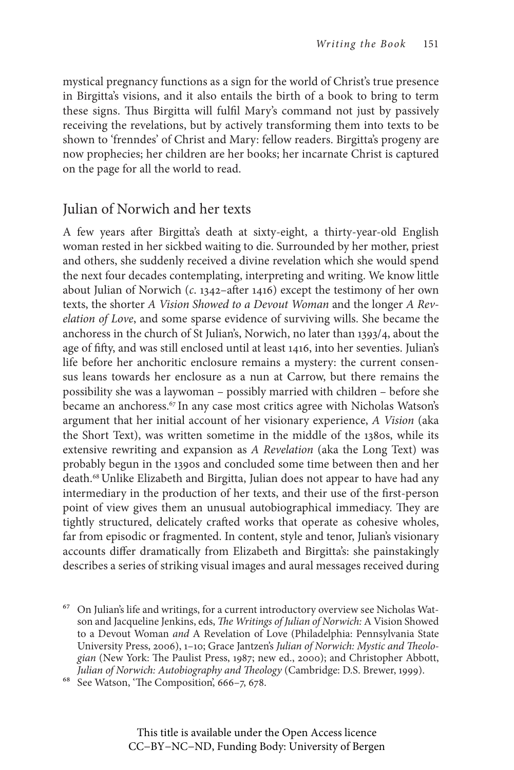mystical pregnancy functions as a sign for the world of Christ's true presence in Birgitta's visions, and it also entails the birth of a book to bring to term these signs. Thus Birgitta will fulfil Mary's command not just by passively receiving the revelations, but by actively transforming them into texts to be shown to 'frenndes' of Christ and Mary: fellow readers. Birgitta's progeny are now prophecies; her children are her books; her incarnate Christ is captured on the page for all the world to read.

## Julian of Norwich and her texts

A few years after Birgitta's death at sixty-eight, a thirty-year-old English woman rested in her sickbed waiting to die. Surrounded by her mother, priest and others, she suddenly received a divine revelation which she would spend the next four decades contemplating, interpreting and writing. We know little about Julian of Norwich (*c.* 1342–after 1416) except the testimony of her own texts, the shorter *A Vision Showed to a Devout Woman* and the longer *A Revelation of Love*, and some sparse evidence of surviving wills. She became the anchoress in the church of St Julian's, Norwich, no later than 1393/4, about the age of fifty, and was still enclosed until at least 1416, into her seventies. Julian's life before her anchoritic enclosure remains a mystery: the current consensus leans towards her enclosure as a nun at Carrow, but there remains the possibility she was a laywoman – possibly married with children – before she became an anchoress.[67] In any case most critics agree with Nicholas Watson's argument that her initial account of her visionary experience, *A Vision* (aka the Short Text), was written sometime in the middle of the 1380s, while its extensive rewriting and expansion as *A Revelation* (aka the Long Text) was probably begun in the 1390s and concluded some time between then and her death.[68] Unlike Elizabeth and Birgitta, Julian does not appear to have had any intermediary in the production of her texts, and their use of the first-person point of view gives them an unusual autobiographical immediacy. They are tightly structured, delicately crafted works that operate as cohesive wholes, far from episodic or fragmented. In content, style and tenor, Julian's visionary accounts differ dramatically from Elizabeth and Birgitta's: she painstakingly describes a series of striking visual images and aural messages received during

[67] On Julian's life and writings, for a current introductory overview see Nicholas Watson and Jacqueline Jenkins, eds, *The Writings of Julian of Norwich:* A Vision Showed to a Devout Woman *and* A Revelation of Love (Philadelphia: Pennsylvania State University Press, 2006), 1–10; Grace Jantzen's *Julian of Norwich: Mystic and Theologian* (New York: The Paulist Press, 1987; new ed., 2000); and Christopher Abbott, *Julian of Norwich: Autobiography and Theology* (Cambridge: D.S. Brewer, 1999).

[68] See Watson, 'The Composition', 666–7, 678.

This title is available under the Open Access licence CC–BY–NC–ND, Funding Body: University of Bergen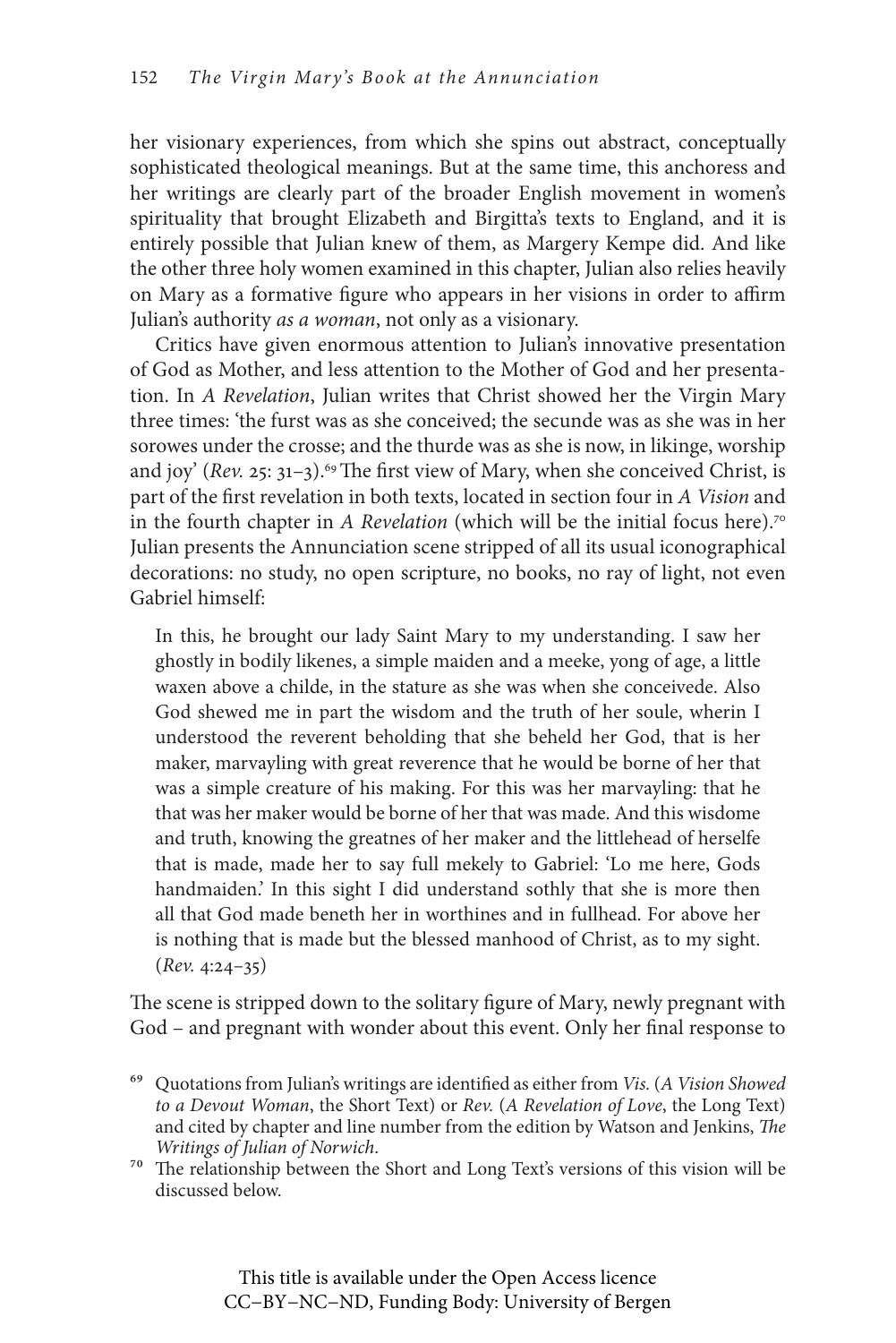her visionary experiences, from which she spins out abstract, conceptually sophisticated theological meanings. But at the same time, this anchoress and her writings are clearly part of the broader English movement in women's spirituality that brought Elizabeth and Birgitta's texts to England, and it is entirely possible that Julian knew of them, as Margery Kempe did. And like the other three holy women examined in this chapter, Julian also relies heavily on Mary as a formative figure who appears in her visions in order to affirm Julian's authority *as a woman*, not only as a visionary.

Critics have given enormous attention to Julian's innovative presentation of God as Mother, and less attention to the Mother of God and her presentation. In *A Revelation*, Julian writes that Christ showed her the Virgin Mary three times: 'the furst was as she conceived; the secunde was as she was in her sorowes under the crosse; and the thurde was as she is now, in likinge, worship and joy' (*Rev.* 25: 31–3).[69] The first view of Mary, when she conceived Christ, is part of the first revelation in both texts, located in section four in *A Vision* and in the fourth chapter in *A Revelation* (which will be the initial focus here).[70] Julian presents the Annunciation scene stripped of all its usual iconographical decorations: no study, no open scripture, no books, no ray of light, not even Gabriel himself:

> In this, he brought our lady Saint Mary to my understanding. I saw her ghostly in bodily likenes, a simple maiden and a meeke, yong of age, a little waxen above a childe, in the stature as she was when she conceivede. Also God shewed me in part the wisdom and the truth of her soule, wherin I understood the reverent beholding that she beheld her God, that is her maker, marvayling with great reverence that he would be borne of her that was a simple creature of his making. For this was her marvayling: that he that was her maker would be borne of her that was made. And this wisdome and truth, knowing the greatnes of her maker and the littlehead of herselfe that is made, made her to say full mekely to Gabriel: 'Lo me here, Gods handmaiden.' In this sight I did understand sothly that she is more then all that God made beneth her in worthines and in fullhead. For above her is nothing that is made but the blessed manhood of Christ, as to my sight. (*Rev.* 4:24–35)

The scene is stripped down to the solitary figure of Mary, newly pregnant with God – and pregnant with wonder about this event. Only her final response to

[69] Quotations from Julian's writings are identified as either from *Vis.* (*A Vision Showed to a Devout Woman*, the Short Text) or *Rev.* (*A Revelation of Love*, the Long Text) and cited by chapter and line number from the edition by Watson and Jenkins, *The Writings of Julian of Norwich*.

[70] The relationship between the Short and Long Text's versions of this vision will be discussed below.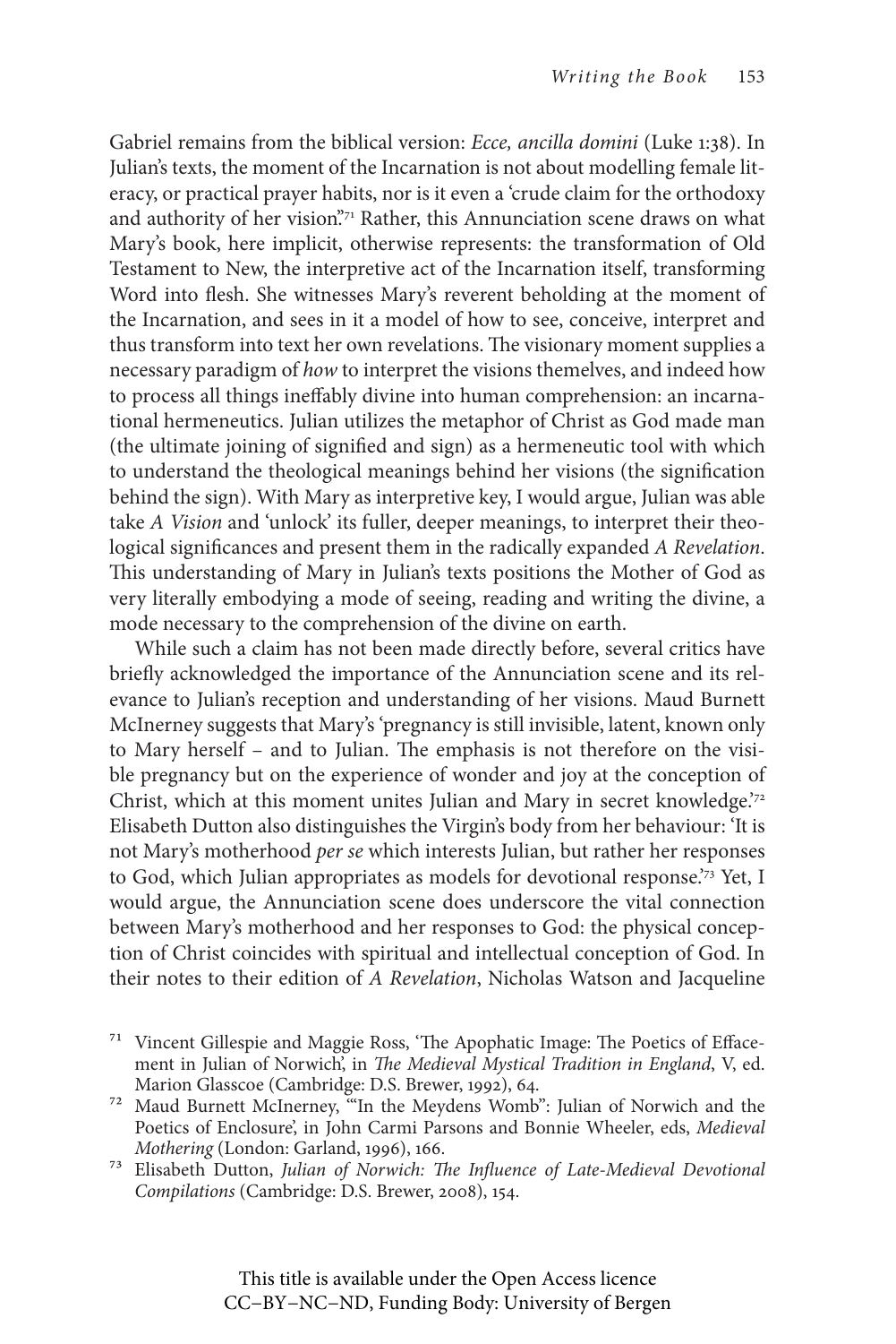Gabriel remains from the biblical version: *Ecce, ancilla domini* (Luke 1:38). In Julian's texts, the moment of the Incarnation is not about modelling female literacy, or practical prayer habits, nor is it even a 'crude claim for the orthodoxy and authority of her vision'.[71] Rather, this Annunciation scene draws on what Mary's book, here implicit, otherwise represents: the transformation of Old Testament to New, the interpretive act of the Incarnation itself, transforming Word into flesh. She witnesses Mary's reverent beholding at the moment of the Incarnation, and sees in it a model of how to see, conceive, interpret and thus transform into text her own revelations. The visionary moment supplies a necessary paradigm of *how* to interpret the visions themselves, and indeed how to process all things ineffably divine into human comprehension: an incarnational hermeneutics. Julian utilizes the metaphor of Christ as God made man (the ultimate joining of signified and sign) as a hermeneutic tool with which to understand the theological meanings behind her visions (the signification behind the sign). With Mary as interpretive key, I would argue, Julian was able take *A Vision* and 'unlock' its fuller, deeper meanings, to interpret their theological significances and present them in the radically expanded *A Revelation*. This understanding of Mary in Julian's texts positions the Mother of God as very literally embodying a mode of seeing, reading and writing the divine, a mode necessary to the comprehension of the divine on earth.

While such a claim has not been made directly before, several critics have briefly acknowledged the importance of the Annunciation scene and its relevance to Julian's reception and understanding of her visions. Maud Burnett McInerney suggests that Mary's 'pregnancy is still invisible, latent, known only to Mary herself – and to Julian. The emphasis is not therefore on the visible pregnancy but on the experience of wonder and joy at the conception of Christ, which at this moment unites Julian and Mary in secret knowledge.'[72] Elisabeth Dutton also distinguishes the Virgin's body from her behaviour: 'It is not Mary's motherhood *per se* which interests Julian, but rather her responses to God, which Julian appropriates as models for devotional response.'[73] Yet, I would argue, the Annunciation scene does underscore the vital connection between Mary's motherhood and her responses to God: the physical conception of Christ coincides with spiritual and intellectual conception of God. In their notes to their edition of *A Revelation*, Nicholas Watson and Jacqueline

[71] Vincent Gillespie and Maggie Ross, 'The Apophatic Image: The Poetics of Effacement in Julian of Norwich', in *The Medieval Mystical Tradition in England*, V, ed. Marion Glasscoe (Cambridge: D.S. Brewer, 1992), 64.

[72] Maud Burnett McInerney, '"In the Meydens Womb": Julian of Norwich and the Poetics of Enclosure', in John Carmi Parsons and Bonnie Wheeler, eds, *Medieval Mothering* (London: Garland, 1996), 166.

[73] Elisabeth Dutton, *Julian of Norwich: The Influence of Late-Medieval Devotional Compilations* (Cambridge: D.S. Brewer, 2008), 154.

This title is available under the Open Access licence CC–BY–NC–ND, Funding Body: University of Bergen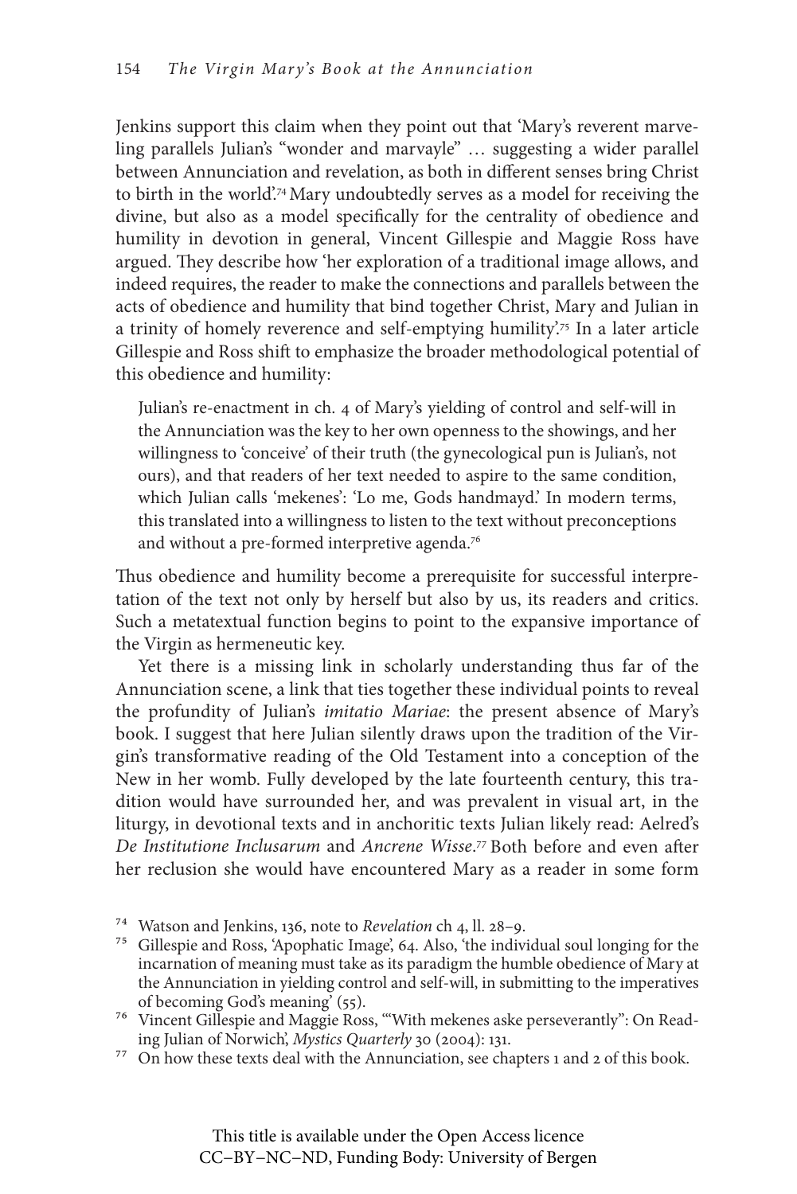Jenkins support this claim when they point out that 'Mary's reverent marveling parallels Julian's "wonder and marvayle" … suggesting a wider parallel between Annunciation and revelation, as both in different senses bring Christ to birth in the world'.[74] Mary undoubtedly serves as a model for receiving the divine, but also as a model specifically for the centrality of obedience and humility in devotion in general, Vincent Gillespie and Maggie Ross have argued. They describe how 'her exploration of a traditional image allows, and indeed requires, the reader to make the connections and parallels between the acts of obedience and humility that bind together Christ, Mary and Julian in a trinity of homely reverence and self-emptying humility'.[75] In a later article Gillespie and Ross shift to emphasize the broader methodological potential of this obedience and humility:

> Julian's re-enactment in ch. 4 of Mary's yielding of control and self-will in the Annunciation was the key to her own openness to the showings, and her willingness to 'conceive' of their truth (the gynecological pun is Julian's, not ours), and that readers of her text needed to aspire to the same condition, which Julian calls 'mekenes': 'Lo me, Gods handmayd.' In modern terms, this translated into a willingness to listen to the text without preconceptions and without a pre-formed interpretive agenda.[76]

Thus obedience and humility become a prerequisite for successful interpretation of the text not only by herself but also by us, its readers and critics. Such a metatextual function begins to point to the expansive importance of the Virgin as hermeneutic key.

Yet there is a missing link in scholarly understanding thus far of the Annunciation scene, a link that ties together these individual points to reveal the profundity of Julian's *imitatio Mariae*: the present absence of Mary's book. I suggest that here Julian silently draws upon the tradition of the Virgin's transformative reading of the Old Testament into a conception of the New in her womb. Fully developed by the late fourteenth century, this tradition would have surrounded her, and was prevalent in visual art, in the liturgy, in devotional texts and in anchoritic texts Julian likely read: Aelred's *De Institutione Inclusarum* and *Ancrene Wisse*.[77] Both before and even after her reclusion she would have encountered Mary as a reader in some form

[74] Watson and Jenkins, 136, note to *Revelation* ch 4, ll. 28–9.

[75] Gillespie and Ross, 'Apophatic Image', 64. Also, 'the individual soul longing for the incarnation of meaning must take as its paradigm the humble obedience of Mary at the Annunciation in yielding control and self-will, in submitting to the imperatives of becoming God's meaning' (55).

[76] Vincent Gillespie and Maggie Ross, '"With mekenes aske perseverantly": On Reading Julian of Norwich', *Mystics Quarterly* 30 (2004): 131.

[77] On how these texts deal with the Annunciation, see chapters 1 and 2 of this book.

This title is available under the Open Access licence CC–BY–NC–ND, Funding Body: University of Bergen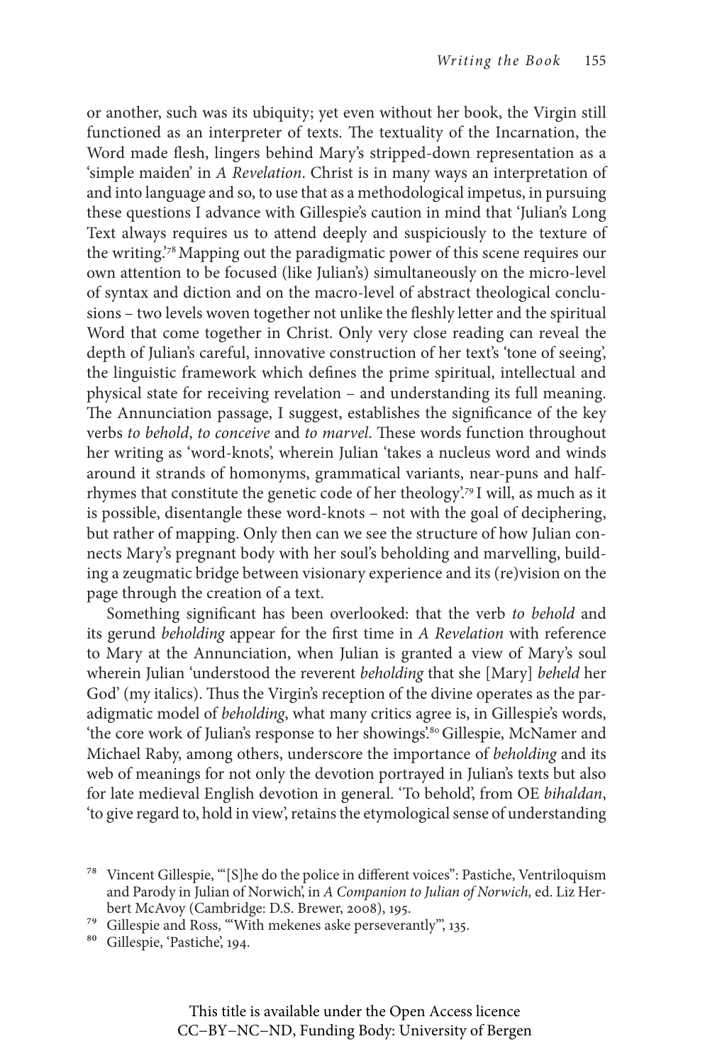or another, such was its ubiquity; yet even without her book, the Virgin still functioned as an interpreter of texts. The textuality of the Incarnation, the Word made flesh, lingers behind Mary's stripped-down representation as a 'simple maiden' in *A Revelation*. Christ is in many ways an interpretation of and into language and so, to use that as a methodological impetus, in pursuing these questions I advance with Gillespie's caution in mind that 'Julian's Long Text always requires us to attend deeply and suspiciously to the texture of the writing.'[78] Mapping out the paradigmatic power of this scene requires our own attention to be focused (like Julian's) simultaneously on the micro-level of syntax and diction and on the macro-level of abstract theological conclusions – two levels woven together not unlike the fleshly letter and the spiritual Word that come together in Christ. Only very close reading can reveal the depth of Julian's careful, innovative construction of her text's 'tone of seeing', the linguistic framework which defines the prime spiritual, intellectual and physical state for receiving revelation – and understanding its full meaning. The Annunciation passage, I suggest, establishes the significance of the key verbs *to behold*, *to conceive* and *to marvel*. These words function throughout her writing as 'word-knots', wherein Julian 'takes a nucleus word and winds around it strands of homonyms, grammatical variants, near-puns and half-rhymes that constitute the genetic code of her theology'.[79] I will, as much as it is possible, disentangle these word-knots – not with the goal of deciphering, but rather of mapping. Only then can we see the structure of how Julian connects Mary's pregnant body with her soul's beholding and marvelling, building a zeugmatic bridge between visionary experience and its (re)vision on the page through the creation of a text.

Something significant has been overlooked: that the verb *to behold* and its gerund *beholding* appear for the first time in *A Revelation* with reference to Mary at the Annunciation, when Julian is granted a view of Mary's soul wherein Julian 'understood the reverent *beholding* that she [Mary] *beheld* her God' (my italics). Thus the Virgin's reception of the divine operates as the paradigmatic model of *beholding*, what many critics agree is, in Gillespie's words, 'the core work of Julian's response to her showings'.[80] Gillespie, McNamer and Michael Raby, among others, underscore the importance of *beholding* and its web of meanings for not only the devotion portrayed in Julian's texts but also for late medieval English devotion in general. 'To behold', from OE *bihaldan*, 'to give regard to, hold in view', retains the etymological sense of understanding

[78] Vincent Gillespie, '"[S]he do the police in different voices": Pastiche, Ventriloquism and Parody in Julian of Norwich', in *A Companion to Julian of Norwich,* ed. Liz Herbert McAvoy (Cambridge: D.S. Brewer, 2008), 195.

[79] Gillespie and Ross, '"With mekenes aske perseverantly"', 135.

[80] Gillespie, 'Pastiche', 194.

This title is available under the Open Access licence CC–BY–NC–ND, Funding Body: University of Bergen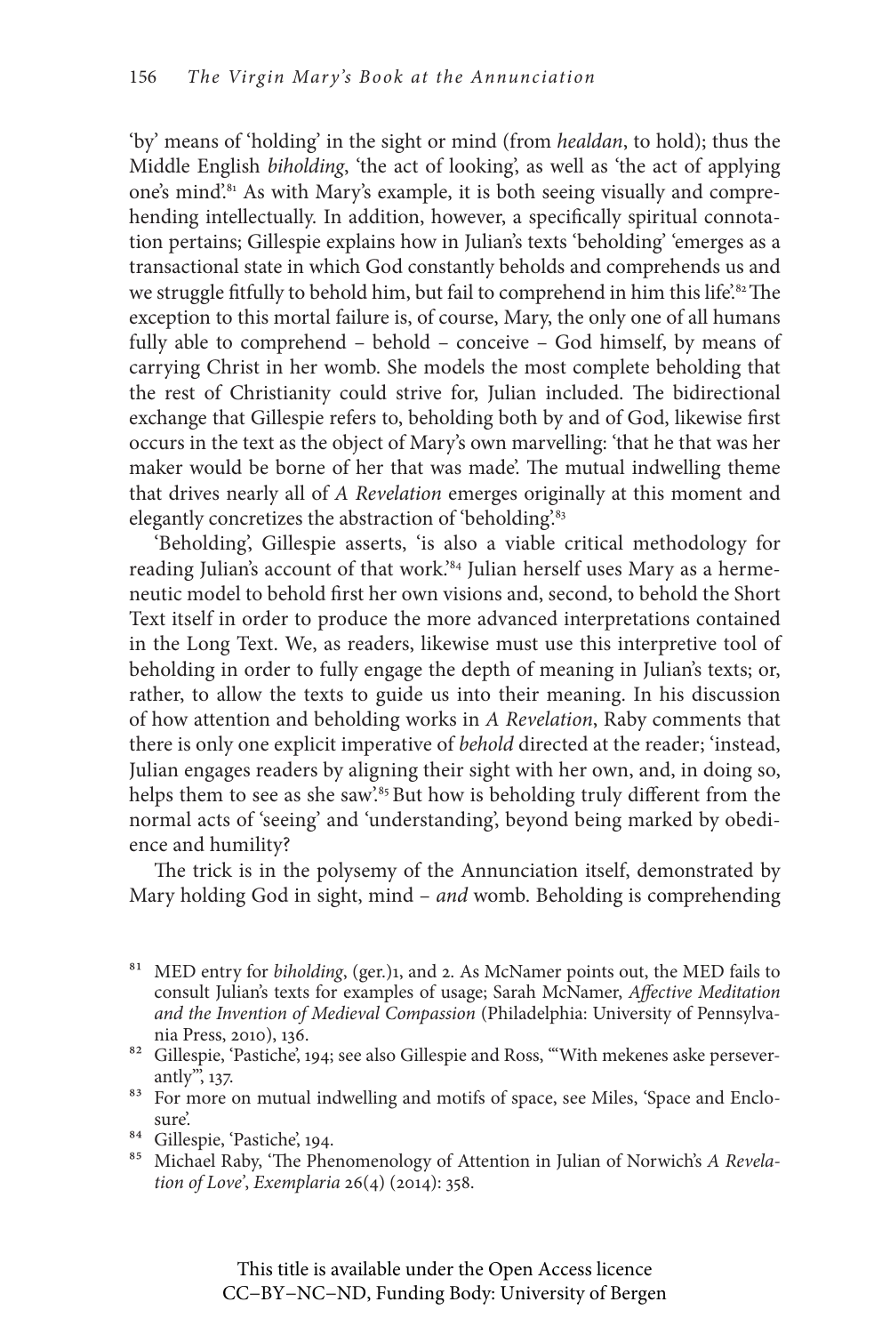'by' means of 'holding' in the sight or mind (from *healdan*, to hold); thus the Middle English *biholding*, 'the act of looking', as well as 'the act of applying one's mind'.[81] As with Mary's example, it is both seeing visually and comprehending intellectually. In addition, however, a specifically spiritual connotation pertains; Gillespie explains how in Julian's texts 'beholding' 'emerges as a transactional state in which God constantly beholds and comprehends us and we struggle fitfully to behold him, but fail to comprehend in him this life'.[82] The exception to this mortal failure is, of course, Mary, the only one of all humans fully able to comprehend – behold – conceive – God himself, by means of carrying Christ in her womb. She models the most complete beholding that the rest of Christianity could strive for, Julian included. The bidirectional exchange that Gillespie refers to, beholding both by and of God, likewise first occurs in the text as the object of Mary's own marvelling: 'that he that was her maker would be borne of her that was made'. The mutual indwelling theme that drives nearly all of *A Revelation* emerges originally at this moment and elegantly concretizes the abstraction of 'beholding'.[83]

'Beholding', Gillespie asserts, 'is also a viable critical methodology for reading Julian's account of that work.'[84] Julian herself uses Mary as a hermeneutic model to behold first her own visions and, second, to behold the Short Text itself in order to produce the more advanced interpretations contained in the Long Text. We, as readers, likewise must use this interpretive tool of beholding in order to fully engage the depth of meaning in Julian's texts; or, rather, to allow the texts to guide us into their meaning. In his discussion of how attention and beholding works in *A Revelation*, Raby comments that there is only one explicit imperative of *behold* directed at the reader; 'instead, Julian engages readers by aligning their sight with her own, and, in doing so, helps them to see as she saw'.[85] But how is beholding truly different from the normal acts of 'seeing' and 'understanding', beyond being marked by obedience and humility?

The trick is in the polysemy of the Annunciation itself, demonstrated by Mary holding God in sight, mind – *and* womb. Beholding is comprehending

---

[81] MED entry for *biholding*, (ger.)1, and 2. As McNamer points out, the MED fails to consult Julian's texts for examples of usage; Sarah McNamer, *Affective Meditation and the Invention of Medieval Compassion* (Philadelphia: University of Pennsylvania Press, 2010), 136.

[82] Gillespie, 'Pastiche', 194; see also Gillespie and Ross, '"With mekenes aske perseverantly"', 137.

[83] For more on mutual indwelling and motifs of space, see Miles, 'Space and Enclosure'.

[84] Gillespie, 'Pastiche', 194.

[85] Michael Raby, 'The Phenomenology of Attention in Julian of Norwich's *A Revelation of Love*', *Exemplaria* 26(4) (2014): 358.

This title is available under the Open Access licence CC–BY–NC–ND, Funding Body: University of Bergen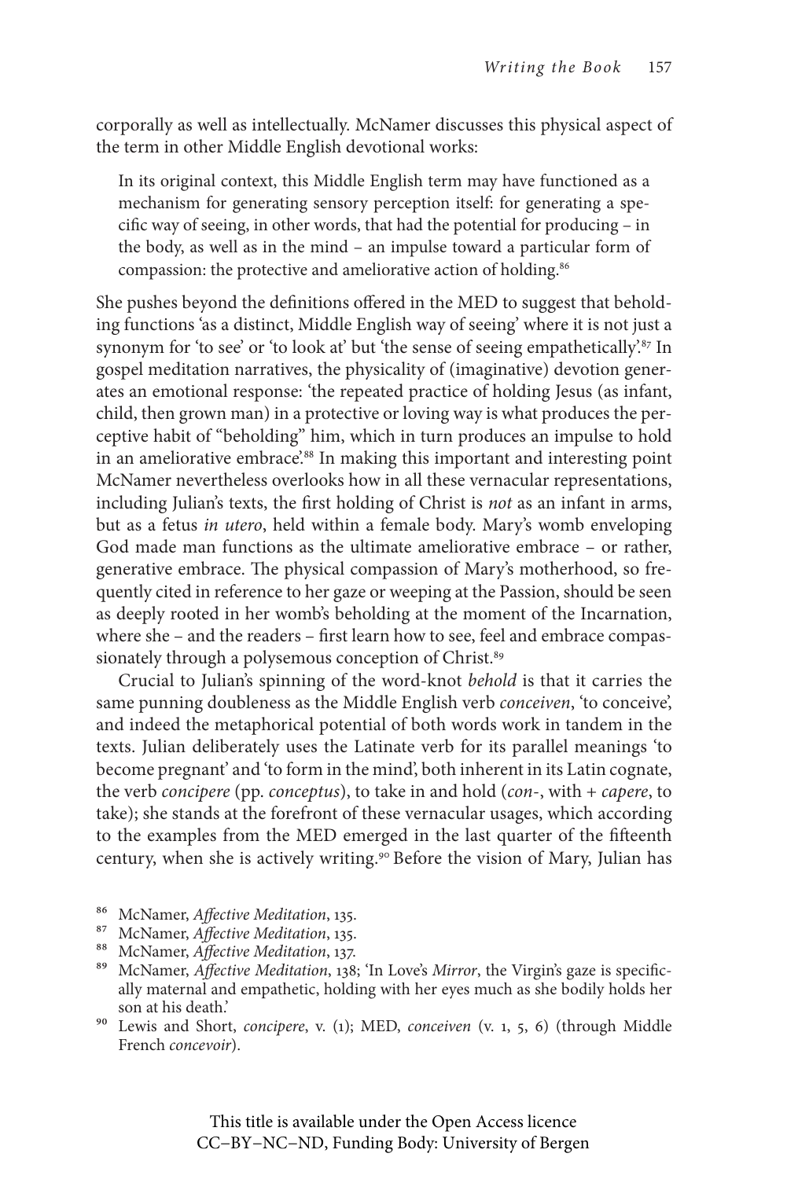corporally as well as intellectually. McNamer discusses this physical aspect of the term in other Middle English devotional works:

> In its original context, this Middle English term may have functioned as a mechanism for generating sensory perception itself: for generating a specific way of seeing, in other words, that had the potential for producing – in the body, as well as in the mind – an impulse toward a particular form of compassion: the protective and ameliorative action of holding.[86]

She pushes beyond the definitions offered in the MED to suggest that beholding functions 'as a distinct, Middle English way of seeing' where it is not just a synonym for 'to see' or 'to look at' but 'the sense of seeing empathetically'.[87] In gospel meditation narratives, the physicality of (imaginative) devotion generates an emotional response: 'the repeated practice of holding Jesus (as infant, child, then grown man) in a protective or loving way is what produces the perceptive habit of "beholding" him, which in turn produces an impulse to hold in an ameliorative embrace'.[88] In making this important and interesting point McNamer nevertheless overlooks how in all these vernacular representations, including Julian's texts, the first holding of Christ is *not* as an infant in arms, but as a fetus *in utero*, held within a female body. Mary's womb enveloping God made man functions as the ultimate ameliorative embrace – or rather, generative embrace. The physical compassion of Mary's motherhood, so frequently cited in reference to her gaze or weeping at the Passion, should be seen as deeply rooted in her womb's beholding at the moment of the Incarnation, where she – and the readers – first learn how to see, feel and embrace compassionately through a polysemous conception of Christ.[89]

Crucial to Julian's spinning of the word-knot *behold* is that it carries the same punning doubleness as the Middle English verb *conceiven*, 'to conceive', and indeed the metaphorical potential of both words work in tandem in the texts. Julian deliberately uses the Latinate verb for its parallel meanings 'to become pregnant' and 'to form in the mind', both inherent in its Latin cognate, the verb *concipere* (pp. *conceptus*), to take in and hold (*con-*, with + *capere*, to take); she stands at the forefront of these vernacular usages, which according to the examples from the MED emerged in the last quarter of the fifteenth century, when she is actively writing.[90] Before the vision of Mary, Julian has

[86] McNamer, *Affective Meditation*, 135.

[87] McNamer, *Affective Meditation*, 135.

[88] McNamer, *Affective Meditation*, 137.

[89] McNamer, *Affective Meditation*, 138; 'In Love's *Mirror*, the Virgin's gaze is specifically maternal and empathetic, holding with her eyes much as she bodily holds her son at his death.'

[90] Lewis and Short, *concipere*, v. (1); MED, *conceiven* (v. 1, 5, 6) (through Middle French *concevoir*).

This title is available under the Open Access licence CC–BY–NC–ND, Funding Body: University of Bergen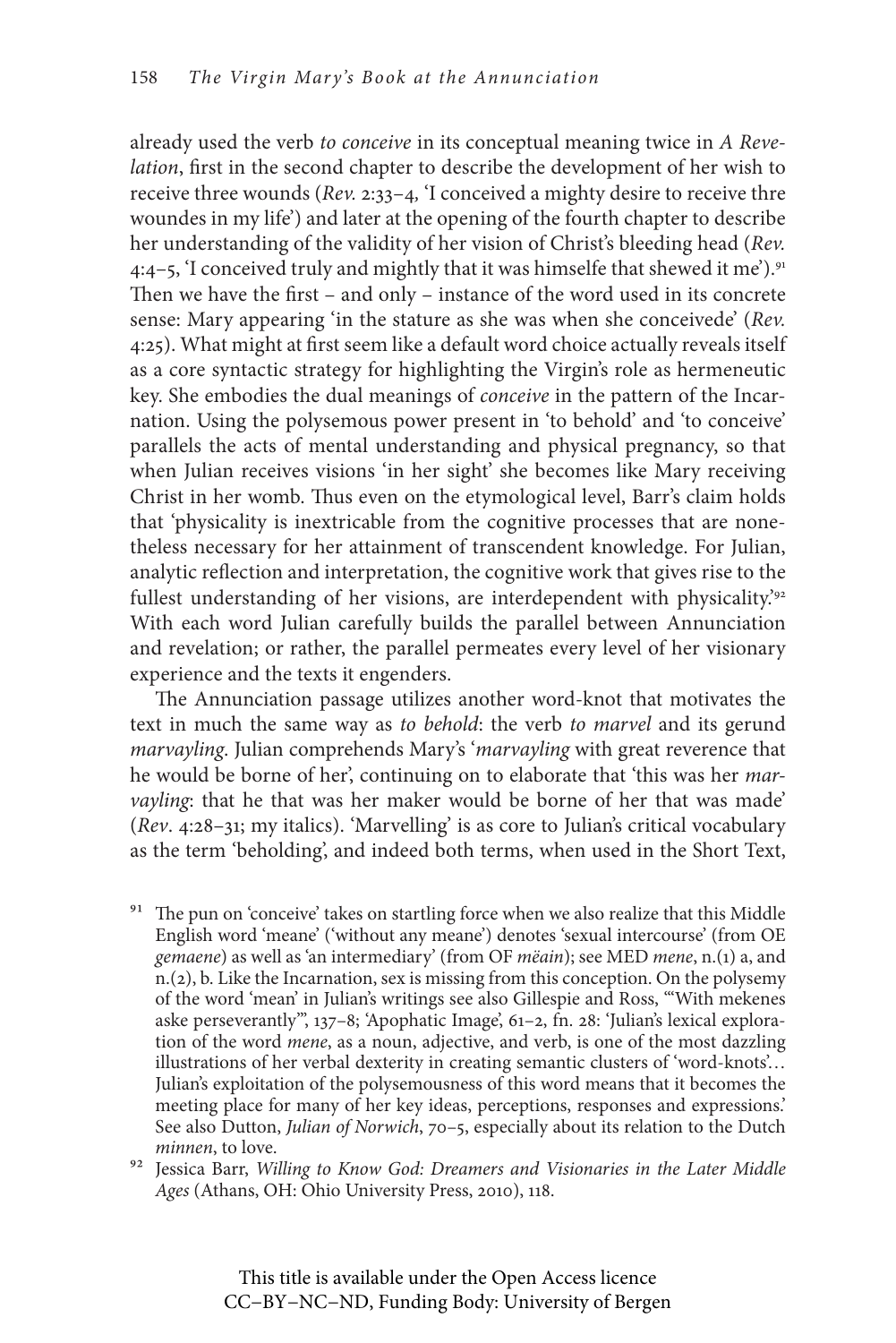already used the verb *to conceive* in its conceptual meaning twice in *A Revelation*, first in the second chapter to describe the development of her wish to receive three wounds (*Rev.* 2:33–4, 'I conceived a mighty desire to receive thre woundes in my life') and later at the opening of the fourth chapter to describe her understanding of the validity of her vision of Christ's bleeding head (*Rev.* 4:4–5, 'I conceived truly and mightly that it was himselfe that shewed it me').[91] Then we have the first – and only – instance of the word used in its concrete sense: Mary appearing 'in the stature as she was when she conceivede' (*Rev.* 4:25). What might at first seem like a default word choice actually reveals itself as a core syntactic strategy for highlighting the Virgin's role as hermeneutic key. She embodies the dual meanings of *conceive* in the pattern of the Incarnation. Using the polysemous power present in 'to behold' and 'to conceive' parallels the acts of mental understanding and physical pregnancy, so that when Julian receives visions 'in her sight' she becomes like Mary receiving Christ in her womb. Thus even on the etymological level, Barr's claim holds that 'physicality is inextricable from the cognitive processes that are nonetheless necessary for her attainment of transcendent knowledge. For Julian, analytic reflection and interpretation, the cognitive work that gives rise to the fullest understanding of her visions, are interdependent with physicality.'[92] With each word Julian carefully builds the parallel between Annunciation and revelation; or rather, the parallel permeates every level of her visionary experience and the texts it engenders.

The Annunciation passage utilizes another word-knot that motivates the text in much the same way as *to behold*: the verb *to marvel* and its gerund *marvayling*. Julian comprehends Mary's '*marvayling* with great reverence that he would be borne of her', continuing on to elaborate that 'this was her *marvayling*: that he that was her maker would be borne of her that was made' (*Rev*. 4:28–31; my italics). 'Marvelling' is as core to Julian's critical vocabulary as the term 'beholding', and indeed both terms, when used in the Short Text,

[91] The pun on 'conceive' takes on startling force when we also realize that this Middle English word 'meane' ('without any meane') denotes 'sexual intercourse' (from OE *gemaene*) as well as 'an intermediary' (from OF *mëain*); see MED *mene*, n.(1) a, and n.(2), b. Like the Incarnation, sex is missing from this conception. On the polysemy of the word 'mean' in Julian's writings see also Gillespie and Ross, '"With mekenes aske perseverantly"', 137–8; 'Apophatic Image', 61–2, fn. 28: 'Julian's lexical exploration of the word *mene*, as a noun, adjective, and verb, is one of the most dazzling illustrations of her verbal dexterity in creating semantic clusters of 'word-knots'… Julian's exploitation of the polysemousness of this word means that it becomes the meeting place for many of her key ideas, perceptions, responses and expressions.' See also Dutton, *Julian of Norwich*, 70–5, especially about its relation to the Dutch *minnen*, to love.

[92] Jessica Barr, *Willing to Know God: Dreamers and Visionaries in the Later Middle Ages* (Athans, OH: Ohio University Press, 2010), 118.

This title is available under the Open Access licence CC–BY–NC–ND, Funding Body: University of Bergen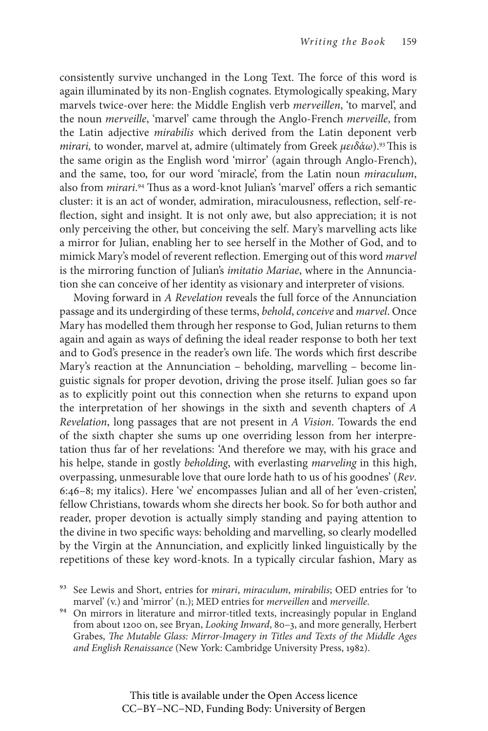consistently survive unchanged in the Long Text. The force of this word is again illuminated by its non-English cognates. Etymologically speaking, Mary marvels twice-over here: the Middle English verb *merveillen*, 'to marvel', and the noun *merveille*, 'marvel' came through the Anglo-French *merveille*, from the Latin adjective *mirabilis* which derived from the Latin deponent verb *mirari,* to wonder, marvel at, admire (ultimately from Greek *μειδάω*).[93] This is the same origin as the English word 'mirror' (again through Anglo-French), and the same, too, for our word 'miracle', from the Latin noun *miraculum*, also from *mirari*.[94] Thus as a word-knot Julian's 'marvel' offers a rich semantic cluster: it is an act of wonder, admiration, miraculousness, reflection, self-reflection, sight and insight. It is not only awe, but also appreciation; it is not only perceiving the other, but conceiving the self. Mary's marvelling acts like a mirror for Julian, enabling her to see herself in the Mother of God, and to mimick Mary's model of reverent reflection. Emerging out of this word *marvel* is the mirroring function of Julian's *imitatio Mariae*, where in the Annunciation she can conceive of her identity as visionary and interpreter of visions.

Moving forward in *A Revelation* reveals the full force of the Annunciation passage and its undergirding of these terms, *behold*, *conceive* and *marvel*. Once Mary has modelled them through her response to God, Julian returns to them again and again as ways of defining the ideal reader response to both her text and to God's presence in the reader's own life. The words which first describe Mary's reaction at the Annunciation – beholding, marvelling – become linguistic signals for proper devotion, driving the prose itself. Julian goes so far as to explicitly point out this connection when she returns to expand upon the interpretation of her showings in the sixth and seventh chapters of *A Revelation*, long passages that are not present in *A Vision*. Towards the end of the sixth chapter she sums up one overriding lesson from her interpretation thus far of her revelations: 'And therefore we may, with his grace and his helpe, stande in gostly *beholding*, with everlasting *marveling* in this high, overpassing, unmesurable love that oure lorde hath to us of his goodnes' (*Rev*. 6:46–8; my italics). Here 'we' encompasses Julian and all of her 'even-cristen', fellow Christians, towards whom she directs her book. So for both author and reader, proper devotion is actually simply standing and paying attention to the divine in two specific ways: beholding and marvelling, so clearly modelled by the Virgin at the Annunciation, and explicitly linked linguistically by the repetitions of these key word-knots. In a typically circular fashion, Mary as

[93] See Lewis and Short, entries for *mirari*, *miraculum*, *mirabilis*; OED entries for 'to marvel' (v.) and 'mirror' (n.); MED entries for *merveillen* and *merveille.*

[94] On mirrors in literature and mirror-titled texts, increasingly popular in England from about 1200 on, see Bryan, *Looking Inward*, 80–3, and more generally, Herbert Grabes, *The Mutable Glass: Mirror-Imagery in Titles and Texts of the Middle Ages and English Renaissance* (New York: Cambridge University Press, 1982).

This title is available under the Open Access licence CC–BY–NC–ND, Funding Body: University of Bergen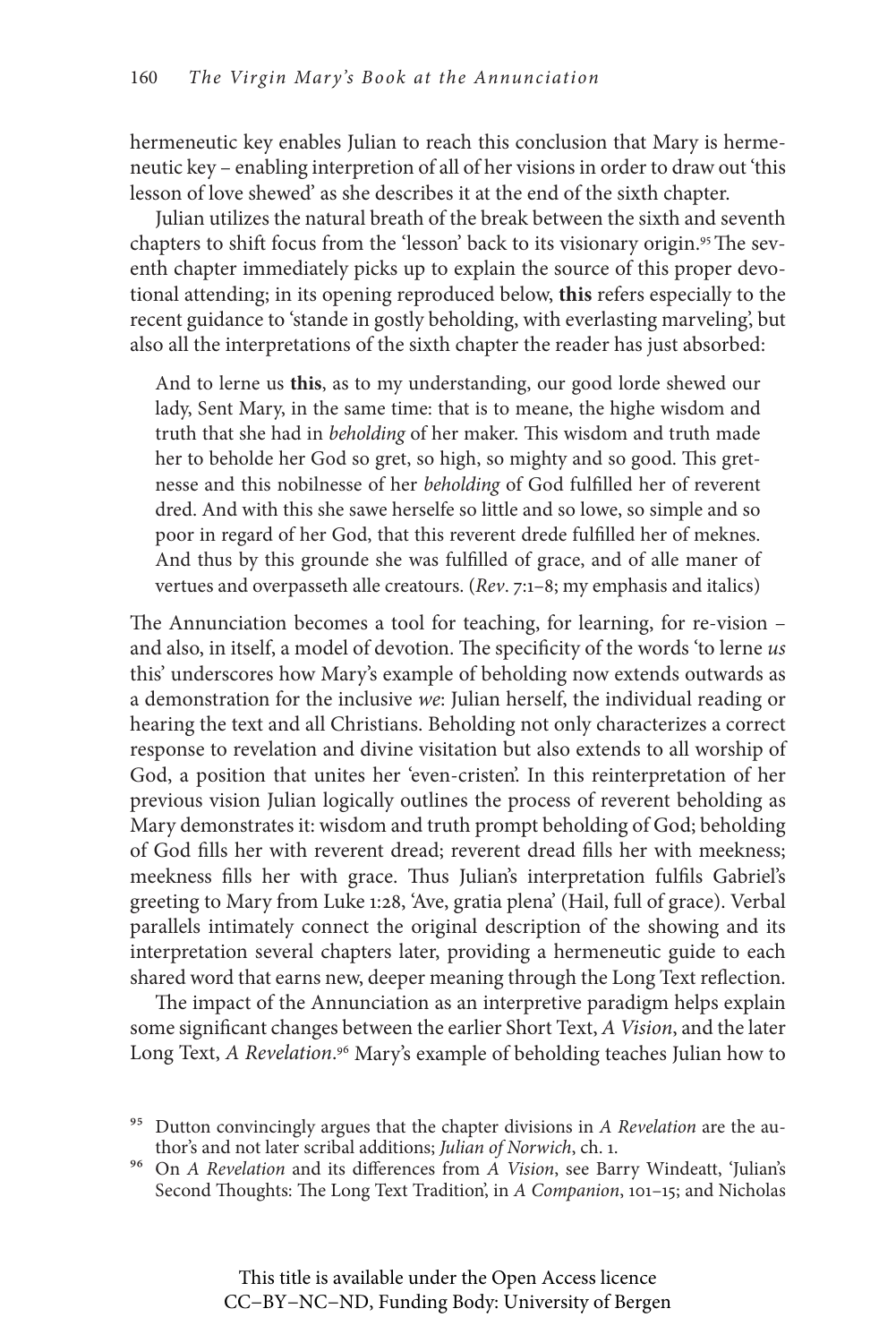hermeneutic key enables Julian to reach this conclusion that Mary is hermeneutic key – enabling interpretion of all of her visions in order to draw out 'this lesson of love shewed' as she describes it at the end of the sixth chapter.

Julian utilizes the natural breath of the break between the sixth and seventh chapters to shift focus from the 'lesson' back to its visionary origin.[95] The seventh chapter immediately picks up to explain the source of this proper devotional attending; in its opening reproduced below, **this** refers especially to the recent guidance to 'stande in gostly beholding, with everlasting marveling', but also all the interpretations of the sixth chapter the reader has just absorbed:

> And to lerne us **this**, as to my understanding, our good lorde shewed our lady, Sent Mary, in the same time: that is to meane, the highe wisdom and truth that she had in *beholding* of her maker. This wisdom and truth made her to beholde her God so gret, so high, so mighty and so good. This gretnesse and this nobilnesse of her *beholding* of God fulfilled her of reverent dred. And with this she sawe herselfe so little and so lowe, so simple and so poor in regard of her God, that this reverent drede fulfilled her of meknes. And thus by this grounde she was fulfilled of grace, and of alle maner of vertues and overpasseth alle creatours. (*Rev*. 7:1–8; my emphasis and italics)

The Annunciation becomes a tool for teaching, for learning, for re-vision – and also, in itself, a model of devotion. The specificity of the words 'to lerne *us* this' underscores how Mary's example of beholding now extends outwards as a demonstration for the inclusive *we*: Julian herself, the individual reading or hearing the text and all Christians. Beholding not only characterizes a correct response to revelation and divine visitation but also extends to all worship of God, a position that unites her 'even-cristen'. In this reinterpretation of her previous vision Julian logically outlines the process of reverent beholding as Mary demonstrates it: wisdom and truth prompt beholding of God; beholding of God fills her with reverent dread; reverent dread fills her with meekness; meekness fills her with grace. Thus Julian's interpretation fulfils Gabriel's greeting to Mary from Luke 1:28, 'Ave, gratia plena' (Hail, full of grace). Verbal parallels intimately connect the original description of the showing and its interpretation several chapters later, providing a hermeneutic guide to each shared word that earns new, deeper meaning through the Long Text reflection.

The impact of the Annunciation as an interpretive paradigm helps explain some significant changes between the earlier Short Text, *A Vision*, and the later Long Text, *A Revelation*.[96] Mary's example of beholding teaches Julian how to

[95] Dutton convincingly argues that the chapter divisions in *A Revelation* are the author's and not later scribal additions; *Julian of Norwich*, ch. 1.

[96] On *A Revelation* and its differences from *A Vision*, see Barry Windeatt, 'Julian's Second Thoughts: The Long Text Tradition', in *A Companion*, 101–15; and Nicholas

This title is available under the Open Access licence CC–BY–NC–ND, Funding Body: University of Bergen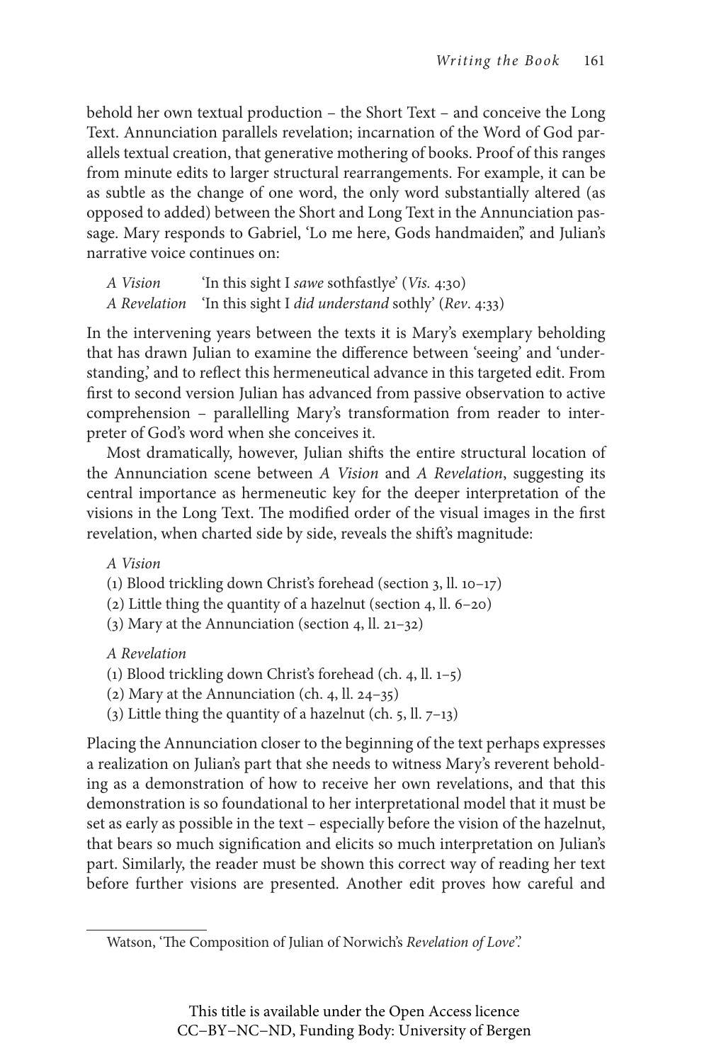behold her own textual production – the Short Text – and conceive the Long Text. Annunciation parallels revelation; incarnation of the Word of God parallels textual creation, that generative mothering of books. Proof of this ranges from minute edits to larger structural rearrangements. For example, it can be as subtle as the change of one word, the only word substantially altered (as opposed to added) between the Short and Long Text in the Annunciation passage. Mary responds to Gabriel, 'Lo me here, Gods handmaiden', and Julian's narrative voice continues on:

*A Vision* 'In this sight I *sawe* sothfastlye' (*Vis.* 4:30)
*A Revelation* 'In this sight I *did understand* sothly' (*Rev*. 4:33)

In the intervening years between the texts it is Mary's exemplary beholding that has drawn Julian to examine the difference between 'seeing' and 'understanding,' and to reflect this hermeneutical advance in this targeted edit. From first to second version Julian has advanced from passive observation to active comprehension – parallelling Mary's transformation from reader to interpreter of God's word when she conceives it.

Most dramatically, however, Julian shifts the entire structural location of the Annunciation scene between *A Vision* and *A Revelation*, suggesting its central importance as hermeneutic key for the deeper interpretation of the visions in the Long Text. The modified order of the visual images in the first revelation, when charted side by side, reveals the shift's magnitude:

*A Vision*
(1) Blood trickling down Christ's forehead (section 3, ll. 10–17)
(2) Little thing the quantity of a hazelnut (section 4, ll. 6–20)
(3) Mary at the Annunciation (section 4, ll. 21–32)

*A Revelation*
(1) Blood trickling down Christ's forehead (ch. 4, ll. 1–5)
(2) Mary at the Annunciation (ch. 4, ll. 24–35)
(3) Little thing the quantity of a hazelnut (ch. 5, ll. 7–13)

Placing the Annunciation closer to the beginning of the text perhaps expresses a realization on Julian's part that she needs to witness Mary's reverent beholding as a demonstration of how to receive her own revelations, and that this demonstration is so foundational to her interpretational model that it must be set as early as possible in the text – especially before the vision of the hazelnut, that bears so much signification and elicits so much interpretation on Julian's part. Similarly, the reader must be shown this correct way of reading her text before further visions are presented. Another edit proves how careful and

---

Watson, 'The Composition of Julian of Norwich's *Revelation of Love*'.

This title is available under the Open Access licence CC–BY–NC–ND, Funding Body: University of Bergen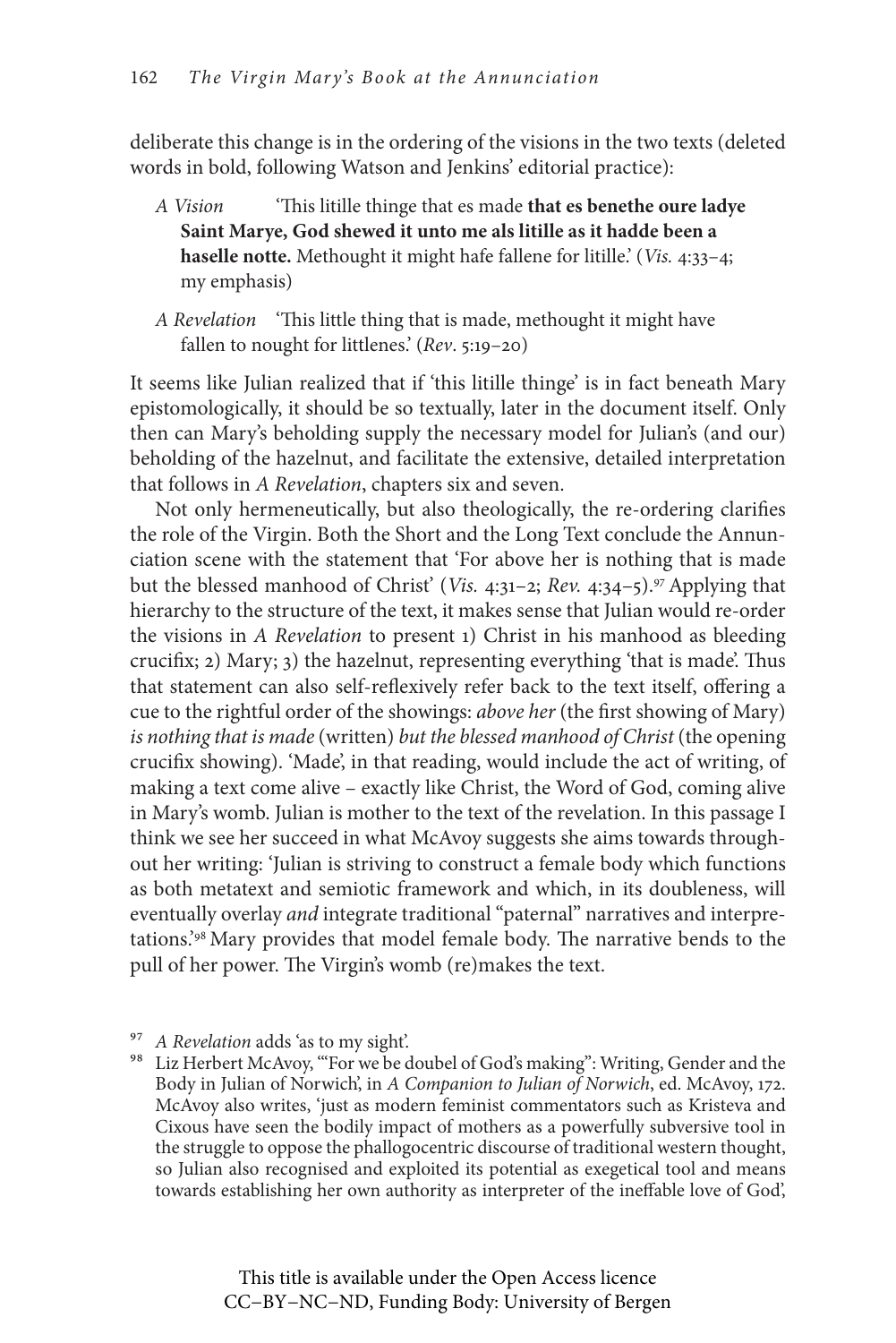deliberate this change is in the ordering of the visions in the two texts (deleted words in bold, following Watson and Jenkins' editorial practice):

> *A Vision* 'This litille thinge that es made **that es benethe oure ladye Saint Marye, God shewed it unto me als litille as it hadde been a haselle notte.** Methought it might hafe fallene for litille.' (*Vis.* 4:33–4; my emphasis)

> *A Revelation* 'This little thing that is made, methought it might have fallen to nought for littlenes.' (*Rev*. 5:19–20)

It seems like Julian realized that if 'this litille thinge' is in fact beneath Mary epistomologically, it should be so textually, later in the document itself. Only then can Mary's beholding supply the necessary model for Julian's (and our) beholding of the hazelnut, and facilitate the extensive, detailed interpretation that follows in *A Revelation*, chapters six and seven.

Not only hermeneutically, but also theologically, the re-ordering clarifies the role of the Virgin. Both the Short and the Long Text conclude the Annunciation scene with the statement that 'For above her is nothing that is made but the blessed manhood of Christ' (*Vis.* 4:31–2; *Rev.* 4:34–5).[97] Applying that hierarchy to the structure of the text, it makes sense that Julian would re-order the visions in *A Revelation* to present 1) Christ in his manhood as bleeding crucifix; 2) Mary; 3) the hazelnut, representing everything 'that is made'. Thus that statement can also self-reflexively refer back to the text itself, offering a cue to the rightful order of the showings: *above her* (the first showing of Mary) *is nothing that is made* (written) *but the blessed manhood of Christ* (the opening crucifix showing). 'Made', in that reading, would include the act of writing, of making a text come alive – exactly like Christ, the Word of God, coming alive in Mary's womb. Julian is mother to the text of the revelation. In this passage I think we see her succeed in what McAvoy suggests she aims towards throughout her writing: 'Julian is striving to construct a female body which functions as both metatext and semiotic framework and which, in its doubleness, will eventually overlay *and* integrate traditional "paternal" narratives and interpretations.'[98] Mary provides that model female body. The narrative bends to the pull of her power. The Virgin's womb (re)makes the text.

[97] *A Revelation* adds 'as to my sight'.

[98] Liz Herbert McAvoy, '"For we be doubel of God's making": Writing, Gender and the Body in Julian of Norwich', in *A Companion to Julian of Norwich*, ed. McAvoy, 172. McAvoy also writes, 'just as modern feminist commentators such as Kristeva and Cixous have seen the bodily impact of mothers as a powerfully subversive tool in the struggle to oppose the phallogocentric discourse of traditional western thought, so Julian also recognised and exploited its potential as exegetical tool and means towards establishing her own authority as interpreter of the ineffable love of God',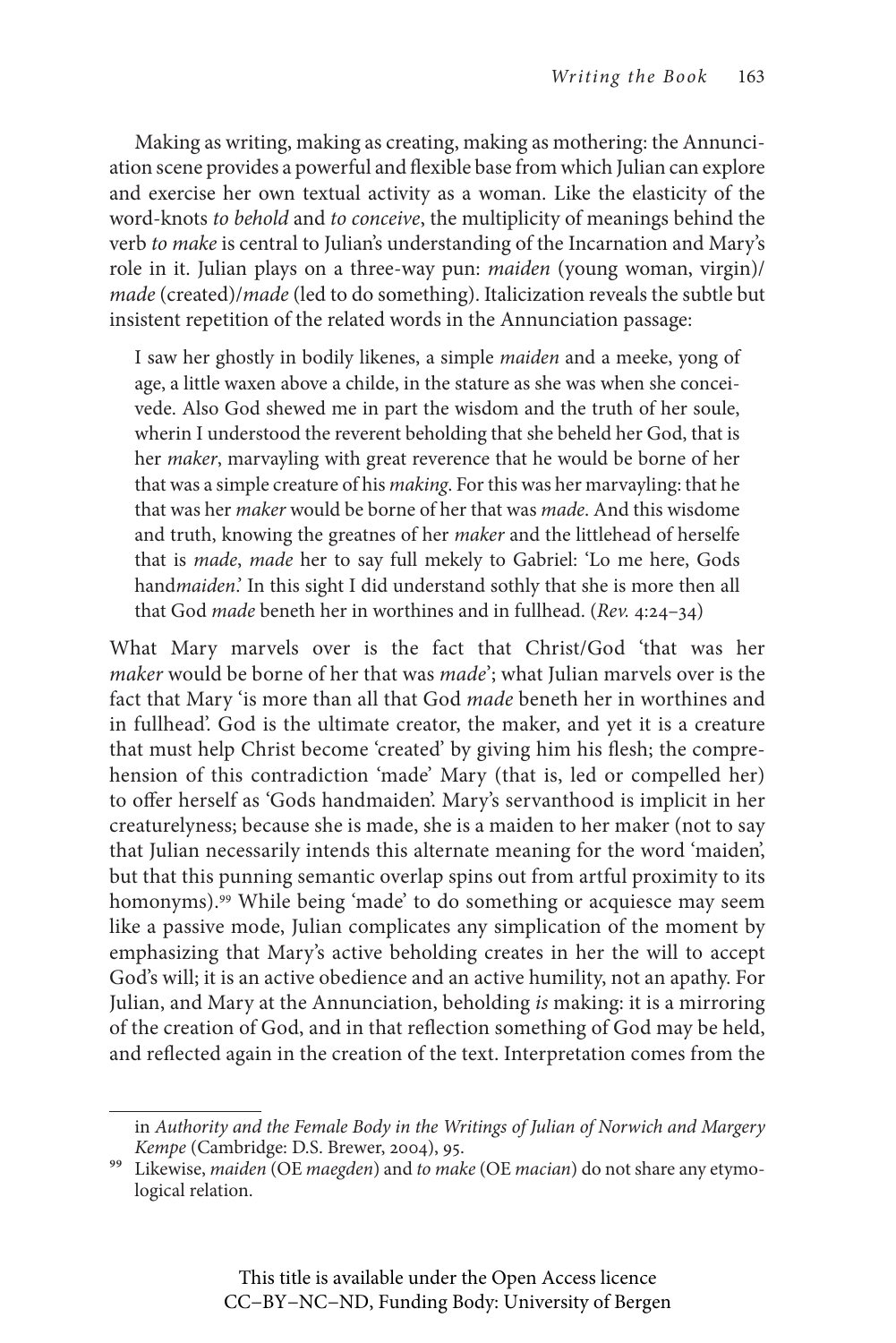Making as writing, making as creating, making as mothering: the Annunciation scene provides a powerful and flexible base from which Julian can explore and exercise her own textual activity as a woman. Like the elasticity of the word-knots *to behold* and *to conceive*, the multiplicity of meanings behind the verb *to make* is central to Julian's understanding of the Incarnation and Mary's role in it. Julian plays on a three-way pun: *maiden* (young woman, virgin)/ *made* (created)/*made* (led to do something). Italicization reveals the subtle but insistent repetition of the related words in the Annunciation passage:

> I saw her ghostly in bodily likenes, a simple *maiden* and a meeke, yong of age, a little waxen above a childe, in the stature as she was when she conceivede. Also God shewed me in part the wisdom and the truth of her soule, wherin I understood the reverent beholding that she beheld her God, that is her *maker*, marvayling with great reverence that he would be borne of her that was a simple creature of his *making*. For this was her marvayling: that he that was her *maker* would be borne of her that was *made*. And this wisdome and truth, knowing the greatnes of her *maker* and the littlehead of herselfe that is *made*, *made* her to say full mekely to Gabriel: 'Lo me here, Gods hand*maiden*.' In this sight I did understand sothly that she is more then all that God *made* beneth her in worthines and in fullhead. (*Rev.* 4:24–34)

What Mary marvels over is the fact that Christ/God 'that was her *maker* would be borne of her that was *made*'; what Julian marvels over is the fact that Mary 'is more than all that God *made* beneth her in worthines and in fullhead'. God is the ultimate creator, the maker, and yet it is a creature that must help Christ become 'created' by giving him his flesh; the comprehension of this contradiction 'made' Mary (that is, led or compelled her) to offer herself as 'Gods handmaiden'. Mary's servanthood is implicit in her creaturelyness; because she is made, she is a maiden to her maker (not to say that Julian necessarily intends this alternate meaning for the word 'maiden', but that this punning semantic overlap spins out from artful proximity to its homonyms).[99] While being 'made' to do something or acquiesce may seem like a passive mode, Julian complicates any simplication of the moment by emphasizing that Mary's active beholding creates in her the will to accept God's will; it is an active obedience and an active humility, not an apathy. For Julian, and Mary at the Annunciation, beholding *is* making: it is a mirroring of the creation of God, and in that reflection something of God may be held, and reflected again in the creation of the text. Interpretation comes from the

---

in *Authority and the Female Body in the Writings of Julian of Norwich and Margery Kempe* (Cambridge: D.S. Brewer, 2004), 95.

[99] Likewise, *maiden* (OE *maegden*) and *to make* (OE *macian*) do not share any etymological relation.

This title is available under the Open Access licence CC–BY–NC–ND, Funding Body: University of Bergen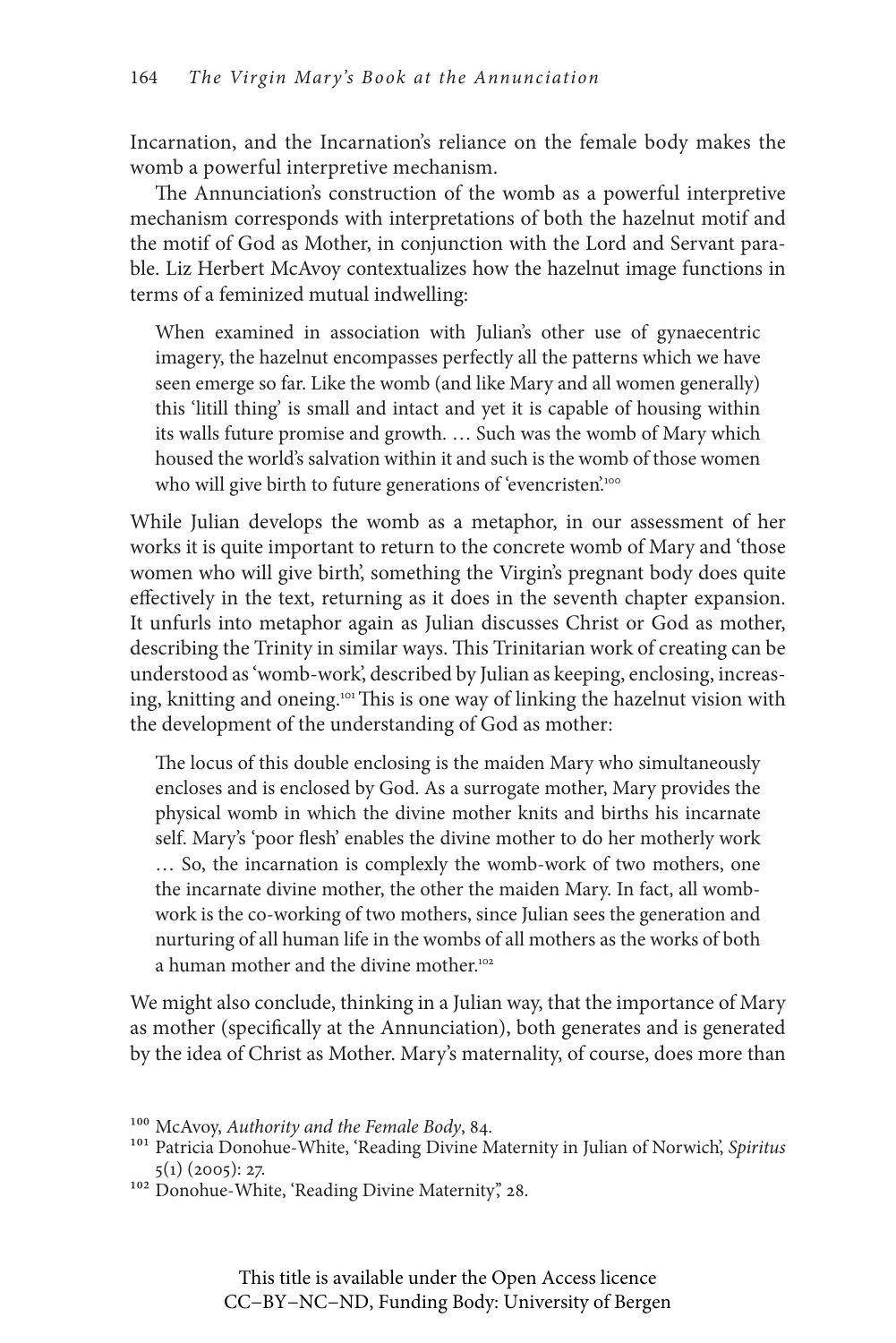Incarnation, and the Incarnation's reliance on the female body makes the womb a powerful interpretive mechanism.

The Annunciation's construction of the womb as a powerful interpretive mechanism corresponds with interpretations of both the hazelnut motif and the motif of God as Mother, in conjunction with the Lord and Servant parable. Liz Herbert McAvoy contextualizes how the hazelnut image functions in terms of a feminized mutual indwelling:

> When examined in association with Julian's other use of gynaecentric imagery, the hazelnut encompasses perfectly all the patterns which we have seen emerge so far. Like the womb (and like Mary and all women generally) this 'litill thing' is small and intact and yet it is capable of housing within its walls future promise and growth. … Such was the womb of Mary which housed the world's salvation within it and such is the womb of those women who will give birth to future generations of 'evencristen'.[100]

While Julian develops the womb as a metaphor, in our assessment of her works it is quite important to return to the concrete womb of Mary and 'those women who will give birth', something the Virgin's pregnant body does quite effectively in the text, returning as it does in the seventh chapter expansion. It unfurls into metaphor again as Julian discusses Christ or God as mother, describing the Trinity in similar ways. This Trinitarian work of creating can be understood as 'womb-work', described by Julian as keeping, enclosing, increasing, knitting and oneing.[101] This is one way of linking the hazelnut vision with the development of the understanding of God as mother:

> The locus of this double enclosing is the maiden Mary who simultaneously encloses and is enclosed by God. As a surrogate mother, Mary provides the physical womb in which the divine mother knits and births his incarnate self. Mary's 'poor flesh' enables the divine mother to do her motherly work … So, the incarnation is complexly the womb-work of two mothers, one the incarnate divine mother, the other the maiden Mary. In fact, all womb-work is the co-working of two mothers, since Julian sees the generation and nurturing of all human life in the wombs of all mothers as the works of both a human mother and the divine mother.[102]

We might also conclude, thinking in a Julian way, that the importance of Mary as mother (specifically at the Annunciation), both generates and is generated by the idea of Christ as Mother. Mary's maternality, of course, does more than

[100] McAvoy, *Authority and the Female Body*, 84.

[101] Patricia Donohue-White, 'Reading Divine Maternity in Julian of Norwich', *Spiritus* 5(1) (2005): 27.

[102] Donohue-White, 'Reading Divine Maternity', 28.

This title is available under the Open Access licence CC–BY–NC–ND, Funding Body: University of Bergen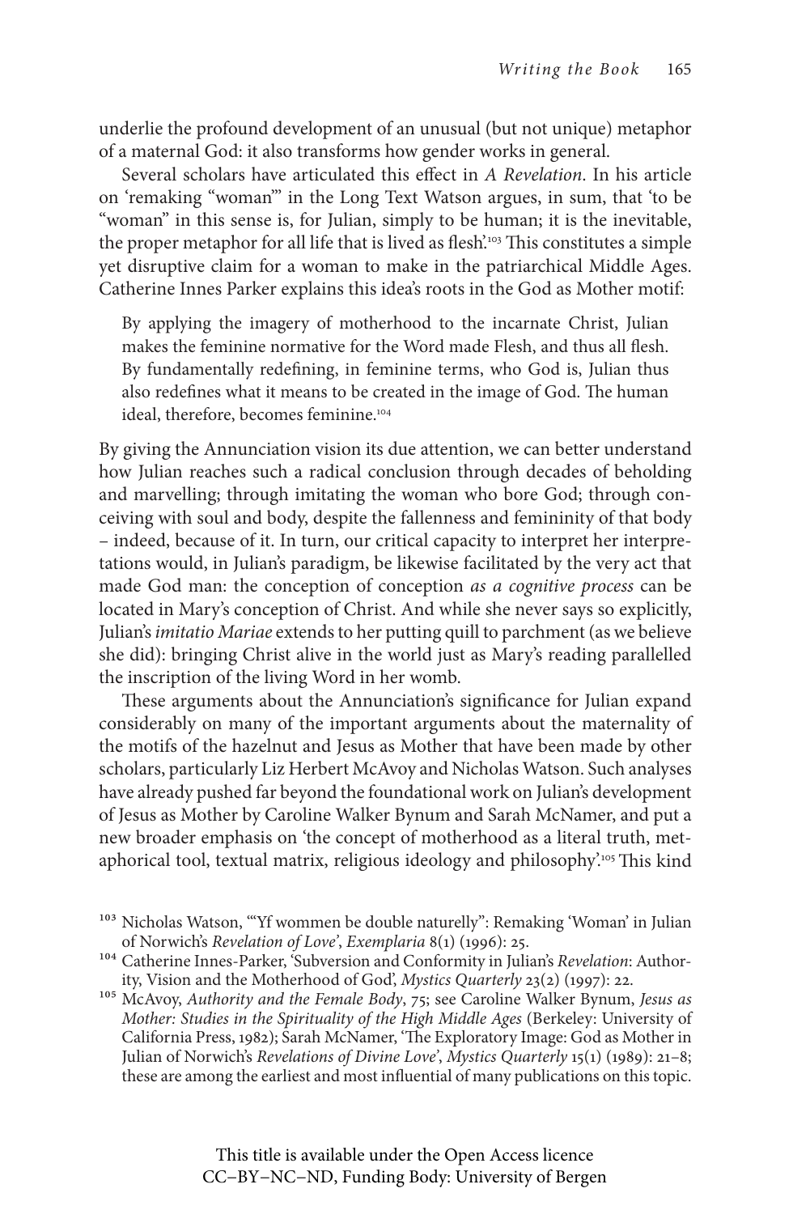underlie the profound development of an unusual (but not unique) metaphor of a maternal God: it also transforms how gender works in general.

Several scholars have articulated this effect in *A Revelation*. In his article on 'remaking "woman"' in the Long Text Watson argues, in sum, that 'to be "woman" in this sense is, for Julian, simply to be human; it is the inevitable, the proper metaphor for all life that is lived as flesh'.[103] This constitutes a simple yet disruptive claim for a woman to make in the patriarchical Middle Ages. Catherine Innes Parker explains this idea's roots in the God as Mother motif:

> By applying the imagery of motherhood to the incarnate Christ, Julian makes the feminine normative for the Word made Flesh, and thus all flesh. By fundamentally redefining, in feminine terms, who God is, Julian thus also redefines what it means to be created in the image of God. The human ideal, therefore, becomes feminine.[104]

By giving the Annunciation vision its due attention, we can better understand how Julian reaches such a radical conclusion through decades of beholding and marvelling; through imitating the woman who bore God; through conceiving with soul and body, despite the fallenness and femininity of that body – indeed, because of it. In turn, our critical capacity to interpret her interpretations would, in Julian's paradigm, be likewise facilitated by the very act that made God man: the conception of conception *as a cognitive process* can be located in Mary's conception of Christ. And while she never says so explicitly, Julian's *imitatio Mariae* extends to her putting quill to parchment (as we believe she did): bringing Christ alive in the world just as Mary's reading parallelled the inscription of the living Word in her womb.

These arguments about the Annunciation's significance for Julian expand considerably on many of the important arguments about the maternality of the motifs of the hazelnut and Jesus as Mother that have been made by other scholars, particularly Liz Herbert McAvoy and Nicholas Watson. Such analyses have already pushed far beyond the foundational work on Julian's development of Jesus as Mother by Caroline Walker Bynum and Sarah McNamer, and put a new broader emphasis on 'the concept of motherhood as a literal truth, metaphorical tool, textual matrix, religious ideology and philosophy'.[105] This kind

[103] Nicholas Watson, '"Yf wommen be double naturelly": Remaking 'Woman' in Julian of Norwich's *Revelation of Love*', *Exemplaria* 8(1) (1996): 25.

[104] Catherine Innes-Parker, 'Subversion and Conformity in Julian's *Revelation*: Authority, Vision and the Motherhood of God', *Mystics Quarterly* 23(2) (1997): 22.

[105] McAvoy, *Authority and the Female Body*, 75; see Caroline Walker Bynum, *Jesus as Mother: Studies in the Spirituality of the High Middle Ages* (Berkeley: University of California Press, 1982); Sarah McNamer, 'The Exploratory Image: God as Mother in Julian of Norwich's *Revelations of Divine Love*', *Mystics Quarterly* 15(1) (1989): 21–8; these are among the earliest and most influential of many publications on this topic.

This title is available under the Open Access licence CC–BY–NC–ND, Funding Body: University of Bergen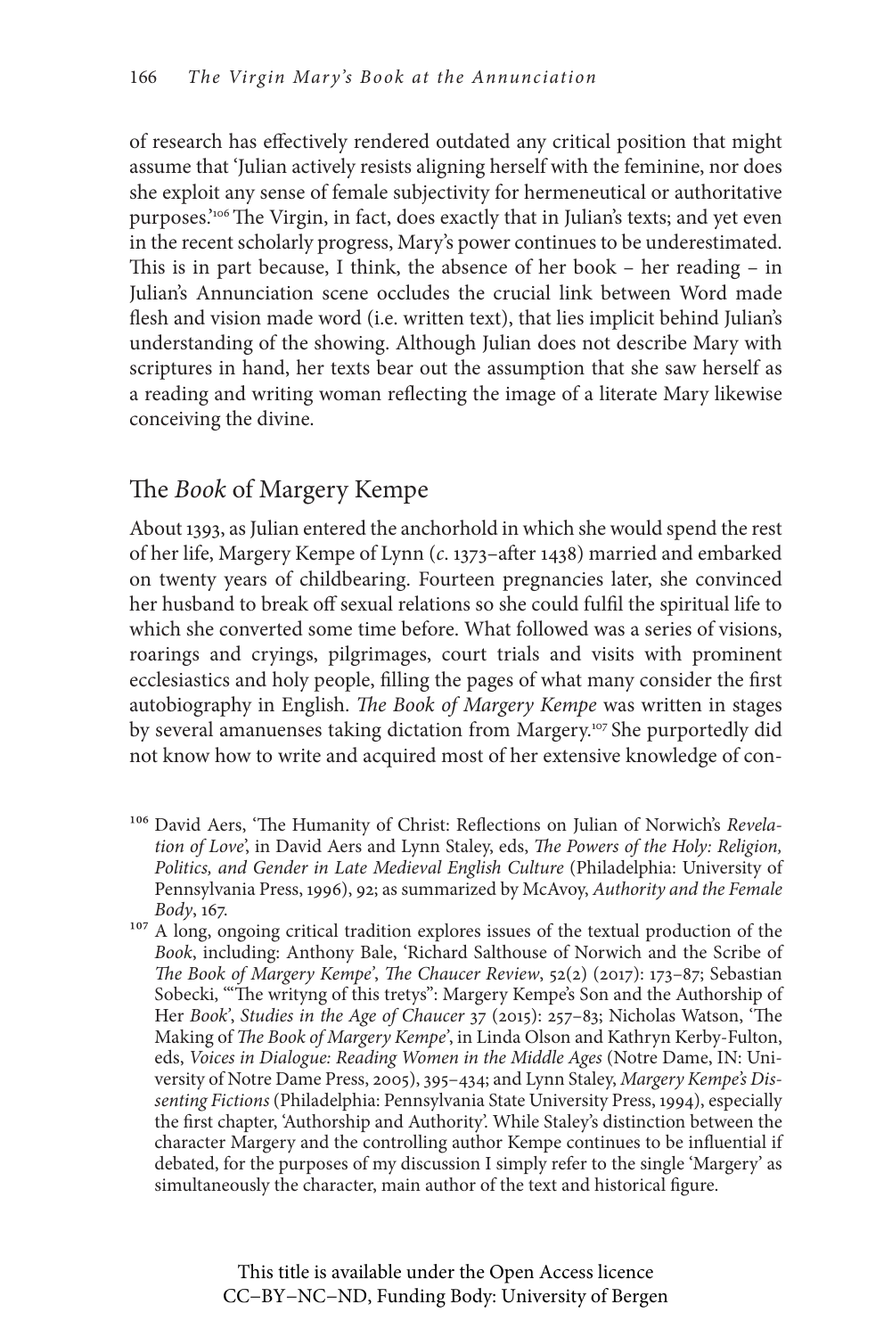of research has effectively rendered outdated any critical position that might assume that 'Julian actively resists aligning herself with the feminine, nor does she exploit any sense of female subjectivity for hermeneutical or authoritative purposes.'[106] The Virgin, in fact, does exactly that in Julian's texts; and yet even in the recent scholarly progress, Mary's power continues to be underestimated. This is in part because, I think, the absence of her book – her reading – in Julian's Annunciation scene occludes the crucial link between Word made flesh and vision made word (i.e. written text), that lies implicit behind Julian's understanding of the showing. Although Julian does not describe Mary with scriptures in hand, her texts bear out the assumption that she saw herself as a reading and writing woman reflecting the image of a literate Mary likewise conceiving the divine.

## The *Book* of Margery Kempe

About 1393, as Julian entered the anchorhold in which she would spend the rest of her life, Margery Kempe of Lynn (*c.* 1373–after 1438) married and embarked on twenty years of childbearing. Fourteen pregnancies later, she convinced her husband to break off sexual relations so she could fulfil the spiritual life to which she converted some time before. What followed was a series of visions, roarings and cryings, pilgrimages, court trials and visits with prominent ecclesiastics and holy people, filling the pages of what many consider the first autobiography in English. *The Book of Margery Kempe* was written in stages by several amanuenses taking dictation from Margery.[107] She purportedly did not know how to write and acquired most of her extensive knowledge of con-

[106] David Aers, 'The Humanity of Christ: Reflections on Julian of Norwich's *Revelation of Love*', in David Aers and Lynn Staley, eds, *The Powers of the Holy: Religion, Politics, and Gender in Late Medieval English Culture* (Philadelphia: University of Pennsylvania Press, 1996), 92; as summarized by McAvoy, *Authority and the Female Body*, 167.

[107] A long, ongoing critical tradition explores issues of the textual production of the *Book*, including: Anthony Bale, 'Richard Salthouse of Norwich and the Scribe of *The Book of Margery Kempe*', *The Chaucer Review*, 52(2) (2017): 173–87; Sebastian Sobecki, '"The writyng of this tretys": Margery Kempe's Son and the Authorship of Her *Book*', *Studies in the Age of Chaucer* 37 (2015): 257–83; Nicholas Watson, 'The Making of *The Book of Margery Kempe*', in Linda Olson and Kathryn Kerby-Fulton, eds, *Voices in Dialogue: Reading Women in the Middle Ages* (Notre Dame, IN: University of Notre Dame Press, 2005), 395–434; and Lynn Staley, *Margery Kempe's Dissenting Fictions* (Philadelphia: Pennsylvania State University Press, 1994), especially the first chapter, 'Authorship and Authority'. While Staley's distinction between the character Margery and the controlling author Kempe continues to be influential if debated, for the purposes of my discussion I simply refer to the single 'Margery' as simultaneously the character, main author of the text and historical figure.

This title is available under the Open Access licence CC–BY–NC–ND, Funding Body: University of Bergen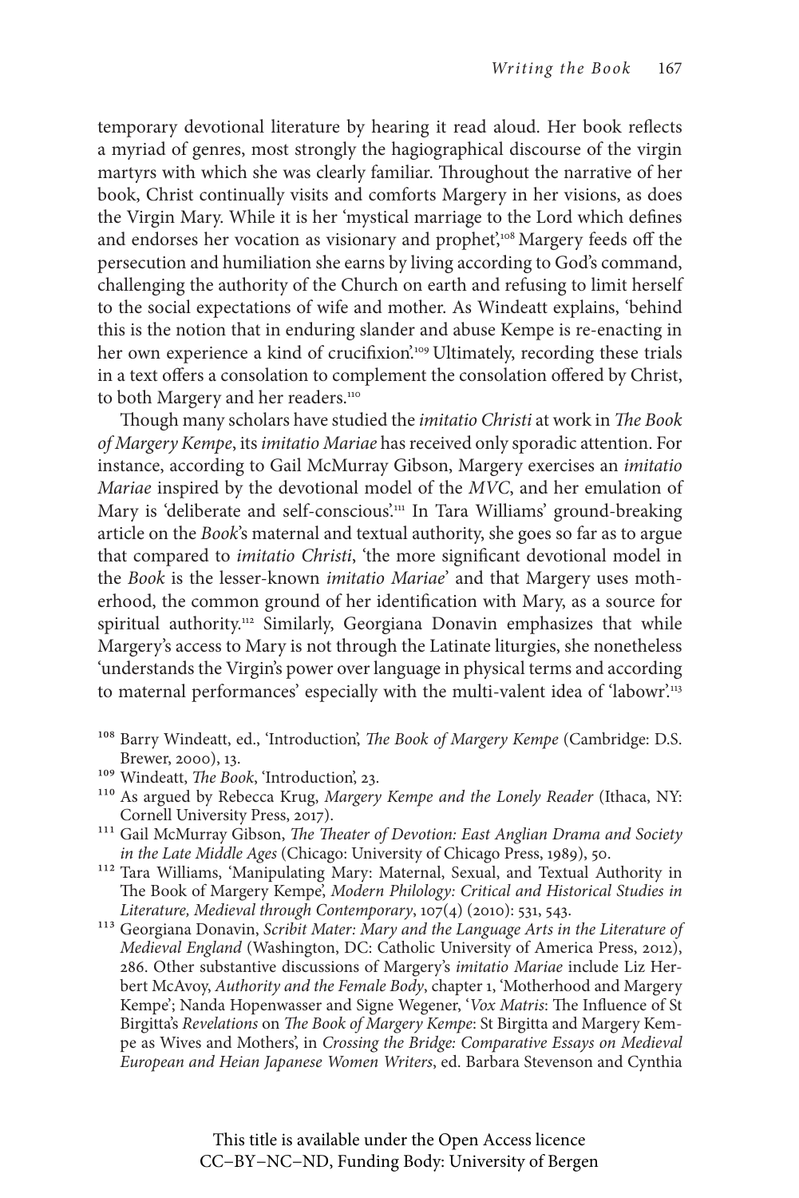temporary devotional literature by hearing it read aloud. Her book reflects a myriad of genres, most strongly the hagiographical discourse of the virgin martyrs with which she was clearly familiar. Throughout the narrative of her book, Christ continually visits and comforts Margery in her visions, as does the Virgin Mary. While it is her 'mystical marriage to the Lord which defines and endorses her vocation as visionary and prophet',[108] Margery feeds off the persecution and humiliation she earns by living according to God's command, challenging the authority of the Church on earth and refusing to limit herself to the social expectations of wife and mother. As Windeatt explains, 'behind this is the notion that in enduring slander and abuse Kempe is re-enacting in her own experience a kind of crucifixion'.[109] Ultimately, recording these trials in a text offers a consolation to complement the consolation offered by Christ, to both Margery and her readers.[110]

Though many scholars have studied the *imitatio Christi* at work in *The Book of Margery Kempe*, its *imitatio Mariae* has received only sporadic attention. For instance, according to Gail McMurray Gibson, Margery exercises an *imitatio Mariae* inspired by the devotional model of the *MVC*, and her emulation of Mary is 'deliberate and self-conscious'.[111] In Tara Williams' ground-breaking article on the *Book*'s maternal and textual authority, she goes so far as to argue that compared to *imitatio Christi*, 'the more significant devotional model in the *Book* is the lesser-known *imitatio Mariae*' and that Margery uses motherhood, the common ground of her identification with Mary, as a source for spiritual authority.[112] Similarly, Georgiana Donavin emphasizes that while Margery's access to Mary is not through the Latinate liturgies, she nonetheless 'understands the Virgin's power over language in physical terms and according to maternal performances' especially with the multi-valent idea of 'labowr'.[113]

[108] Barry Windeatt, ed., 'Introduction', *The Book of Margery Kempe* (Cambridge: D.S. Brewer, 2000), 13.

[109] Windeatt, *The Book*, 'Introduction', 23.

[110] As argued by Rebecca Krug, *Margery Kempe and the Lonely Reader* (Ithaca, NY: Cornell University Press, 2017).

[111] Gail McMurray Gibson, *The Theater of Devotion: East Anglian Drama and Society in the Late Middle Ages* (Chicago: University of Chicago Press, 1989), 50.

[112] Tara Williams, 'Manipulating Mary: Maternal, Sexual, and Textual Authority in The Book of Margery Kempe', *Modern Philology: Critical and Historical Studies in Literature, Medieval through Contemporary*, 107(4) (2010): 531, 543.

[113] Georgiana Donavin, *Scribit Mater: Mary and the Language Arts in the Literature of Medieval England* (Washington, DC: Catholic University of America Press, 2012), 286. Other substantive discussions of Margery's *imitatio Mariae* include Liz Herbert McAvoy, *Authority and the Female Body*, chapter 1, 'Motherhood and Margery Kempe'; Nanda Hopenwasser and Signe Wegener, '*Vox Matris*: The Influence of St Birgitta's *Revelations* on *The Book of Margery Kempe*: St Birgitta and Margery Kempe as Wives and Mothers', in *Crossing the Bridge: Comparative Essays on Medieval European and Heian Japanese Women Writers*, ed. Barbara Stevenson and Cynthia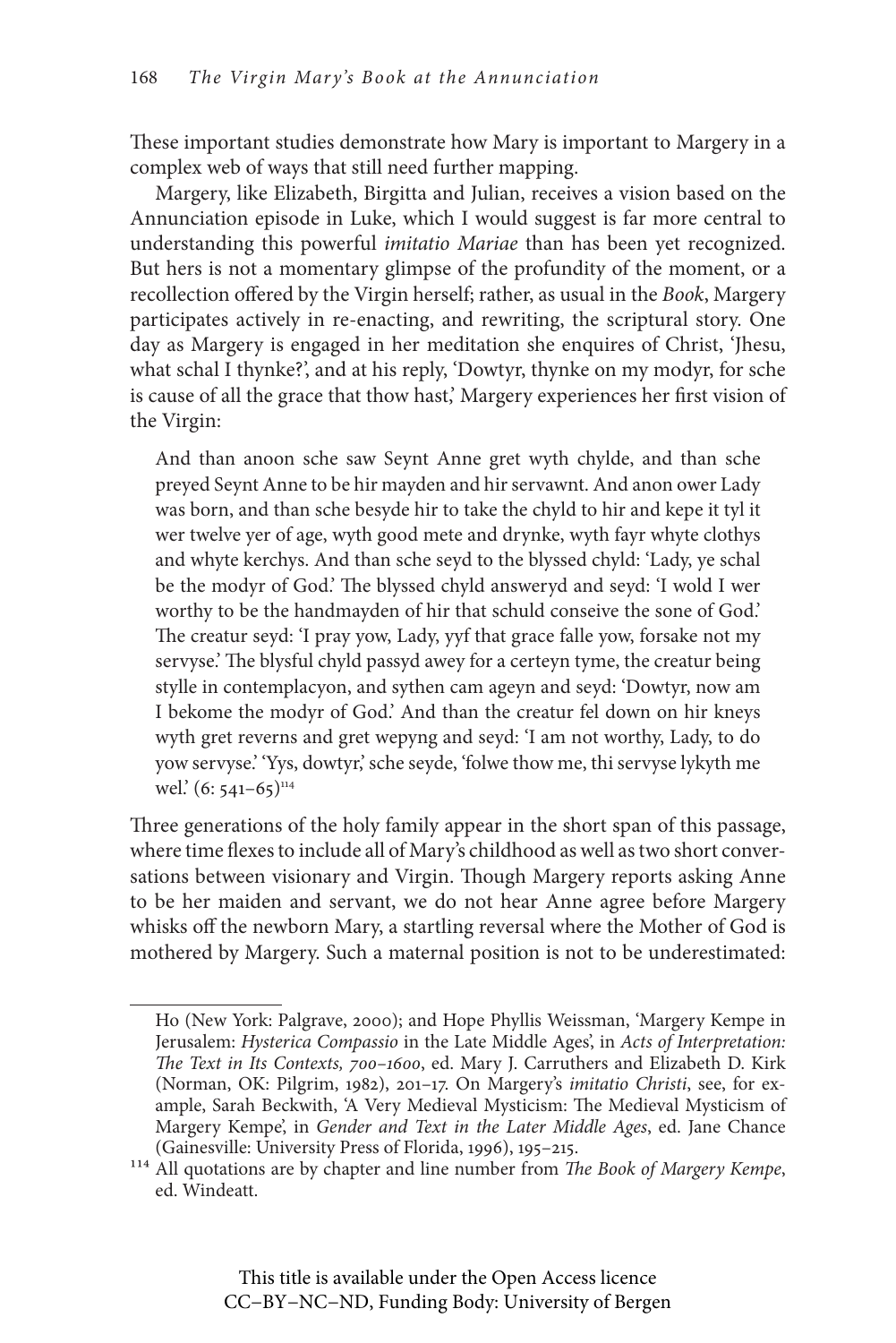These important studies demonstrate how Mary is important to Margery in a complex web of ways that still need further mapping.

Margery, like Elizabeth, Birgitta and Julian, receives a vision based on the Annunciation episode in Luke, which I would suggest is far more central to understanding this powerful *imitatio Mariae* than has been yet recognized. But hers is not a momentary glimpse of the profundity of the moment, or a recollection offered by the Virgin herself; rather, as usual in the *Book*, Margery participates actively in re-enacting, and rewriting, the scriptural story. One day as Margery is engaged in her meditation she enquires of Christ, 'Jhesu, what schal I thynke?', and at his reply, 'Dowtyr, thynke on my modyr, for sche is cause of all the grace that thow hast,' Margery experiences her first vision of the Virgin:

> And than anoon sche saw Seynt Anne gret wyth chylde, and than sche preyed Seynt Anne to be hir mayden and hir servawnt. And anon ower Lady was born, and than sche besyde hir to take the chyld to hir and kepe it tyl it wer twelve yer of age, wyth good mete and drynke, wyth fayr whyte clothys and whyte kerchys. And than sche seyd to the blyssed chyld: 'Lady, ye schal be the modyr of God.' The blyssed chyld answeryd and seyd: 'I wold I wer worthy to be the handmayden of hir that schuld conseive the sone of God.' The creatur seyd: 'I pray yow, Lady, yyf that grace falle yow, forsake not my servyse.' The blysful chyld passyd awey for a certeyn tyme, the creatur being stylle in contemplacyon, and sythen cam ageyn and seyd: 'Dowtyr, now am I bekome the modyr of God.' And than the creatur fel down on hir kneys wyth gret reverns and gret wepyng and seyd: 'I am not worthy, Lady, to do yow servyse.' 'Yys, dowtyr,' sche seyde, 'folwe thow me, thi servyse lykyth me wel.' (6: 541–65)[114]

Three generations of the holy family appear in the short span of this passage, where time flexes to include all of Mary's childhood as well as two short conversations between visionary and Virgin. Though Margery reports asking Anne to be her maiden and servant, we do not hear Anne agree before Margery whisks off the newborn Mary, a startling reversal where the Mother of God is mothered by Margery. Such a maternal position is not to be underestimated:

Ho (New York: Palgrave, 2000); and Hope Phyllis Weissman, 'Margery Kempe in Jerusalem: *Hysterica Compassio* in the Late Middle Ages', in *Acts of Interpretation: The Text in Its Contexts, 700–1600*, ed. Mary J. Carruthers and Elizabeth D. Kirk (Norman, OK: Pilgrim, 1982), 201–17. On Margery's *imitatio Christi*, see, for example, Sarah Beckwith, 'A Very Medieval Mysticism: The Medieval Mysticism of Margery Kempe', in *Gender and Text in the Later Middle Ages*, ed. Jane Chance (Gainesville: University Press of Florida, 1996), 195–215.

[114] All quotations are by chapter and line number from *The Book of Margery Kempe*, ed. Windeatt.

This title is available under the Open Access licence CC–BY–NC–ND, Funding Body: University of Bergen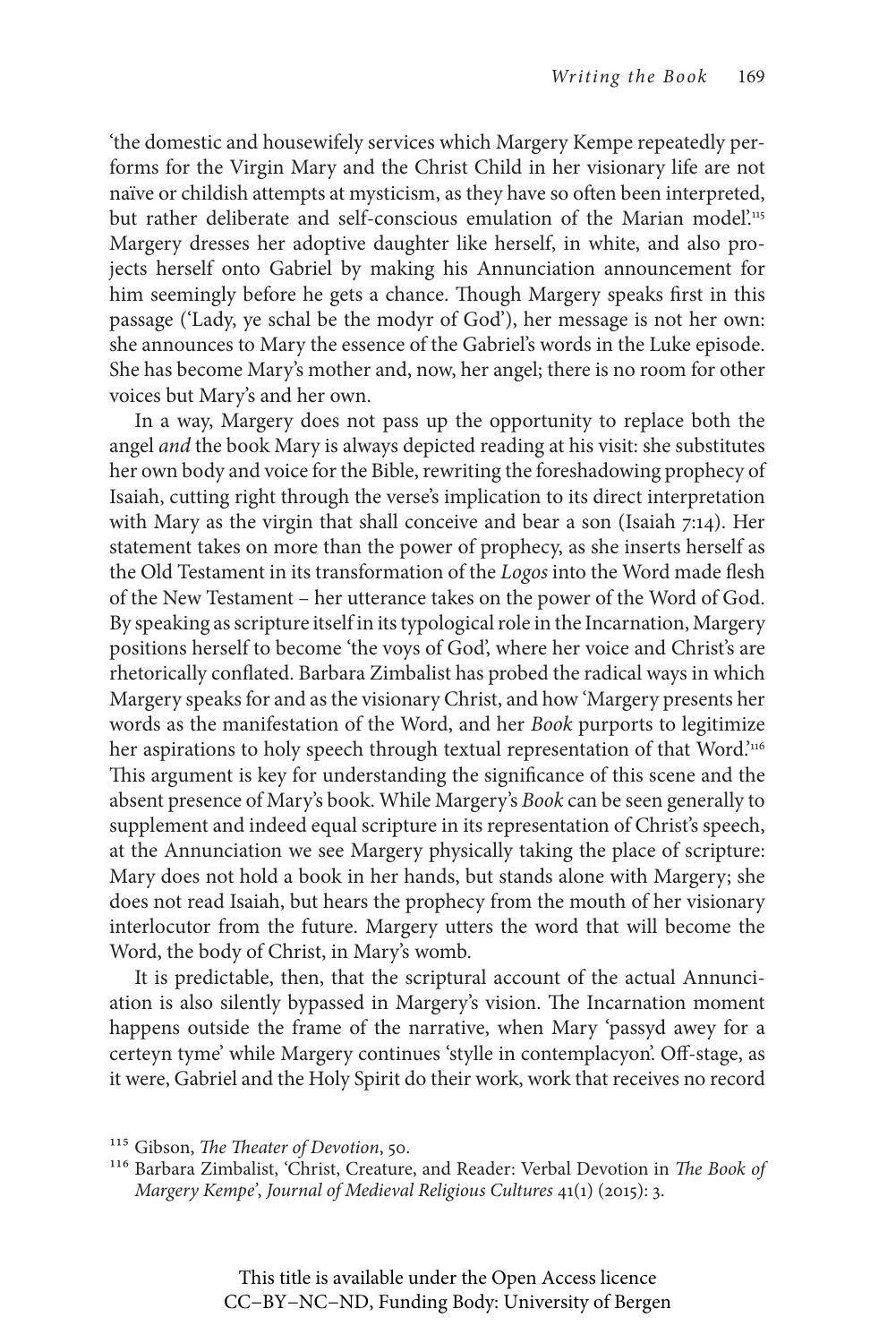'the domestic and housewifely services which Margery Kempe repeatedly performs for the Virgin Mary and the Christ Child in her visionary life are not naïve or childish attempts at mysticism, as they have so often been interpreted, but rather deliberate and self-conscious emulation of the Marian model'.[115] Margery dresses her adoptive daughter like herself, in white, and also projects herself onto Gabriel by making his Annunciation announcement for him seemingly before he gets a chance. Though Margery speaks first in this passage ('Lady, ye schal be the modyr of God'), her message is not her own: she announces to Mary the essence of the Gabriel's words in the Luke episode. She has become Mary's mother and, now, her angel; there is no room for other voices but Mary's and her own.

In a way, Margery does not pass up the opportunity to replace both the angel *and* the book Mary is always depicted reading at his visit: she substitutes her own body and voice for the Bible, rewriting the foreshadowing prophecy of Isaiah, cutting right through the verse's implication to its direct interpretation with Mary as the virgin that shall conceive and bear a son (Isaiah 7:14). Her statement takes on more than the power of prophecy, as she inserts herself as the Old Testament in its transformation of the *Logos* into the Word made flesh of the New Testament – her utterance takes on the power of the Word of God. By speaking as scripture itself in its typological role in the Incarnation, Margery positions herself to become 'the voys of God', where her voice and Christ's are rhetorically conflated. Barbara Zimbalist has probed the radical ways in which Margery speaks for and as the visionary Christ, and how 'Margery presents her words as the manifestation of the Word, and her *Book* purports to legitimize her aspirations to holy speech through textual representation of that Word.'[116] This argument is key for understanding the significance of this scene and the absent presence of Mary's book. While Margery's *Book* can be seen generally to supplement and indeed equal scripture in its representation of Christ's speech, at the Annunciation we see Margery physically taking the place of scripture: Mary does not hold a book in her hands, but stands alone with Margery; she does not read Isaiah, but hears the prophecy from the mouth of her visionary interlocutor from the future. Margery utters the word that will become the Word, the body of Christ, in Mary's womb.

It is predictable, then, that the scriptural account of the actual Annunciation is also silently bypassed in Margery's vision. The Incarnation moment happens outside the frame of the narrative, when Mary 'passyd awey for a certeyn tyme' while Margery continues 'stylle in contemplacyon'. Off-stage, as it were, Gabriel and the Holy Spirit do their work, work that receives no record

[115] Gibson, *The Theater of Devotion*, 50.

[116] Barbara Zimbalist, 'Christ, Creature, and Reader: Verbal Devotion in *The Book of Margery Kempe*', *Journal of Medieval Religious Cultures* 41(1) (2015): 3.

This title is available under the Open Access licence CC–BY–NC–ND, Funding Body: University of Bergen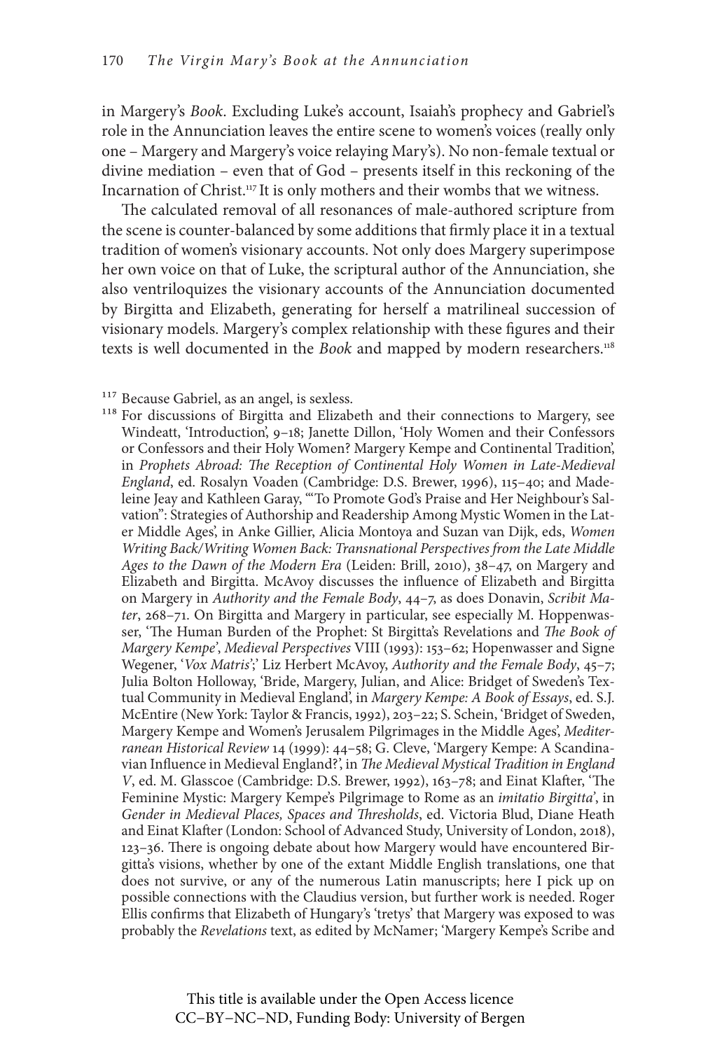in Margery's *Book*. Excluding Luke's account, Isaiah's prophecy and Gabriel's role in the Annunciation leaves the entire scene to women's voices (really only one – Margery and Margery's voice relaying Mary's). No non-female textual or divine mediation – even that of God – presents itself in this reckoning of the Incarnation of Christ.[117] It is only mothers and their wombs that we witness.

The calculated removal of all resonances of male-authored scripture from the scene is counter-balanced by some additions that firmly place it in a textual tradition of women's visionary accounts. Not only does Margery superimpose her own voice on that of Luke, the scriptural author of the Annunciation, she also ventriloquizes the visionary accounts of the Annunciation documented by Birgitta and Elizabeth, generating for herself a matrilineal succession of visionary models. Margery's complex relationship with these figures and their texts is well documented in the *Book* and mapped by modern researchers.[118]

[117] Because Gabriel, as an angel, is sexless.

[118] For discussions of Birgitta and Elizabeth and their connections to Margery, see Windeatt, 'Introduction', 9–18; Janette Dillon, 'Holy Women and their Confessors or Confessors and their Holy Women? Margery Kempe and Continental Tradition', in *Prophets Abroad: The Reception of Continental Holy Women in Late-Medieval England*, ed. Rosalyn Voaden (Cambridge: D.S. Brewer, 1996), 115–40; and Madeleine Jeay and Kathleen Garay, '"To Promote God's Praise and Her Neighbour's Salvation": Strategies of Authorship and Readership Among Mystic Women in the Later Middle Ages', in Anke Gillier, Alicia Montoya and Suzan van Dijk, eds, *Women Writing Back/Writing Women Back: Transnational Perspectives from the Late Middle Ages to the Dawn of the Modern Era* (Leiden: Brill, 2010), 38–47, on Margery and Elizabeth and Birgitta. McAvoy discusses the influence of Elizabeth and Birgitta on Margery in *Authority and the Female Body*, 44–7, as does Donavin, *Scribit Mater*, 268–71. On Birgitta and Margery in particular, see especially M. Hoppenwasser, 'The Human Burden of the Prophet: St Birgitta's Revelations and *The Book of Margery Kempe*', *Medieval Perspectives* VIII (1993): 153–62; Hopenwasser and Signe Wegener, '*Vox Matris*';' Liz Herbert McAvoy, *Authority and the Female Body*, 45–7; Julia Bolton Holloway, 'Bride, Margery, Julian, and Alice: Bridget of Sweden's Textual Community in Medieval England', in *Margery Kempe: A Book of Essays*, ed. S.J. McEntire (New York: Taylor & Francis, 1992), 203–22; S. Schein, 'Bridget of Sweden, Margery Kempe and Women's Jerusalem Pilgrimages in the Middle Ages', *Mediterranean Historical Review* 14 (1999): 44–58; G. Cleve, 'Margery Kempe: A Scandinavian Influence in Medieval England?', in *The Medieval Mystical Tradition in England V*, ed. M. Glasscoe (Cambridge: D.S. Brewer, 1992), 163–78; and Einat Klafter, 'The Feminine Mystic: Margery Kempe's Pilgrimage to Rome as an *imitatio Birgitta*', in *Gender in Medieval Places, Spaces and Thresholds*, ed. Victoria Blud, Diane Heath and Einat Klafter (London: School of Advanced Study, University of London, 2018), 123–36. There is ongoing debate about how Margery would have encountered Birgitta's visions, whether by one of the extant Middle English translations, one that does not survive, or any of the numerous Latin manuscripts; here I pick up on possible connections with the Claudius version, but further work is needed. Roger Ellis confirms that Elizabeth of Hungary's 'tretys' that Margery was exposed to was probably the *Revelations* text, as edited by McNamer; 'Margery Kempe's Scribe and

This title is available under the Open Access licence CC–BY–NC–ND, Funding Body: University of Bergen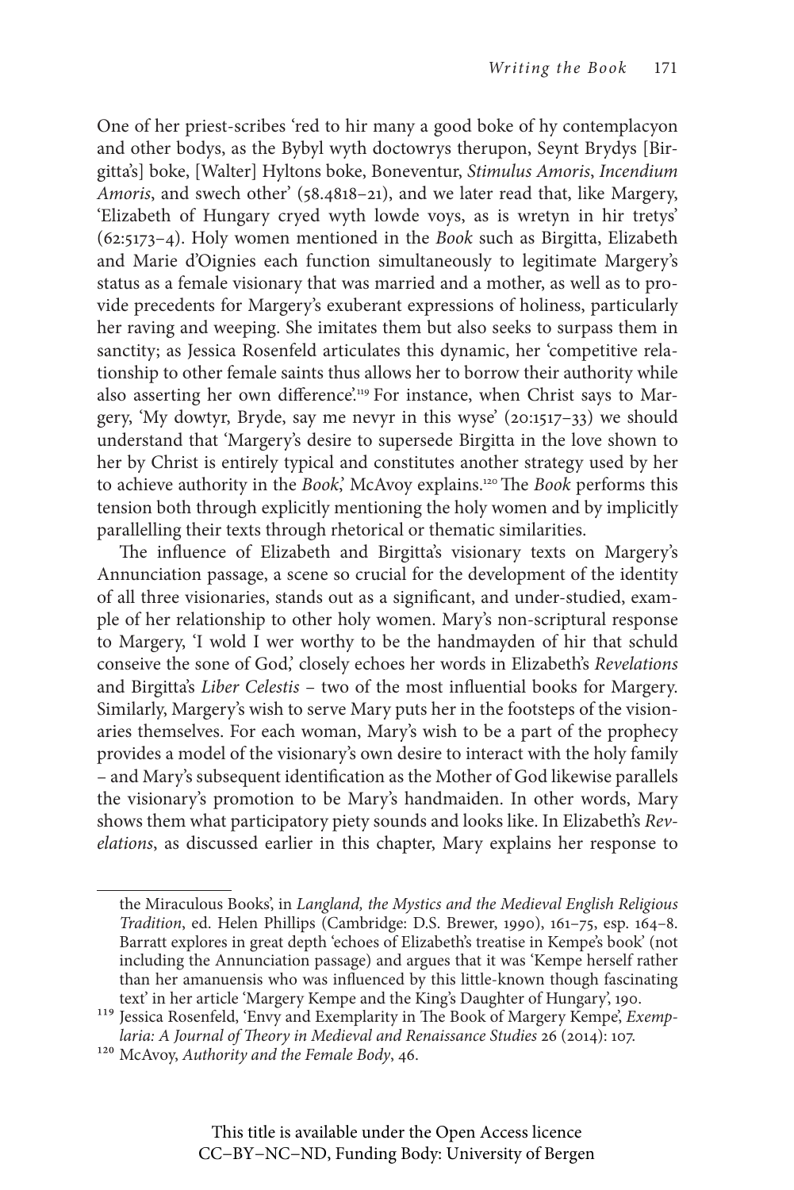One of her priest-scribes 'red to hir many a good boke of hy contemplacyon and other bodys, as the Bybyl wyth doctowrys therupon, Seynt Brydys [Birgitta's] boke, [Walter] Hyltons boke, Boneventur, *Stimulus Amoris*, *Incendium Amoris*, and swech other' (58.4818–21), and we later read that, like Margery, 'Elizabeth of Hungary cryed wyth lowde voys, as is wretyn in hir tretys' (62:5173–4). Holy women mentioned in the *Book* such as Birgitta, Elizabeth and Marie d'Oignies each function simultaneously to legitimate Margery's status as a female visionary that was married and a mother, as well as to provide precedents for Margery's exuberant expressions of holiness, particularly her raving and weeping. She imitates them but also seeks to surpass them in sanctity; as Jessica Rosenfeld articulates this dynamic, her 'competitive relationship to other female saints thus allows her to borrow their authority while also asserting her own difference'.[119] For instance, when Christ says to Margery, 'My dowtyr, Bryde, say me nevyr in this wyse' (20:1517–33) we should understand that 'Margery's desire to supersede Birgitta in the love shown to her by Christ is entirely typical and constitutes another strategy used by her to achieve authority in the *Book*,' McAvoy explains.[120] The *Book* performs this tension both through explicitly mentioning the holy women and by implicitly parallelling their texts through rhetorical or thematic similarities.

The influence of Elizabeth and Birgitta's visionary texts on Margery's Annunciation passage, a scene so crucial for the development of the identity of all three visionaries, stands out as a significant, and under-studied, example of her relationship to other holy women. Mary's non-scriptural response to Margery, 'I wold I wer worthy to be the handmayden of hir that schuld conseive the sone of God,' closely echoes her words in Elizabeth's *Revelations* and Birgitta's *Liber Celestis* – two of the most influential books for Margery. Similarly, Margery's wish to serve Mary puts her in the footsteps of the visionaries themselves. For each woman, Mary's wish to be a part of the prophecy provides a model of the visionary's own desire to interact with the holy family – and Mary's subsequent identification as the Mother of God likewise parallels the visionary's promotion to be Mary's handmaiden. In other words, Mary shows them what participatory piety sounds and looks like. In Elizabeth's *Revelations*, as discussed earlier in this chapter, Mary explains her response to

---

the Miraculous Books', in *Langland, the Mystics and the Medieval English Religious Tradition*, ed. Helen Phillips (Cambridge: D.S. Brewer, 1990), 161–75, esp. 164–8. Barratt explores in great depth 'echoes of Elizabeth's treatise in Kempe's book' (not including the Annunciation passage) and argues that it was 'Kempe herself rather than her amanuensis who was influenced by this little-known though fascinating text' in her article 'Margery Kempe and the King's Daughter of Hungary', 190.

[119] Jessica Rosenfeld, 'Envy and Exemplarity in The Book of Margery Kempe', *Exemplaria: A Journal of Theory in Medieval and Renaissance Studies* 26 (2014): 107.

[120] McAvoy, *Authority and the Female Body*, 46.

This title is available under the Open Access licence CC–BY–NC–ND, Funding Body: University of Bergen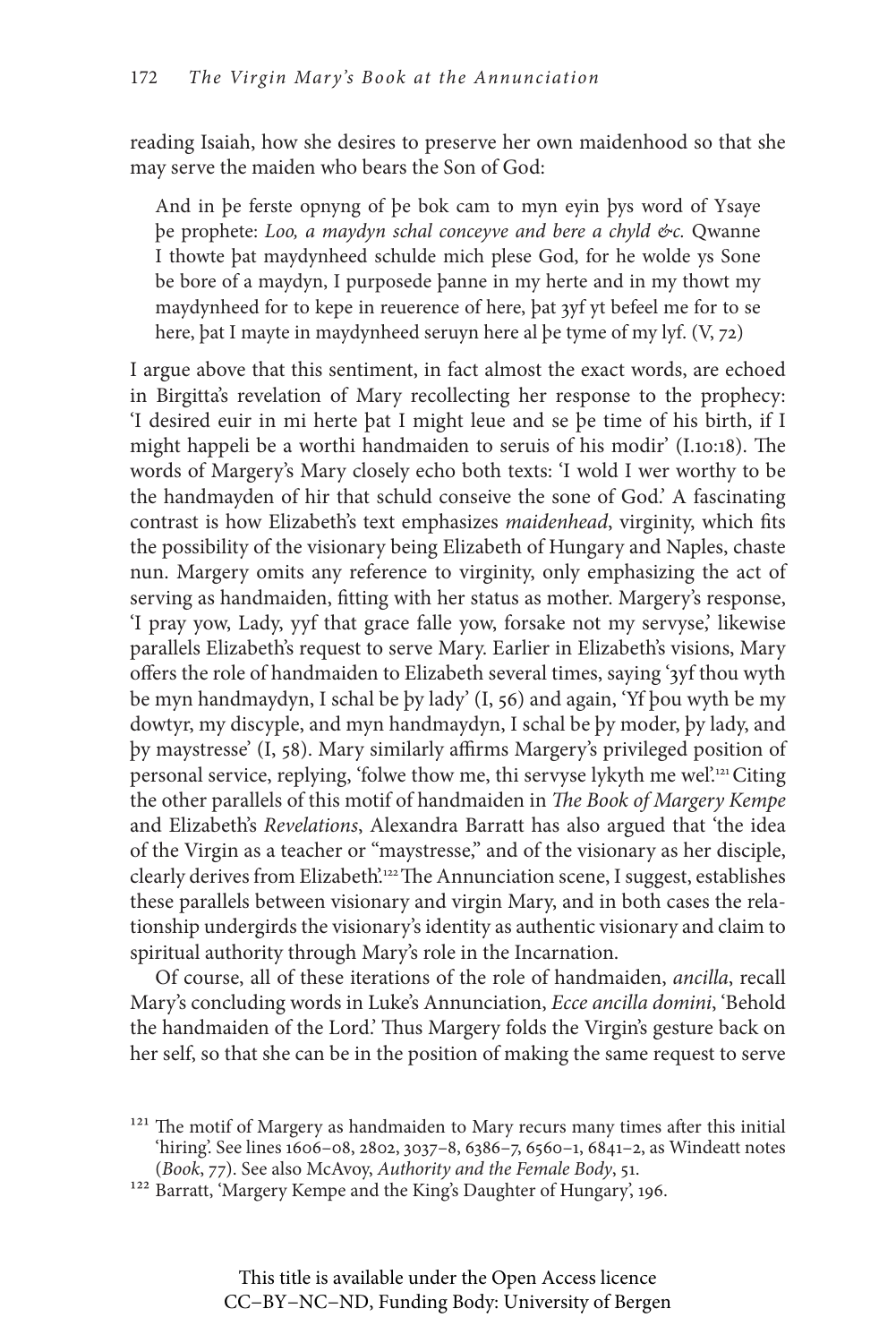reading Isaiah, how she desires to preserve her own maidenhood so that she may serve the maiden who bears the Son of God:

> And in þe ferste opnyng of þe bok cam to myn eyin þys word of Ysaye þe prophete: *Loo, a maydyn schal conceyve and bere a chyld &c.* Qwanne I thowte þat maydynheed schulde mich plese God, for he wolde ys Sone be bore of a maydyn, I purposede þanne in my herte and in my thowt my maydynheed for to kepe in reuerence of here, þat ȝyf yt befeel me for to se here, þat I mayte in maydynheed seruyn here al þe tyme of my lyf. (V, 72)

I argue above that this sentiment, in fact almost the exact words, are echoed in Birgitta's revelation of Mary recollecting her response to the prophecy: 'I desired euir in mi herte þat I might leue and se þe time of his birth, if I might happeli be a worthi handmaiden to seruis of his modir' (I.10:18). The words of Margery's Mary closely echo both texts: 'I wold I wer worthy to be the handmayden of hir that schuld conseive the sone of God.' A fascinating contrast is how Elizabeth's text emphasizes *maidenhead*, virginity, which fits the possibility of the visionary being Elizabeth of Hungary and Naples, chaste nun. Margery omits any reference to virginity, only emphasizing the act of serving as handmaiden, fitting with her status as mother. Margery's response, 'I pray yow, Lady, yyf that grace falle yow, forsake not my servyse,' likewise parallels Elizabeth's request to serve Mary. Earlier in Elizabeth's visions, Mary offers the role of handmaiden to Elizabeth several times, saying 'ȝyf thou wyth be myn handmaydyn, I schal be þy lady' (I, 56) and again, 'Yf þou wyth be my dowtyr, my discyple, and myn handmaydyn, I schal be þy moder, þy lady, and þy maystresse' (I, 58). Mary similarly affirms Margery's privileged position of personal service, replying, 'folwe thow me, thi servyse lykyth me wel'.[121] Citing the other parallels of this motif of handmaiden in *The Book of Margery Kempe* and Elizabeth's *Revelations*, Alexandra Barratt has also argued that 'the idea of the Virgin as a teacher or "maystresse," and of the visionary as her disciple, clearly derives from Elizabeth'.[122] The Annunciation scene, I suggest, establishes these parallels between visionary and virgin Mary, and in both cases the relationship undergirds the visionary's identity as authentic visionary and claim to spiritual authority through Mary's role in the Incarnation.

Of course, all of these iterations of the role of handmaiden, *ancilla*, recall Mary's concluding words in Luke's Annunciation, *Ecce ancilla domini*, 'Behold the handmaiden of the Lord.' Thus Margery folds the Virgin's gesture back on her self, so that she can be in the position of making the same request to serve

[121] The motif of Margery as handmaiden to Mary recurs many times after this initial 'hiring'. See lines 1606–08, 2802, 3037–8, 6386–7, 6560–1, 6841–2, as Windeatt notes (*Book*, 77). See also McAvoy, *Authority and the Female Body*, 51.

[122] Barratt, 'Margery Kempe and the King's Daughter of Hungary', 196.

This title is available under the Open Access licence CC–BY–NC–ND, Funding Body: University of Bergen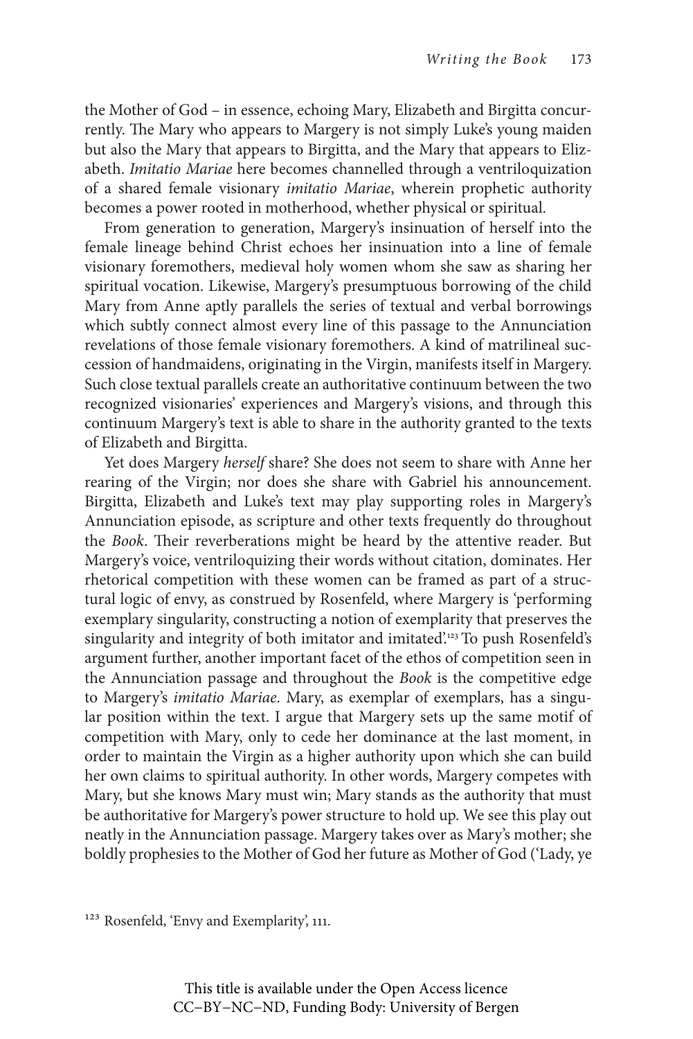the Mother of God – in essence, echoing Mary, Elizabeth and Birgitta concurrently. The Mary who appears to Margery is not simply Luke's young maiden but also the Mary that appears to Birgitta, and the Mary that appears to Elizabeth. *Imitatio Mariae* here becomes channelled through a ventriloquization of a shared female visionary *imitatio Mariae*, wherein prophetic authority becomes a power rooted in motherhood, whether physical or spiritual.

From generation to generation, Margery's insinuation of herself into the female lineage behind Christ echoes her insinuation into a line of female visionary foremothers, medieval holy women whom she saw as sharing her spiritual vocation. Likewise, Margery's presumptuous borrowing of the child Mary from Anne aptly parallels the series of textual and verbal borrowings which subtly connect almost every line of this passage to the Annunciation revelations of those female visionary foremothers. A kind of matrilineal succession of handmaidens, originating in the Virgin, manifests itself in Margery. Such close textual parallels create an authoritative continuum between the two recognized visionaries' experiences and Margery's visions, and through this continuum Margery's text is able to share in the authority granted to the texts of Elizabeth and Birgitta.

Yet does Margery *herself* share? She does not seem to share with Anne her rearing of the Virgin; nor does she share with Gabriel his announcement. Birgitta, Elizabeth and Luke's text may play supporting roles in Margery's Annunciation episode, as scripture and other texts frequently do throughout the *Book*. Their reverberations might be heard by the attentive reader. But Margery's voice, ventriloquizing their words without citation, dominates. Her rhetorical competition with these women can be framed as part of a structural logic of envy, as construed by Rosenfeld, where Margery is 'performing exemplary singularity, constructing a notion of exemplarity that preserves the singularity and integrity of both imitator and imitated'.[123] To push Rosenfeld's argument further, another important facet of the ethos of competition seen in the Annunciation passage and throughout the *Book* is the competitive edge to Margery's *imitatio Mariae*. Mary, as exemplar of exemplars, has a singular position within the text. I argue that Margery sets up the same motif of competition with Mary, only to cede her dominance at the last moment, in order to maintain the Virgin as a higher authority upon which she can build her own claims to spiritual authority. In other words, Margery competes with Mary, but she knows Mary must win; Mary stands as the authority that must be authoritative for Margery's power structure to hold up. We see this play out neatly in the Annunciation passage. Margery takes over as Mary's mother; she boldly prophesies to the Mother of God her future as Mother of God ('Lady, ye

[123] Rosenfeld, 'Envy and Exemplarity', 111.

This title is available under the Open Access licence CC–BY–NC–ND, Funding Body: University of Bergen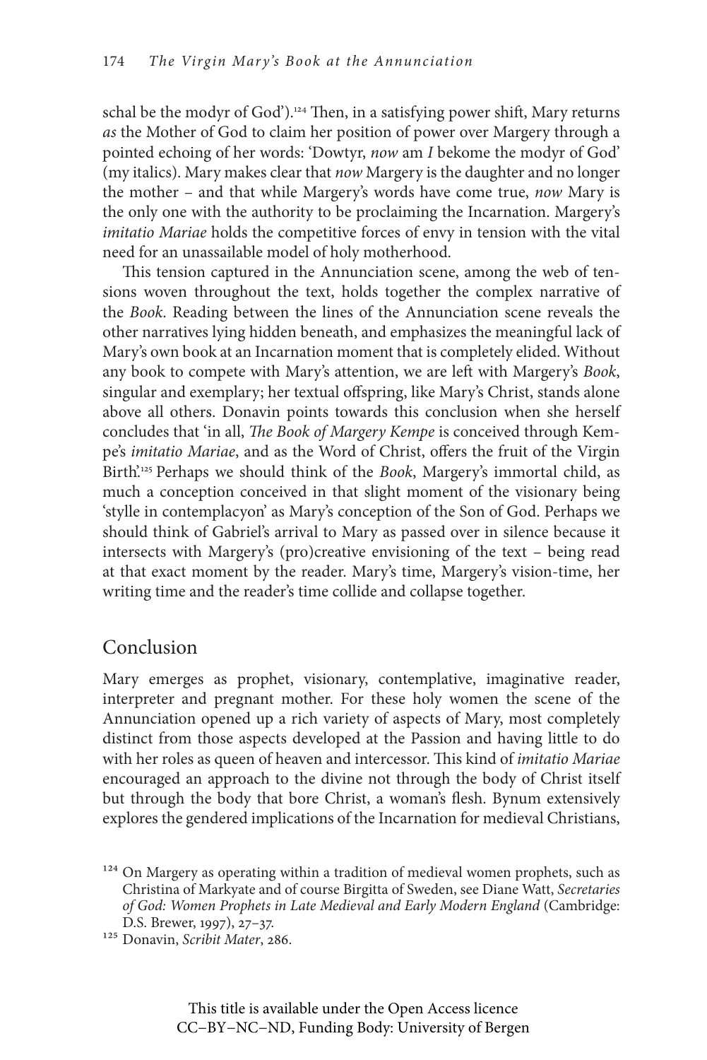schal be the modyr of God').[124] Then, in a satisfying power shift, Mary returns *as* the Mother of God to claim her position of power over Margery through a pointed echoing of her words: 'Dowtyr, *now* am *I* bekome the modyr of God' (my italics). Mary makes clear that *now* Margery is the daughter and no longer the mother – and that while Margery's words have come true, *now* Mary is the only one with the authority to be proclaiming the Incarnation. Margery's *imitatio Mariae* holds the competitive forces of envy in tension with the vital need for an unassailable model of holy motherhood.

This tension captured in the Annunciation scene, among the web of tensions woven throughout the text, holds together the complex narrative of the *Book*. Reading between the lines of the Annunciation scene reveals the other narratives lying hidden beneath, and emphasizes the meaningful lack of Mary's own book at an Incarnation moment that is completely elided. Without any book to compete with Mary's attention, we are left with Margery's *Book*, singular and exemplary; her textual offspring, like Mary's Christ, stands alone above all others. Donavin points towards this conclusion when she herself concludes that 'in all, *The Book of Margery Kempe* is conceived through Kempe's *imitatio Mariae*, and as the Word of Christ, offers the fruit of the Virgin Birth'.[125] Perhaps we should think of the *Book*, Margery's immortal child, as much a conception conceived in that slight moment of the visionary being 'stylle in contemplacyon' as Mary's conception of the Son of God. Perhaps we should think of Gabriel's arrival to Mary as passed over in silence because it intersects with Margery's (pro)creative envisioning of the text – being read at that exact moment by the reader. Mary's time, Margery's vision-time, her writing time and the reader's time collide and collapse together.

## Conclusion

Mary emerges as prophet, visionary, contemplative, imaginative reader, interpreter and pregnant mother. For these holy women the scene of the Annunciation opened up a rich variety of aspects of Mary, most completely distinct from those aspects developed at the Passion and having little to do with her roles as queen of heaven and intercessor. This kind of *imitatio Mariae* encouraged an approach to the divine not through the body of Christ itself but through the body that bore Christ, a woman's flesh. Bynum extensively explores the gendered implications of the Incarnation for medieval Christians,

[124] On Margery as operating within a tradition of medieval women prophets, such as Christina of Markyate and of course Birgitta of Sweden, see Diane Watt, *Secretaries of God: Women Prophets in Late Medieval and Early Modern England* (Cambridge: D.S. Brewer, 1997), 27–37.

[125] Donavin, *Scribit Mater*, 286.

This title is available under the Open Access licence CC–BY–NC–ND, Funding Body: University of Bergen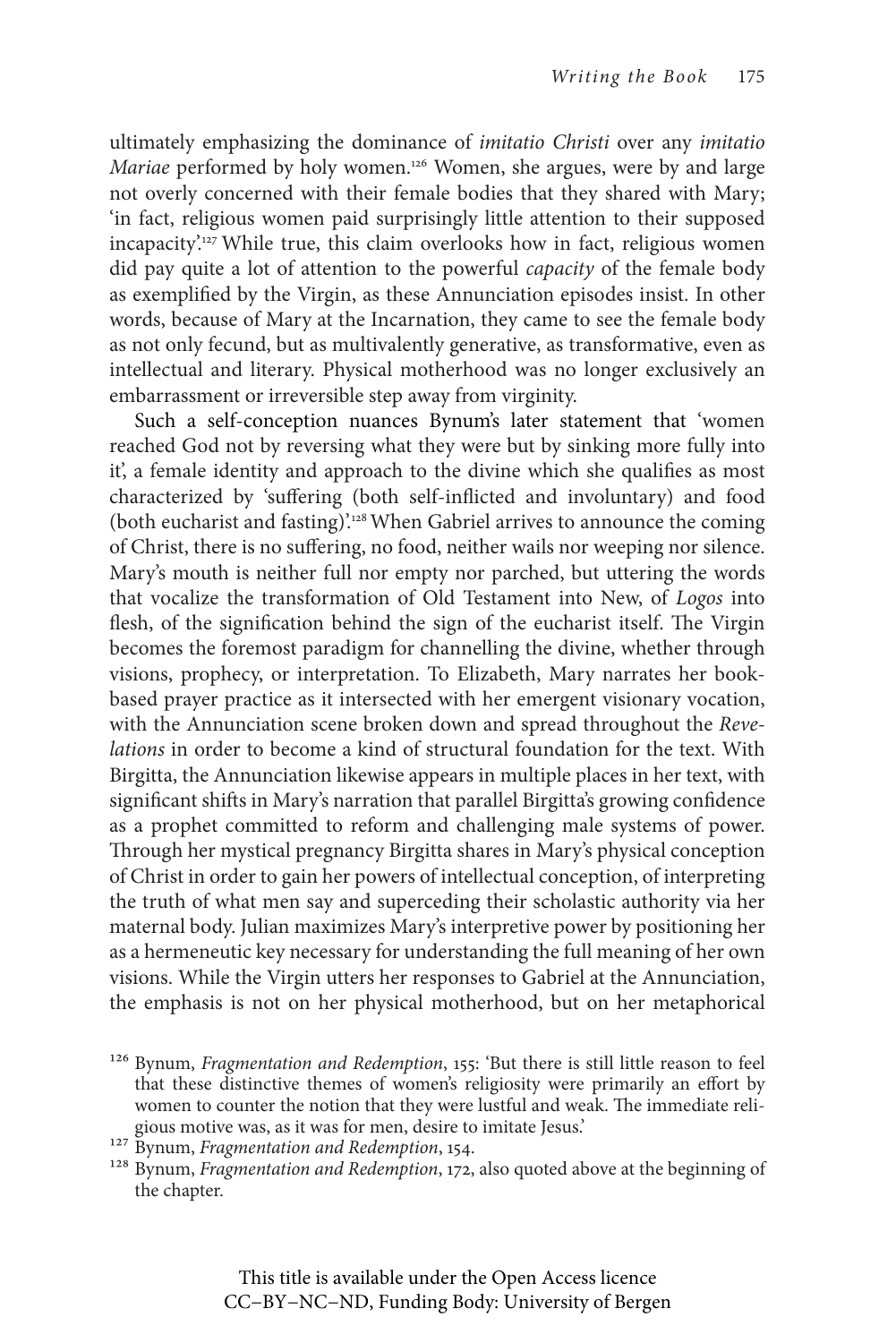ultimately emphasizing the dominance of *imitatio Christi* over any *imitatio Mariae* performed by holy women.[126] Women, she argues, were by and large not overly concerned with their female bodies that they shared with Mary; 'in fact, religious women paid surprisingly little attention to their supposed incapacity'.[127] While true, this claim overlooks how in fact, religious women did pay quite a lot of attention to the powerful *capacity* of the female body as exemplified by the Virgin, as these Annunciation episodes insist. In other words, because of Mary at the Incarnation, they came to see the female body as not only fecund, but as multivalently generative, as transformative, even as intellectual and literary. Physical motherhood was no longer exclusively an embarrassment or irreversible step away from virginity.

Such a self-conception nuances Bynum's later statement that 'women reached God not by reversing what they were but by sinking more fully into it', a female identity and approach to the divine which she qualifies as most characterized by 'suffering (both self-inflicted and involuntary) and food (both eucharist and fasting)'.[128] When Gabriel arrives to announce the coming of Christ, there is no suffering, no food, neither wails nor weeping nor silence. Mary's mouth is neither full nor empty nor parched, but uttering the words that vocalize the transformation of Old Testament into New, of *Logos* into flesh, of the signification behind the sign of the eucharist itself. The Virgin becomes the foremost paradigm for channelling the divine, whether through visions, prophecy, or interpretation. To Elizabeth, Mary narrates her book-based prayer practice as it intersected with her emergent visionary vocation, with the Annunciation scene broken down and spread throughout the *Revelations* in order to become a kind of structural foundation for the text. With Birgitta, the Annunciation likewise appears in multiple places in her text, with significant shifts in Mary's narration that parallel Birgitta's growing confidence as a prophet committed to reform and challenging male systems of power. Through her mystical pregnancy Birgitta shares in Mary's physical conception of Christ in order to gain her powers of intellectual conception, of interpreting the truth of what men say and superceding their scholastic authority via her maternal body. Julian maximizes Mary's interpretive power by positioning her as a hermeneutic key necessary for understanding the full meaning of her own visions. While the Virgin utters her responses to Gabriel at the Annunciation, the emphasis is not on her physical motherhood, but on her metaphorical

[126] Bynum, *Fragmentation and Redemption*, 155: 'But there is still little reason to feel that these distinctive themes of women's religiosity were primarily an effort by women to counter the notion that they were lustful and weak. The immediate religious motive was, as it was for men, desire to imitate Jesus.'

[127] Bynum, *Fragmentation and Redemption*, 154.

[128] Bynum, *Fragmentation and Redemption*, 172, also quoted above at the beginning of the chapter.

This title is available under the Open Access licence CC–BY–NC–ND, Funding Body: University of Bergen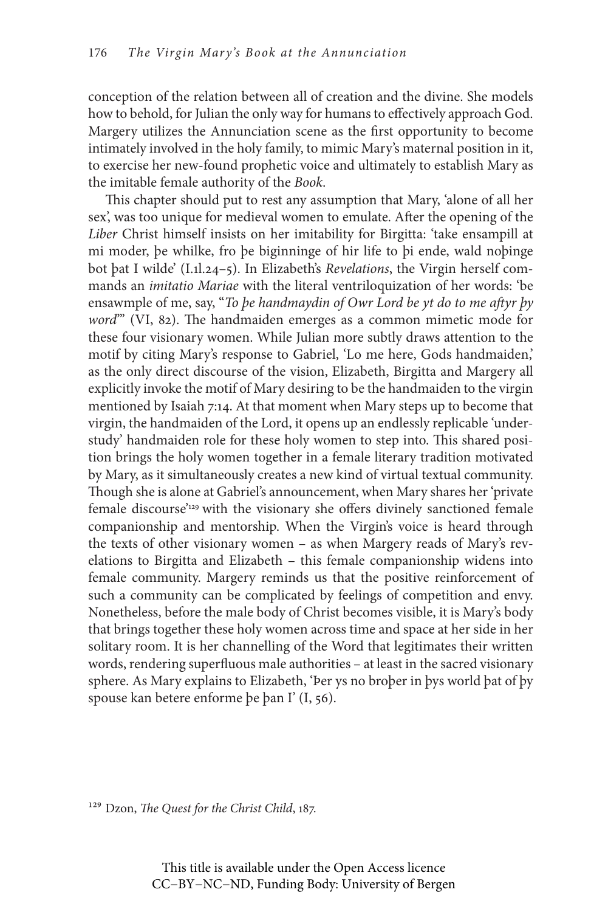conception of the relation between all of creation and the divine. She models how to behold, for Julian the only way for humans to effectively approach God. Margery utilizes the Annunciation scene as the first opportunity to become intimately involved in the holy family, to mimic Mary's maternal position in it, to exercise her new-found prophetic voice and ultimately to establish Mary as the imitable female authority of the *Book*.

This chapter should put to rest any assumption that Mary, 'alone of all her sex', was too unique for medieval women to emulate. After the opening of the *Liber* Christ himself insists on her imitability for Birgitta: 'take ensampill at mi moder, þe whilke, fro þe biginninge of hir life to þi ende, wald noþinge bot þat I wilde' (I.1l.24–5). In Elizabeth's *Revelations*, the Virgin herself commands an *imitatio Mariae* with the literal ventriloquization of her words: 'be ensawmple of me, say, "*To þe handmaydin of Owr Lord be yt do to me aftyr þy word*"' (VI, 82). The handmaiden emerges as a common mimetic mode for these four visionary women. While Julian more subtly draws attention to the motif by citing Mary's response to Gabriel, 'Lo me here, Gods handmaiden,' as the only direct discourse of the vision, Elizabeth, Birgitta and Margery all explicitly invoke the motif of Mary desiring to be the handmaiden to the virgin mentioned by Isaiah 7:14. At that moment when Mary steps up to become that virgin, the handmaiden of the Lord, it opens up an endlessly replicable 'understudy' handmaiden role for these holy women to step into. This shared position brings the holy women together in a female literary tradition motivated by Mary, as it simultaneously creates a new kind of virtual textual community. Though she is alone at Gabriel's announcement, when Mary shares her 'private female discourse'[129] with the visionary she offers divinely sanctioned female companionship and mentorship. When the Virgin's voice is heard through the texts of other visionary women – as when Margery reads of Mary's revelations to Birgitta and Elizabeth – this female companionship widens into female community. Margery reminds us that the positive reinforcement of such a community can be complicated by feelings of competition and envy. Nonetheless, before the male body of Christ becomes visible, it is Mary's body that brings together these holy women across time and space at her side in her solitary room. It is her channelling of the Word that legitimates their written words, rendering superfluous male authorities – at least in the sacred visionary sphere. As Mary explains to Elizabeth, 'Þer ys no broþer in þys world þat of þy spouse kan betere enforme þe þan I' (I, 56).

[129] Dzon, *The Quest for the Christ Child*, 187.

This title is available under the Open Access licence CC–BY–NC–ND, Funding Body: University of Bergen